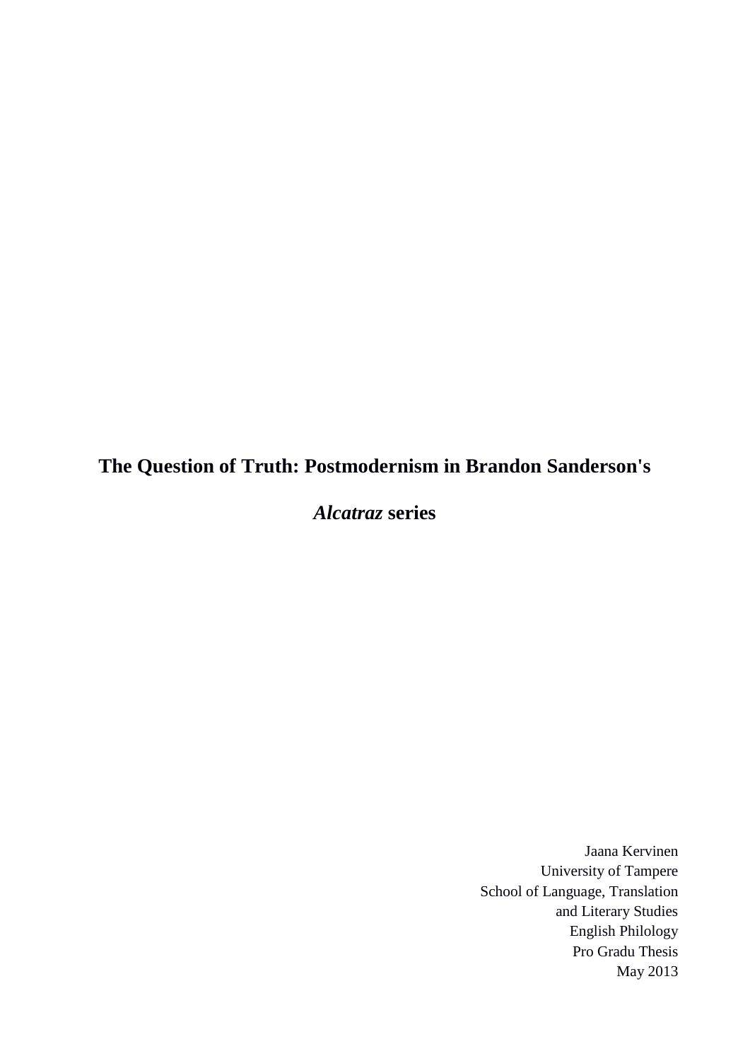# The Question of Truth: Postmodernism in Brandon Sanderson's *Alcatraz* series

Jaana Kervinen
University of Tampere
School of Language, Translation
and Literary Studies
English Philology
Pro Gradu Thesis
May 2013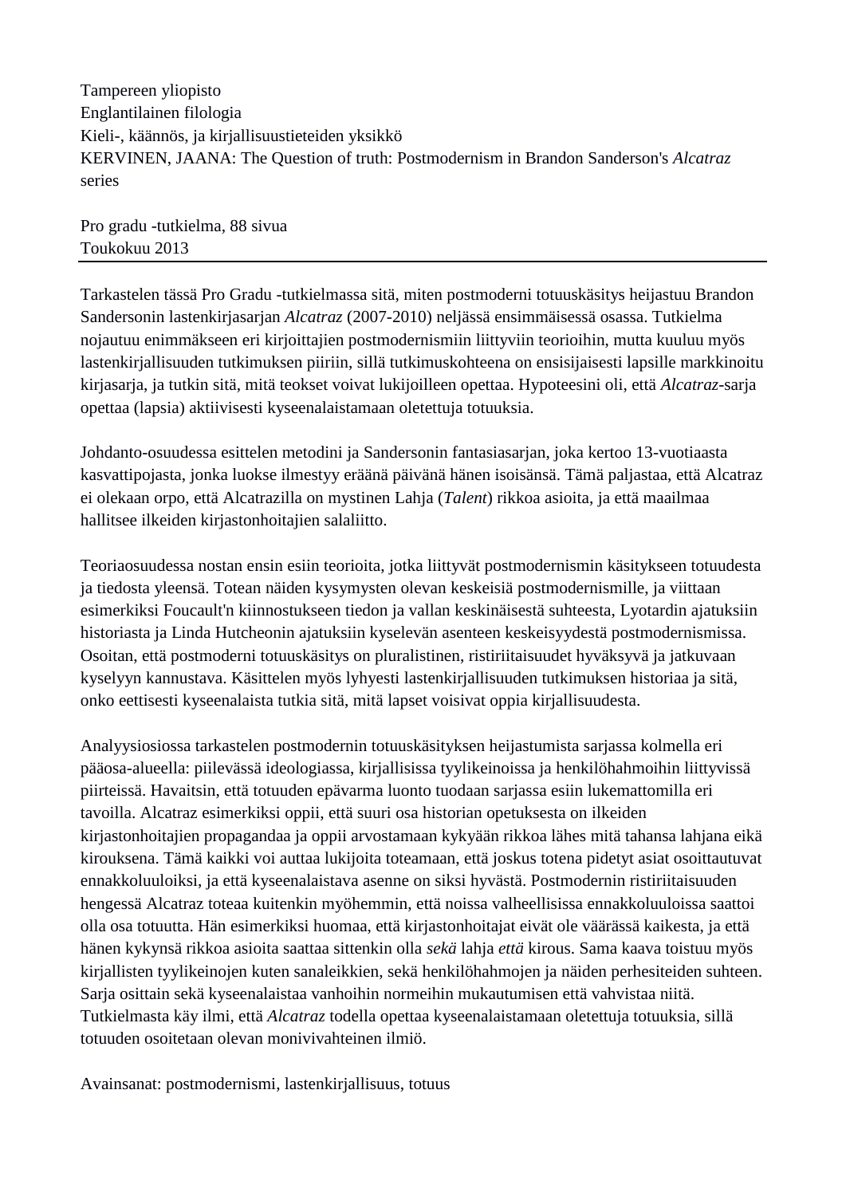Tampereen yliopisto
Englantilainen filologia
Kieli-, käännös, ja kirjallisuustieteiden yksikkö
KERVINEN, JAANA: The Question of truth: Postmodernism in Brandon Sanderson's *Alcatraz* series

Pro gradu -tutkielma, 88 sivua
Toukokuu 2013

---

Tarkastelen tässä Pro Gradu -tutkielmassa sitä, miten postmoderni totuuskäsitys heijastuu Brandon Sandersonin lastenkirjasarjan *Alcatraz* (2007-2010) neljässä ensimmäisessä osassa. Tutkielma nojautuu enimmäkseen eri kirjoittajien postmodernismiin liittyviin teorioihin, mutta kuuluu myös lastenkirjallisuuden tutkimuksen piiriin, sillä tutkimuskohteena on ensisijaisesti lapsille markkinoitu kirjasarja, ja tutkin sitä, mitä teokset voivat lukijoilleen opettaa. Hypoteesini oli, että *Alcatraz*-sarja opettaa (lapsia) aktiivisesti kyseenalaistamaan oletettuja totuuksia.

Johdanto-osuudessa esittelen metodini ja Sandersonin fantasiasarjan, joka kertoo 13-vuotiaasta kasvattipojasta, jonka luokse ilmestyy eräänä päivänä hänen isoisänsä. Tämä paljastaa, että Alcatraz ei olekaan orpo, että Alcatrazilla on mystinen Lahja (*Talent*) rikkoa asioita, ja että maailmaa hallitsee ilkeiden kirjastonhoitajien salaliitto.

Teoriaosuudessa nostan ensin esiin teorioita, jotka liittyvät postmodernismin käsitykseen totuudesta ja tiedosta yleensä. Totean näiden kysymysten olevan keskeisiä postmodernismille, ja viittaan esimerkiksi Foucault'n kiinnostukseen tiedon ja vallan keskinäisestä suhteesta, Lyotardin ajatuksiin historiasta ja Linda Hutcheonin ajatuksiin kyselevän asenteen keskeisyydestä postmodernismissa. Osoitan, että postmoderni totuuskäsitys on pluralistinen, ristiriitaisuudet hyväksyvä ja jatkuvaan kyselyyn kannustava. Käsittelen myös lyhyesti lastenkirjallisuuden tutkimuksen historiaa ja sitä, onko eettisesti kyseenalaista tutkia sitä, mitä lapset voisivat oppia kirjallisuudesta.

Analyysiosiossa tarkastelen postmodernin totuuskäsityksen heijastumista sarjassa kolmella eri pääosa-alueella: piilevässä ideologiassa, kirjallisissa tyylikeinoissa ja henkilöhahmoihin liittyvissä piirteissä. Havaitsin, että totuuden epävarma luonto tuodaan sarjassa esiin lukemattomilla eri tavoilla. Alcatraz esimerkiksi oppii, että suuri osa historian opetuksesta on ilkeiden kirjastonhoitajien propagandaa ja oppii arvostamaan kykyään rikkoa lähes mitä tahansa lahjana eikä kirouksena. Tämä kaikki voi auttaa lukijoita toteamaan, että joskus totena pidetyt asiat osoittautuvat ennakkoluuloiksi, ja että kyseenalaistava asenne on siksi hyvästä. Postmodernin ristiriitaisuuden hengessä Alcatraz toteaa kuitenkin myöhemmin, että noissa valheellisissa ennakkoluuloissa saattoi olla osa totuutta. Hän esimerkiksi huomaa, että kirjastonhoitajat eivät ole väärässä kaikesta, ja että hänen kykynsä rikkoa asioita saattaa sittenkin olla *sekä* lahja *että* kirous. Sama kaava toistuu myös kirjallisten tyylikeinojen kuten sanaleikkien, sekä henkilöhahmojen ja näiden perhesiteiden suhteen. Sarja osittain sekä kyseenalaistaa vanhoihin normeihin mukautumisen että vahvistaa niitä. Tutkielmasta käy ilmi, että *Alcatraz* todella opettaa kyseenalaistamaan oletettuja totuuksia, sillä totuuden osoitetaan olevan monivivahteinen ilmiö.

Avainsanat: postmodernismi, lastenkirjallisuus, totuus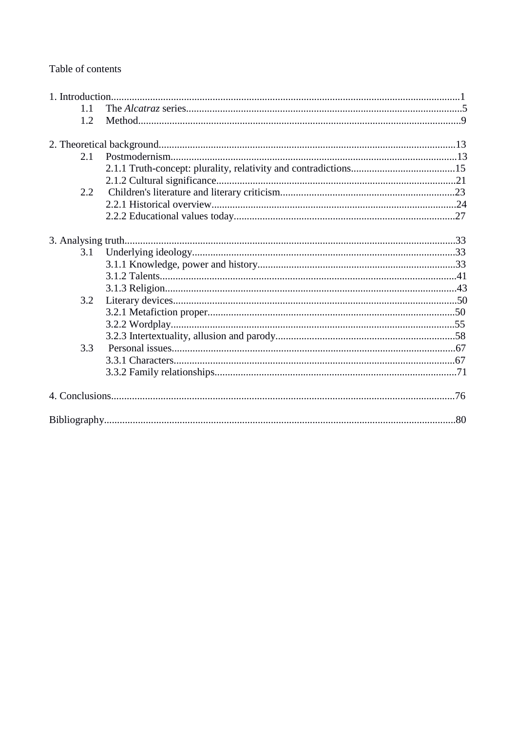Table of contents

1. Introduction....................................................................................................................1
    1.1 The *Alcatraz* series........................................................................................................5
    1.2 Method...........................................................................................................................9

2. Theoretical background................................................................................................13
    2.1 Postmodernism.............................................................................................................13
        2.1.1 Truth-concept: plurality, relativity and contradictions........................................15
        2.1.2 Cultural significance............................................................................................21
    2.2 Children's literature and literary criticism..................................................................23
        2.2.1 Historical overview.............................................................................................24
        2.2.2 Educational values today.....................................................................................27

3. Analysing truth..............................................................................................................33
    3.1 Underlying ideology.....................................................................................................33
        3.1.1 Knowledge, power and history............................................................................33
        3.1.2 Talents..................................................................................................................41
        3.1.3 Religion................................................................................................................43
    3.2 Literary devices............................................................................................................50
        3.2.1 Metafiction proper...............................................................................................50
        3.2.2 Wordplay.............................................................................................................55
        3.2.3 Intertextuality, allusion and parody.....................................................................58
    3.3 Personal issues.............................................................................................................67
        3.3.1 Characters............................................................................................................67
        3.3.2 Family relationships............................................................................................71

4. Conclusions..................................................................................................................76

Bibliography.....................................................................................................................80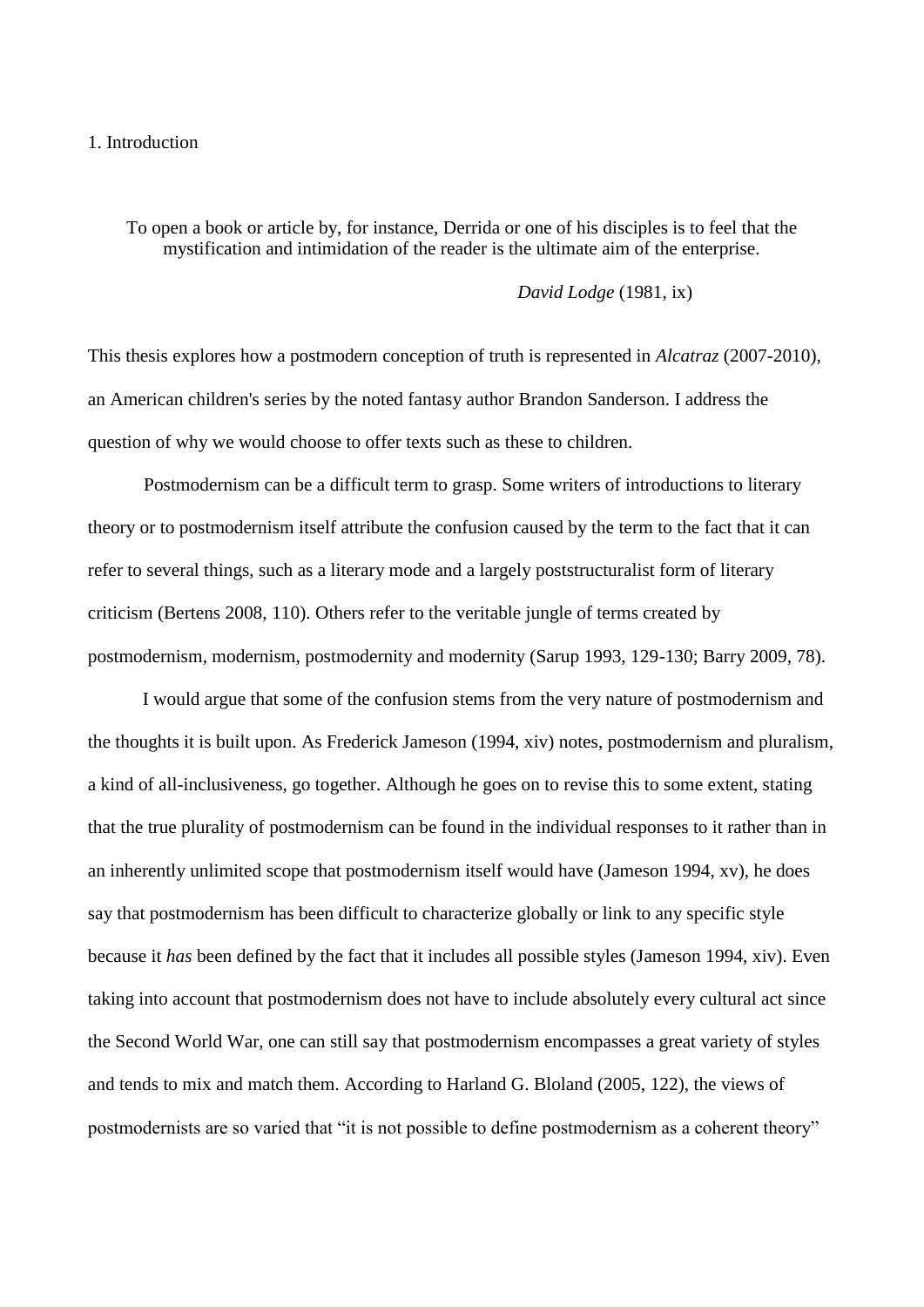# 1. Introduction

> To open a book or article by, for instance, Derrida or one of his disciples is to feel that the mystification and intimidation of the reader is the ultimate aim of the enterprise.
>
> *David Lodge* (1981, ix)

This thesis explores how a postmodern conception of truth is represented in *Alcatraz* (2007-2010), an American children's series by the noted fantasy author Brandon Sanderson. I address the question of why we would choose to offer texts such as these to children.

Postmodernism can be a difficult term to grasp. Some writers of introductions to literary theory or to postmodernism itself attribute the confusion caused by the term to the fact that it can refer to several things, such as a literary mode and a largely poststructuralist form of literary criticism (Bertens 2008, 110). Others refer to the veritable jungle of terms created by postmodernism, modernism, postmodernity and modernity (Sarup 1993, 129-130; Barry 2009, 78).

I would argue that some of the confusion stems from the very nature of postmodernism and the thoughts it is built upon. As Frederick Jameson (1994, xiv) notes, postmodernism and pluralism, a kind of all-inclusiveness, go together. Although he goes on to revise this to some extent, stating that the true plurality of postmodernism can be found in the individual responses to it rather than in an inherently unlimited scope that postmodernism itself would have (Jameson 1994, xv), he does say that postmodernism has been difficult to characterize globally or link to any specific style because it *has* been defined by the fact that it includes all possible styles (Jameson 1994, xiv). Even taking into account that postmodernism does not have to include absolutely every cultural act since the Second World War, one can still say that postmodernism encompasses a great variety of styles and tends to mix and match them. According to Harland G. Bloland (2005, 122), the views of postmodernists are so varied that "it is not possible to define postmodernism as a coherent theory"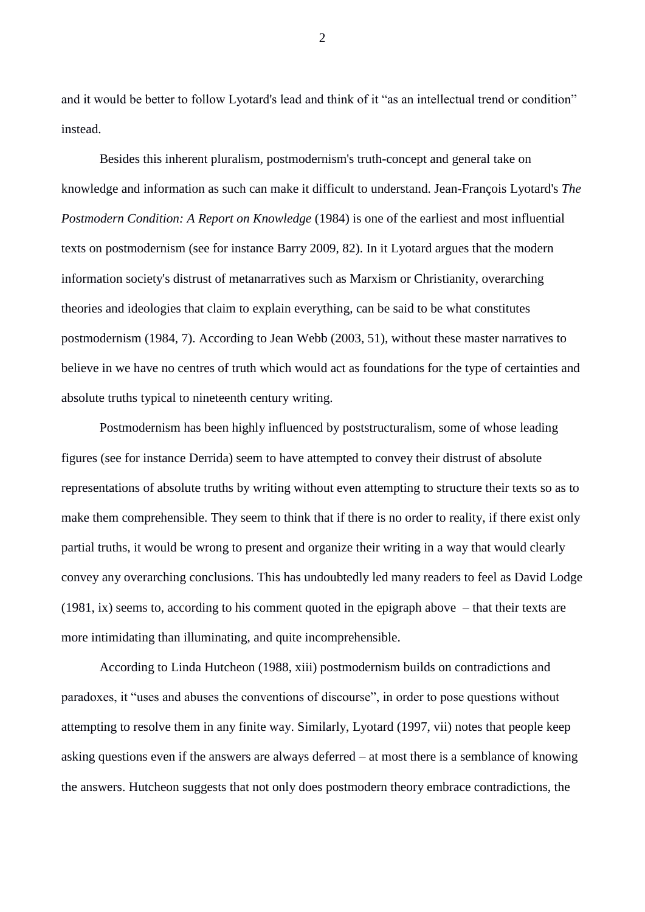and it would be better to follow Lyotard's lead and think of it “as an intellectual trend or condition” instead.

Besides this inherent pluralism, postmodernism's truth-concept and general take on knowledge and information as such can make it difficult to understand. Jean-François Lyotard's *The Postmodern Condition: A Report on Knowledge* (1984) is one of the earliest and most influential texts on postmodernism (see for instance Barry 2009, 82). In it Lyotard argues that the modern information society's distrust of metanarratives such as Marxism or Christianity, overarching theories and ideologies that claim to explain everything, can be said to be what constitutes postmodernism (1984, 7). According to Jean Webb (2003, 51), without these master narratives to believe in we have no centres of truth which would act as foundations for the type of certainties and absolute truths typical to nineteenth century writing.

Postmodernism has been highly influenced by poststructuralism, some of whose leading figures (see for instance Derrida) seem to have attempted to convey their distrust of absolute representations of absolute truths by writing without even attempting to structure their texts so as to make them comprehensible. They seem to think that if there is no order to reality, if there exist only partial truths, it would be wrong to present and organize their writing in a way that would clearly convey any overarching conclusions. This has undoubtedly led many readers to feel as David Lodge (1981, ix) seems to, according to his comment quoted in the epigraph above – that their texts are more intimidating than illuminating, and quite incomprehensible.

According to Linda Hutcheon (1988, xiii) postmodernism builds on contradictions and paradoxes, it “uses and abuses the conventions of discourse”, in order to pose questions without attempting to resolve them in any finite way. Similarly, Lyotard (1997, vii) notes that people keep asking questions even if the answers are always deferred – at most there is a semblance of knowing the answers. Hutcheon suggests that not only does postmodern theory embrace contradictions, the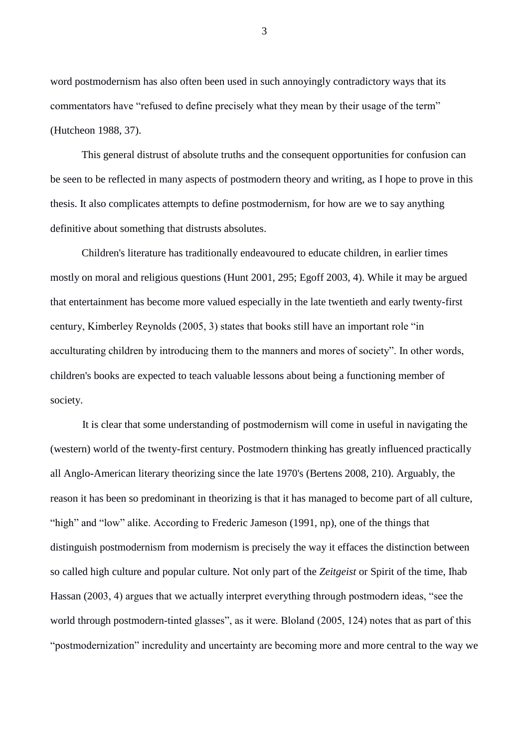word postmodernism has also often been used in such annoyingly contradictory ways that its commentators have "refused to define precisely what they mean by their usage of the term" (Hutcheon 1988, 37).

This general distrust of absolute truths and the consequent opportunities for confusion can be seen to be reflected in many aspects of postmodern theory and writing, as I hope to prove in this thesis. It also complicates attempts to define postmodernism, for how are we to say anything definitive about something that distrusts absolutes.

Children's literature has traditionally endeavoured to educate children, in earlier times mostly on moral and religious questions (Hunt 2001, 295; Egoff 2003, 4). While it may be argued that entertainment has become more valued especially in the late twentieth and early twenty-first century, Kimberley Reynolds (2005, 3) states that books still have an important role "in acculturating children by introducing them to the manners and mores of society". In other words, children's books are expected to teach valuable lessons about being a functioning member of society.

It is clear that some understanding of postmodernism will come in useful in navigating the (western) world of the twenty-first century. Postmodern thinking has greatly influenced practically all Anglo-American literary theorizing since the late 1970's (Bertens 2008, 210). Arguably, the reason it has been so predominant in theorizing is that it has managed to become part of all culture, "high" and "low" alike. According to Frederic Jameson (1991, np), one of the things that distinguish postmodernism from modernism is precisely the way it effaces the distinction between so called high culture and popular culture. Not only part of the *Zeitgeist* or Spirit of the time, Ihab Hassan (2003, 4) argues that we actually interpret everything through postmodern ideas, "see the world through postmodern-tinted glasses", as it were. Bloland (2005, 124) notes that as part of this "postmodernization" incredulity and uncertainty are becoming more and more central to the way we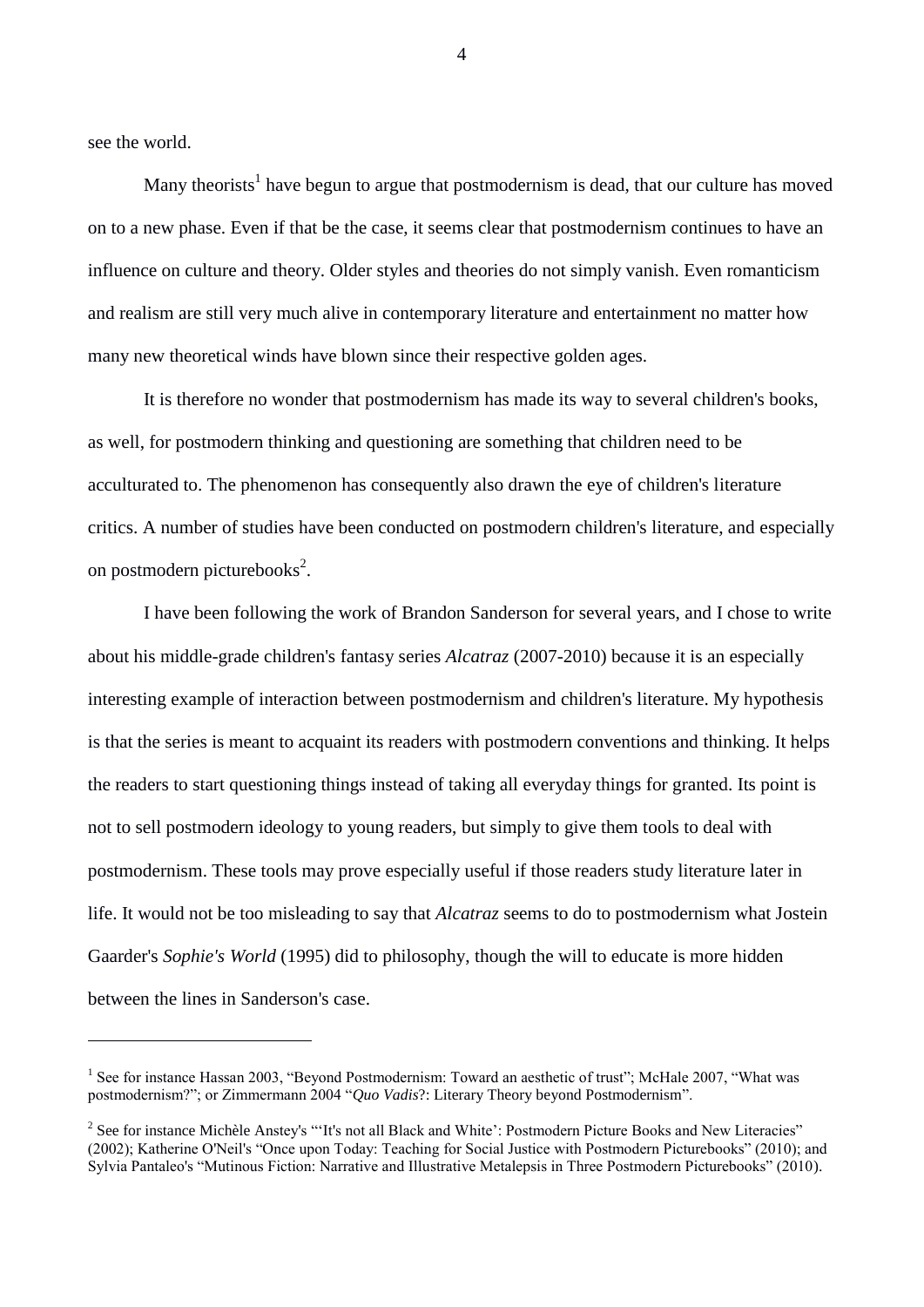see the world.

Many theorists[1] have begun to argue that postmodernism is dead, that our culture has moved on to a new phase. Even if that be the case, it seems clear that postmodernism continues to have an influence on culture and theory. Older styles and theories do not simply vanish. Even romanticism and realism are still very much alive in contemporary literature and entertainment no matter how many new theoretical winds have blown since their respective golden ages.

It is therefore no wonder that postmodernism has made its way to several children's books, as well, for postmodern thinking and questioning are something that children need to be acculturated to. The phenomenon has consequently also drawn the eye of children's literature critics. A number of studies have been conducted on postmodern children's literature, and especially on postmodern picturebooks[2].

I have been following the work of Brandon Sanderson for several years, and I chose to write about his middle-grade children's fantasy series *Alcatraz* (2007-2010) because it is an especially interesting example of interaction between postmodernism and children's literature. My hypothesis is that the series is meant to acquaint its readers with postmodern conventions and thinking. It helps the readers to start questioning things instead of taking all everyday things for granted. Its point is not to sell postmodern ideology to young readers, but simply to give them tools to deal with postmodernism. These tools may prove especially useful if those readers study literature later in life. It would not be too misleading to say that *Alcatraz* seems to do to postmodernism what Jostein Gaarder's *Sophie's World* (1995) did to philosophy, though the will to educate is more hidden between the lines in Sanderson's case.

---

[1] See for instance Hassan 2003, "Beyond Postmodernism: Toward an aesthetic of trust"; McHale 2007, "What was postmodernism?"; or Zimmermann 2004 "*Quo Vadis*?: Literary Theory beyond Postmodernism".

[2] See for instance Michèle Anstey's "'It's not all Black and White': Postmodern Picture Books and New Literacies" (2002); Katherine O'Neil's "Once upon Today: Teaching for Social Justice with Postmodern Picturebooks" (2010); and Sylvia Pantaleo's "Mutinous Fiction: Narrative and Illustrative Metalepsis in Three Postmodern Picturebooks" (2010).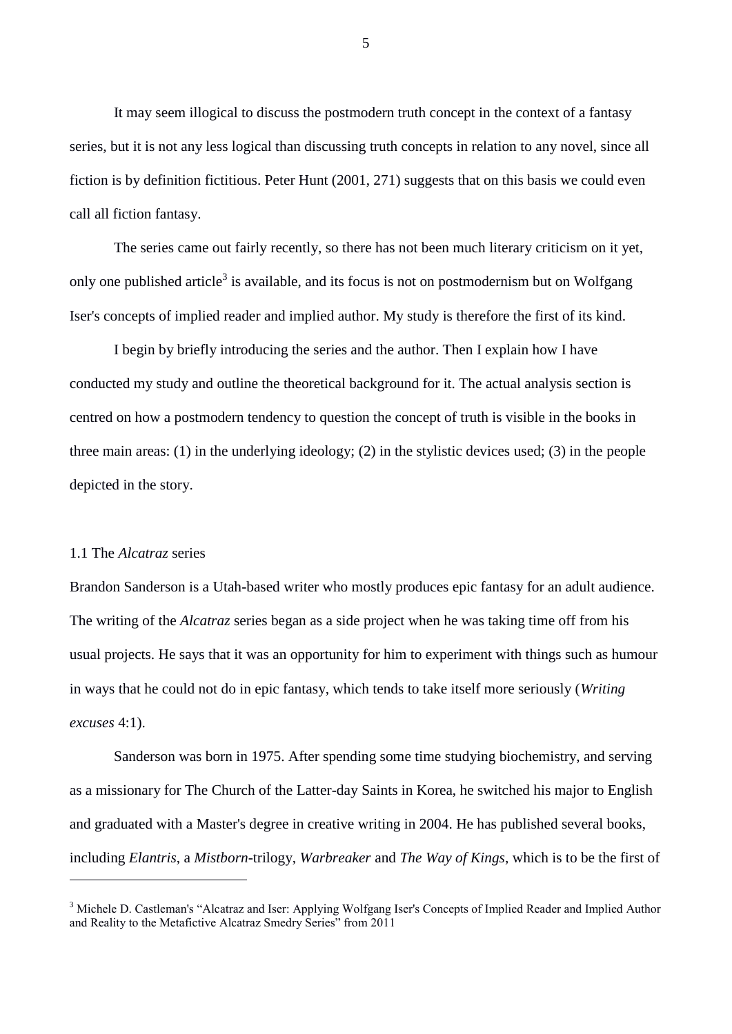It may seem illogical to discuss the postmodern truth concept in the context of a fantasy series, but it is not any less logical than discussing truth concepts in relation to any novel, since all fiction is by definition fictitious. Peter Hunt (2001, 271) suggests that on this basis we could even call all fiction fantasy.

The series came out fairly recently, so there has not been much literary criticism on it yet, only one published article[3] is available, and its focus is not on postmodernism but on Wolfgang Iser's concepts of implied reader and implied author. My study is therefore the first of its kind.

I begin by briefly introducing the series and the author. Then I explain how I have conducted my study and outline the theoretical background for it. The actual analysis section is centred on how a postmodern tendency to question the concept of truth is visible in the books in three main areas: (1) in the underlying ideology; (2) in the stylistic devices used; (3) in the people depicted in the story.

## 1.1 The *Alcatraz* series

Brandon Sanderson is a Utah-based writer who mostly produces epic fantasy for an adult audience. The writing of the *Alcatraz* series began as a side project when he was taking time off from his usual projects. He says that it was an opportunity for him to experiment with things such as humour in ways that he could not do in epic fantasy, which tends to take itself more seriously (*Writing excuses* 4:1).

Sanderson was born in 1975. After spending some time studying biochemistry, and serving as a missionary for The Church of the Latter-day Saints in Korea, he switched his major to English and graduated with a Master's degree in creative writing in 2004. He has published several books, including *Elantris*, a *Mistborn*-trilogy, *Warbreaker* and *The Way of Kings*, which is to be the first of

---

[3] Michele D. Castleman's "Alcatraz and Iser: Applying Wolfgang Iser's Concepts of Implied Reader and Implied Author and Reality to the Metafictive Alcatraz Smedry Series" from 2011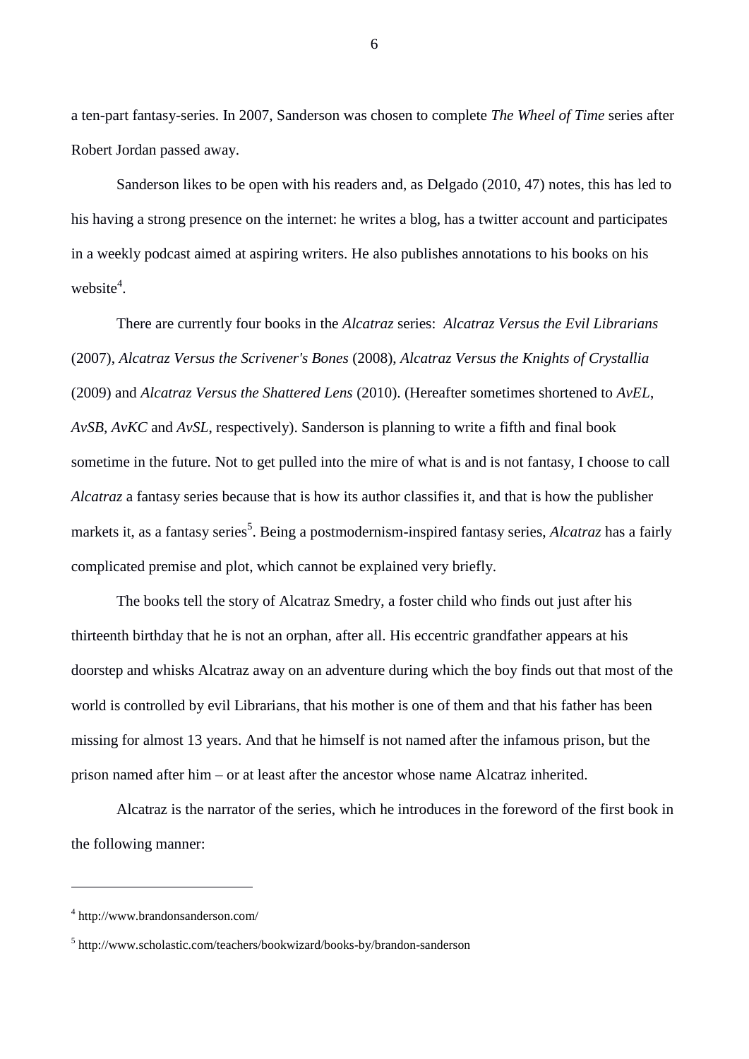a ten-part fantasy-series. In 2007, Sanderson was chosen to complete *The Wheel of Time* series after Robert Jordan passed away.

Sanderson likes to be open with his readers and, as Delgado (2010, 47) notes, this has led to his having a strong presence on the internet: he writes a blog, has a twitter account and participates in a weekly podcast aimed at aspiring writers. He also publishes annotations to his books on his website[4].

There are currently four books in the *Alcatraz* series: *Alcatraz Versus the Evil Librarians* (2007), *Alcatraz Versus the Scrivener's Bones* (2008), *Alcatraz Versus the Knights of Crystallia* (2009) and *Alcatraz Versus the Shattered Lens* (2010). (Hereafter sometimes shortened to *AvEL*, *AvSB*, *AvKC* and *AvSL*, respectively). Sanderson is planning to write a fifth and final book sometime in the future. Not to get pulled into the mire of what is and is not fantasy, I choose to call *Alcatraz* a fantasy series because that is how its author classifies it, and that is how the publisher markets it, as a fantasy series[5]. Being a postmodernism-inspired fantasy series, *Alcatraz* has a fairly complicated premise and plot, which cannot be explained very briefly.

The books tell the story of Alcatraz Smedry, a foster child who finds out just after his thirteenth birthday that he is not an orphan, after all. His eccentric grandfather appears at his doorstep and whisks Alcatraz away on an adventure during which the boy finds out that most of the world is controlled by evil Librarians, that his mother is one of them and that his father has been missing for almost 13 years. And that he himself is not named after the infamous prison, but the prison named after him – or at least after the ancestor whose name Alcatraz inherited.

Alcatraz is the narrator of the series, which he introduces in the foreword of the first book in the following manner:

---

[4] http://www.brandonsanderson.com/

[5] http://www.scholastic.com/teachers/bookwizard/books-by/brandon-sanderson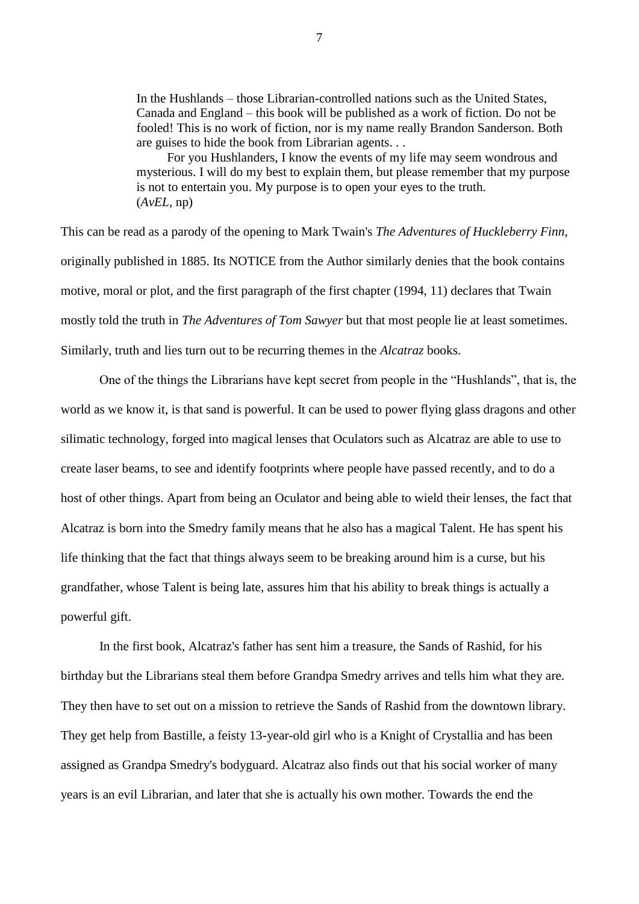> In the Hushlands – those Librarian-controlled nations such as the United States, Canada and England – this book will be published as a work of fiction. Do not be fooled! This is no work of fiction, nor is my name really Brandon Sanderson. Both are guises to hide the book from Librarian agents. . .
>
> For you Hushlanders, I know the events of my life may seem wondrous and mysterious. I will do my best to explain them, but please remember that my purpose is not to entertain you. My purpose is to open your eyes to the truth. (*AvEL*, np)

This can be read as a parody of the opening to Mark Twain's *The Adventures of Huckleberry Finn*, originally published in 1885. Its NOTICE from the Author similarly denies that the book contains motive, moral or plot, and the first paragraph of the first chapter (1994, 11) declares that Twain mostly told the truth in *The Adventures of Tom Sawyer* but that most people lie at least sometimes. Similarly, truth and lies turn out to be recurring themes in the *Alcatraz* books.

One of the things the Librarians have kept secret from people in the "Hushlands", that is, the world as we know it, is that sand is powerful. It can be used to power flying glass dragons and other silimatic technology, forged into magical lenses that Oculators such as Alcatraz are able to use to create laser beams, to see and identify footprints where people have passed recently, and to do a host of other things. Apart from being an Oculator and being able to wield their lenses, the fact that Alcatraz is born into the Smedry family means that he also has a magical Talent. He has spent his life thinking that the fact that things always seem to be breaking around him is a curse, but his grandfather, whose Talent is being late, assures him that his ability to break things is actually a powerful gift.

In the first book, Alcatraz's father has sent him a treasure, the Sands of Rashid, for his birthday but the Librarians steal them before Grandpa Smedry arrives and tells him what they are. They then have to set out on a mission to retrieve the Sands of Rashid from the downtown library. They get help from Bastille, a feisty 13-year-old girl who is a Knight of Crystallia and has been assigned as Grandpa Smedry's bodyguard. Alcatraz also finds out that his social worker of many years is an evil Librarian, and later that she is actually his own mother. Towards the end the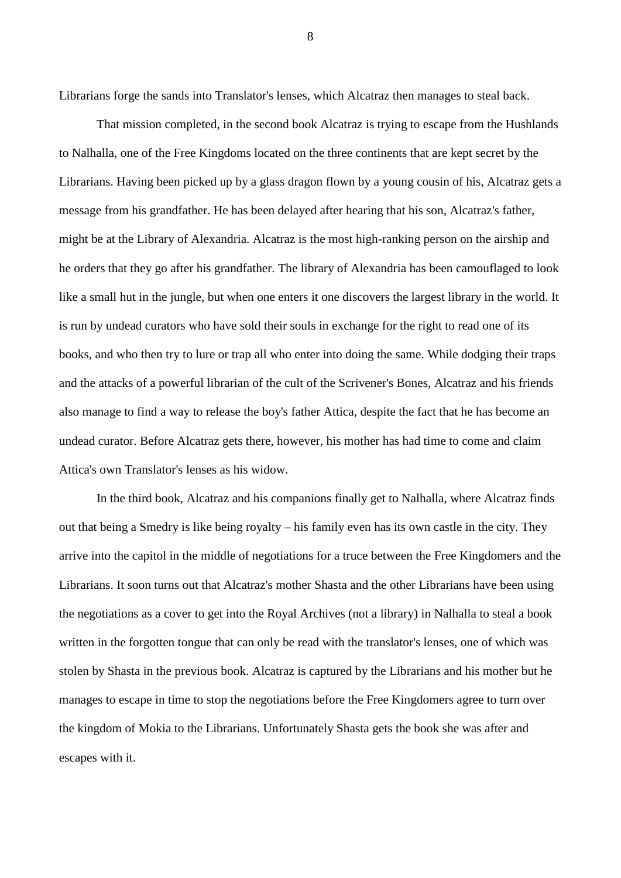Librarians forge the sands into Translator's lenses, which Alcatraz then manages to steal back.

That mission completed, in the second book Alcatraz is trying to escape from the Hushlands to Nalhalla, one of the Free Kingdoms located on the three continents that are kept secret by the Librarians. Having been picked up by a glass dragon flown by a young cousin of his, Alcatraz gets a message from his grandfather. He has been delayed after hearing that his son, Alcatraz's father, might be at the Library of Alexandria. Alcatraz is the most high-ranking person on the airship and he orders that they go after his grandfather. The library of Alexandria has been camouflaged to look like a small hut in the jungle, but when one enters it one discovers the largest library in the world. It is run by undead curators who have sold their souls in exchange for the right to read one of its books, and who then try to lure or trap all who enter into doing the same. While dodging their traps and the attacks of a powerful librarian of the cult of the Scrivener's Bones, Alcatraz and his friends also manage to find a way to release the boy's father Attica, despite the fact that he has become an undead curator. Before Alcatraz gets there, however, his mother has had time to come and claim Attica's own Translator's lenses as his widow.

In the third book, Alcatraz and his companions finally get to Nalhalla, where Alcatraz finds out that being a Smedry is like being royalty – his family even has its own castle in the city. They arrive into the capitol in the middle of negotiations for a truce between the Free Kingdomers and the Librarians. It soon turns out that Alcatraz's mother Shasta and the other Librarians have been using the negotiations as a cover to get into the Royal Archives (not a library) in Nalhalla to steal a book written in the forgotten tongue that can only be read with the translator's lenses, one of which was stolen by Shasta in the previous book. Alcatraz is captured by the Librarians and his mother but he manages to escape in time to stop the negotiations before the Free Kingdomers agree to turn over the kingdom of Mokia to the Librarians. Unfortunately Shasta gets the book she was after and escapes with it.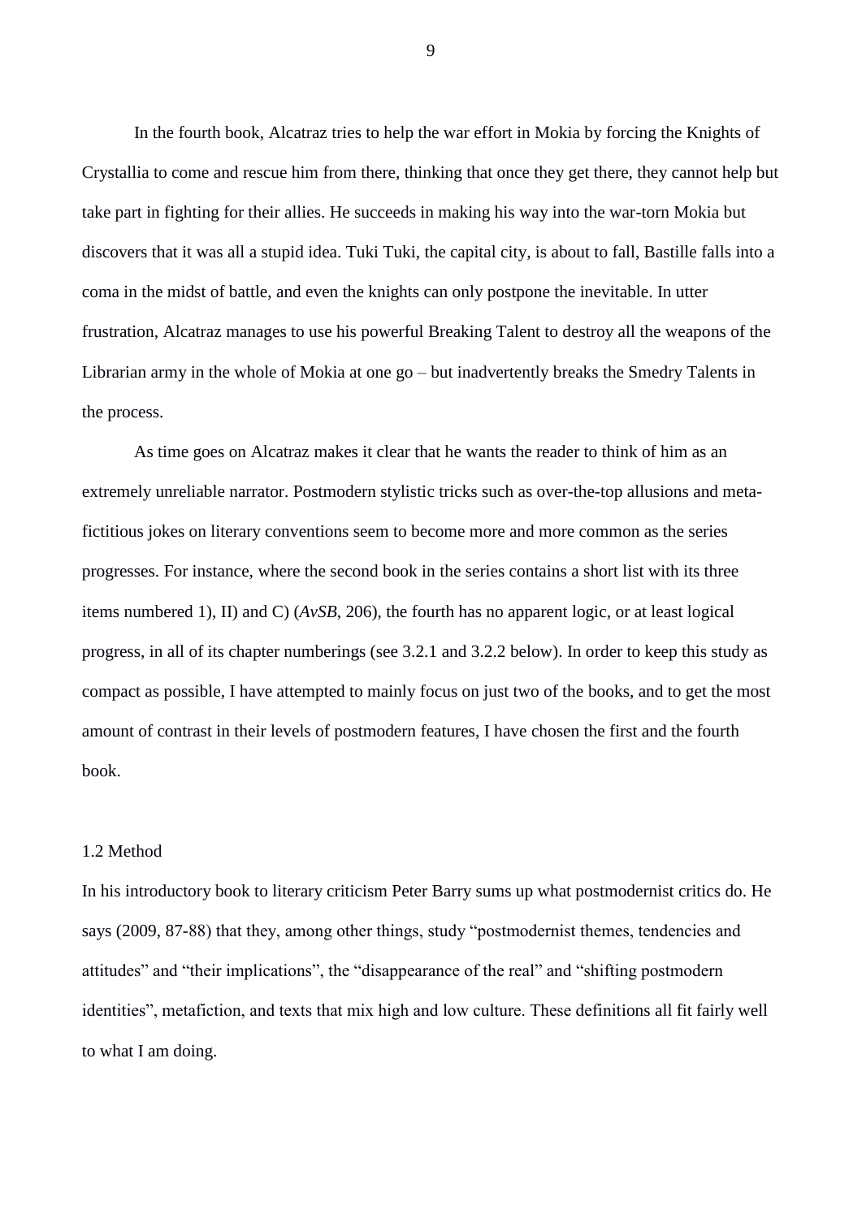In the fourth book, Alcatraz tries to help the war effort in Mokia by forcing the Knights of Crystallia to come and rescue him from there, thinking that once they get there, they cannot help but take part in fighting for their allies. He succeeds in making his way into the war-torn Mokia but discovers that it was all a stupid idea. Tuki Tuki, the capital city, is about to fall, Bastille falls into a coma in the midst of battle, and even the knights can only postpone the inevitable. In utter frustration, Alcatraz manages to use his powerful Breaking Talent to destroy all the weapons of the Librarian army in the whole of Mokia at one go – but inadvertently breaks the Smedry Talents in the process.

As time goes on Alcatraz makes it clear that he wants the reader to think of him as an extremely unreliable narrator. Postmodern stylistic tricks such as over-the-top allusions and meta-fictitious jokes on literary conventions seem to become more and more common as the series progresses. For instance, where the second book in the series contains a short list with its three items numbered 1), II) and C) (*AvSB*, 206), the fourth has no apparent logic, or at least logical progress, in all of its chapter numberings (see 3.2.1 and 3.2.2 below). In order to keep this study as compact as possible, I have attempted to mainly focus on just two of the books, and to get the most amount of contrast in their levels of postmodern features, I have chosen the first and the fourth book.

## 1.2 Method

In his introductory book to literary criticism Peter Barry sums up what postmodernist critics do. He says (2009, 87-88) that they, among other things, study "postmodernist themes, tendencies and attitudes" and "their implications", the "disappearance of the real" and "shifting postmodern identities", metafiction, and texts that mix high and low culture. These definitions all fit fairly well to what I am doing.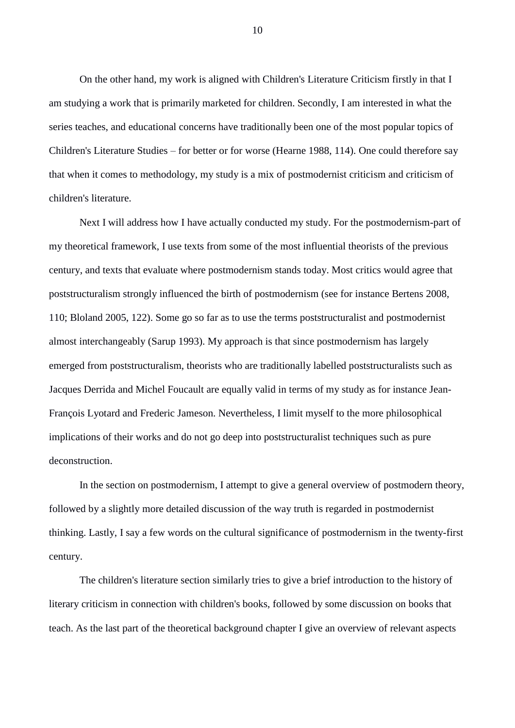On the other hand, my work is aligned with Children's Literature Criticism firstly in that I am studying a work that is primarily marketed for children. Secondly, I am interested in what the series teaches, and educational concerns have traditionally been one of the most popular topics of Children's Literature Studies – for better or for worse (Hearne 1988, 114). One could therefore say that when it comes to methodology, my study is a mix of postmodernist criticism and criticism of children's literature.

Next I will address how I have actually conducted my study. For the postmodernism-part of my theoretical framework, I use texts from some of the most influential theorists of the previous century, and texts that evaluate where postmodernism stands today. Most critics would agree that poststructuralism strongly influenced the birth of postmodernism (see for instance Bertens 2008, 110; Bloland 2005, 122). Some go so far as to use the terms poststructuralist and postmodernist almost interchangeably (Sarup 1993). My approach is that since postmodernism has largely emerged from poststructuralism, theorists who are traditionally labelled poststructuralists such as Jacques Derrida and Michel Foucault are equally valid in terms of my study as for instance Jean-François Lyotard and Frederic Jameson. Nevertheless, I limit myself to the more philosophical implications of their works and do not go deep into poststructuralist techniques such as pure deconstruction.

In the section on postmodernism, I attempt to give a general overview of postmodern theory, followed by a slightly more detailed discussion of the way truth is regarded in postmodernist thinking. Lastly, I say a few words on the cultural significance of postmodernism in the twenty-first century.

The children's literature section similarly tries to give a brief introduction to the history of literary criticism in connection with children's books, followed by some discussion on books that teach. As the last part of the theoretical background chapter I give an overview of relevant aspects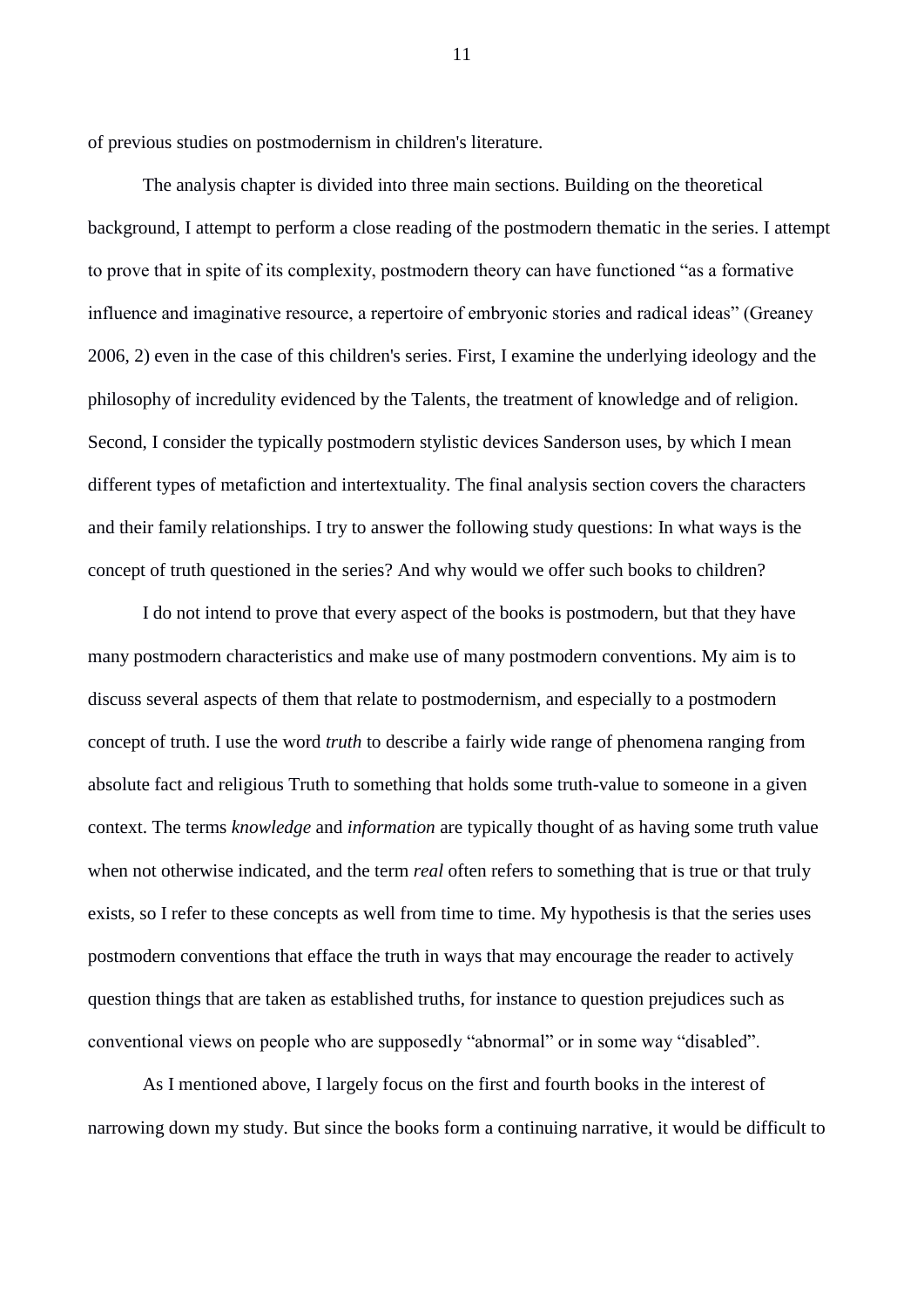of previous studies on postmodernism in children's literature.

The analysis chapter is divided into three main sections. Building on the theoretical background, I attempt to perform a close reading of the postmodern thematic in the series. I attempt to prove that in spite of its complexity, postmodern theory can have functioned "as a formative influence and imaginative resource, a repertoire of embryonic stories and radical ideas" (Greaney 2006, 2) even in the case of this children's series. First, I examine the underlying ideology and the philosophy of incredulity evidenced by the Talents, the treatment of knowledge and of religion. Second, I consider the typically postmodern stylistic devices Sanderson uses, by which I mean different types of metafiction and intertextuality. The final analysis section covers the characters and their family relationships. I try to answer the following study questions: In what ways is the concept of truth questioned in the series? And why would we offer such books to children?

I do not intend to prove that every aspect of the books is postmodern, but that they have many postmodern characteristics and make use of many postmodern conventions. My aim is to discuss several aspects of them that relate to postmodernism, and especially to a postmodern concept of truth. I use the word *truth* to describe a fairly wide range of phenomena ranging from absolute fact and religious Truth to something that holds some truth-value to someone in a given context. The terms *knowledge* and *information* are typically thought of as having some truth value when not otherwise indicated, and the term *real* often refers to something that is true or that truly exists, so I refer to these concepts as well from time to time. My hypothesis is that the series uses postmodern conventions that efface the truth in ways that may encourage the reader to actively question things that are taken as established truths, for instance to question prejudices such as conventional views on people who are supposedly "abnormal" or in some way "disabled".

As I mentioned above, I largely focus on the first and fourth books in the interest of narrowing down my study. But since the books form a continuing narrative, it would be difficult to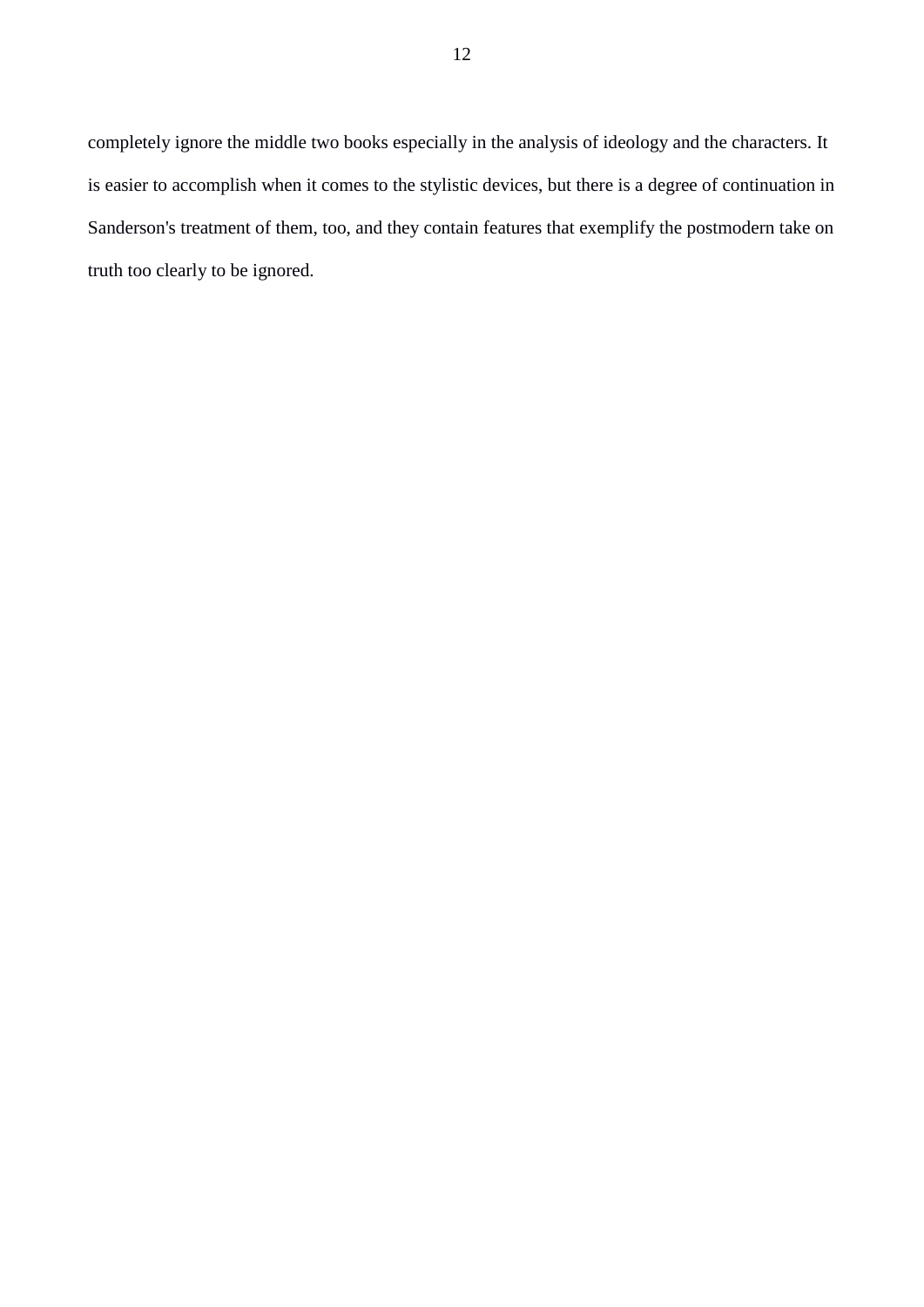completely ignore the middle two books especially in the analysis of ideology and the characters. It is easier to accomplish when it comes to the stylistic devices, but there is a degree of continuation in Sanderson's treatment of them, too, and they contain features that exemplify the postmodern take on truth too clearly to be ignored.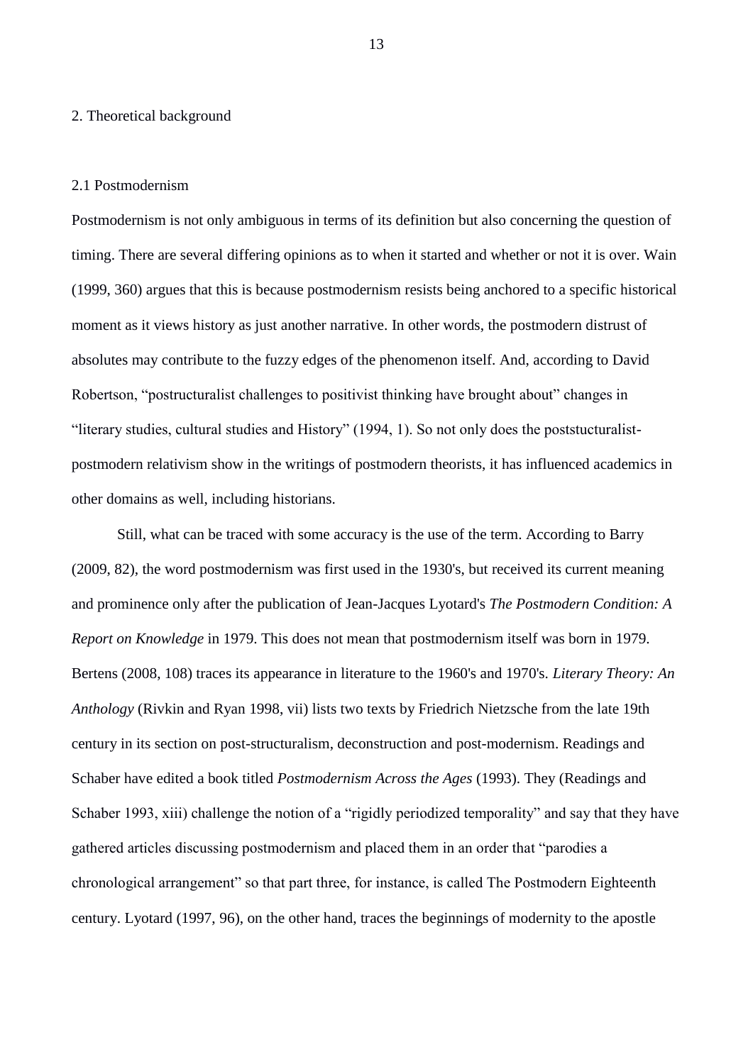# 2. Theoretical background

## 2.1 Postmodernism

Postmodernism is not only ambiguous in terms of its definition but also concerning the question of timing. There are several differing opinions as to when it started and whether or not it is over. Wain (1999, 360) argues that this is because postmodernism resists being anchored to a specific historical moment as it views history as just another narrative. In other words, the postmodern distrust of absolutes may contribute to the fuzzy edges of the phenomenon itself. And, according to David Robertson, "postructuralist challenges to positivist thinking have brought about" changes in "literary studies, cultural studies and History" (1994, 1). So not only does the poststucturalist-postmodern relativism show in the writings of postmodern theorists, it has influenced academics in other domains as well, including historians.

Still, what can be traced with some accuracy is the use of the term. According to Barry (2009, 82), the word postmodernism was first used in the 1930's, but received its current meaning and prominence only after the publication of Jean-Jacques Lyotard's *The Postmodern Condition: A Report on Knowledge* in 1979. This does not mean that postmodernism itself was born in 1979. Bertens (2008, 108) traces its appearance in literature to the 1960's and 1970's. *Literary Theory: An Anthology* (Rivkin and Ryan 1998, vii) lists two texts by Friedrich Nietzsche from the late 19th century in its section on post-structuralism, deconstruction and post-modernism. Readings and Schaber have edited a book titled *Postmodernism Across the Ages* (1993). They (Readings and Schaber 1993, xiii) challenge the notion of a "rigidly periodized temporality" and say that they have gathered articles discussing postmodernism and placed them in an order that "parodies a chronological arrangement" so that part three, for instance, is called The Postmodern Eighteenth century. Lyotard (1997, 96), on the other hand, traces the beginnings of modernity to the apostle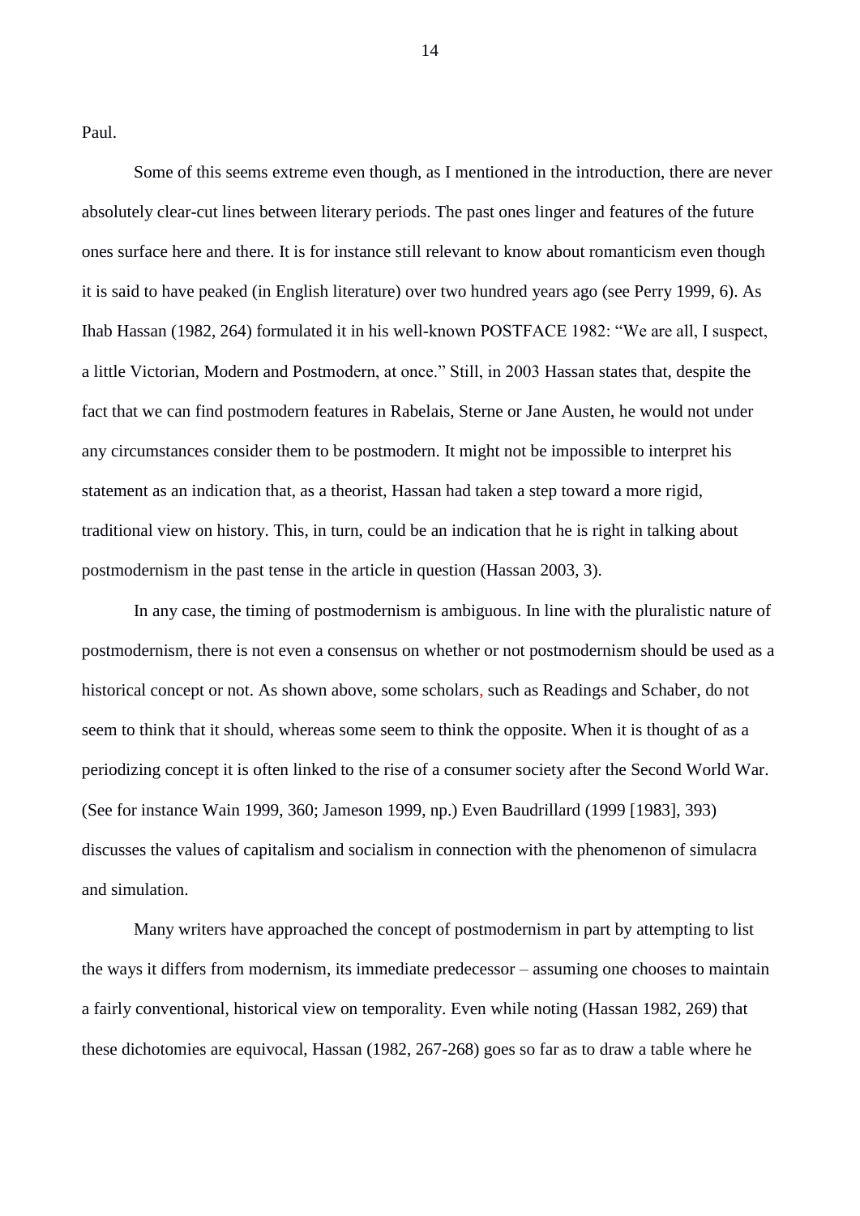Paul.

Some of this seems extreme even though, as I mentioned in the introduction, there are never absolutely clear-cut lines between literary periods. The past ones linger and features of the future ones surface here and there. It is for instance still relevant to know about romanticism even though it is said to have peaked (in English literature) over two hundred years ago (see Perry 1999, 6). As Ihab Hassan (1982, 264) formulated it in his well-known POSTFACE 1982: "We are all, I suspect, a little Victorian, Modern and Postmodern, at once." Still, in 2003 Hassan states that, despite the fact that we can find postmodern features in Rabelais, Sterne or Jane Austen, he would not under any circumstances consider them to be postmodern. It might not be impossible to interpret his statement as an indication that, as a theorist, Hassan had taken a step toward a more rigid, traditional view on history. This, in turn, could be an indication that he is right in talking about postmodernism in the past tense in the article in question (Hassan 2003, 3).

In any case, the timing of postmodernism is ambiguous. In line with the pluralistic nature of postmodernism, there is not even a consensus on whether or not postmodernism should be used as a historical concept or not. As shown above, some scholars, such as Readings and Schaber, do not seem to think that it should, whereas some seem to think the opposite. When it is thought of as a periodizing concept it is often linked to the rise of a consumer society after the Second World War. (See for instance Wain 1999, 360; Jameson 1999, np.) Even Baudrillard (1999 [1983], 393) discusses the values of capitalism and socialism in connection with the phenomenon of simulacra and simulation.

Many writers have approached the concept of postmodernism in part by attempting to list the ways it differs from modernism, its immediate predecessor – assuming one chooses to maintain a fairly conventional, historical view on temporality. Even while noting (Hassan 1982, 269) that these dichotomies are equivocal, Hassan (1982, 267-268) goes so far as to draw a table where he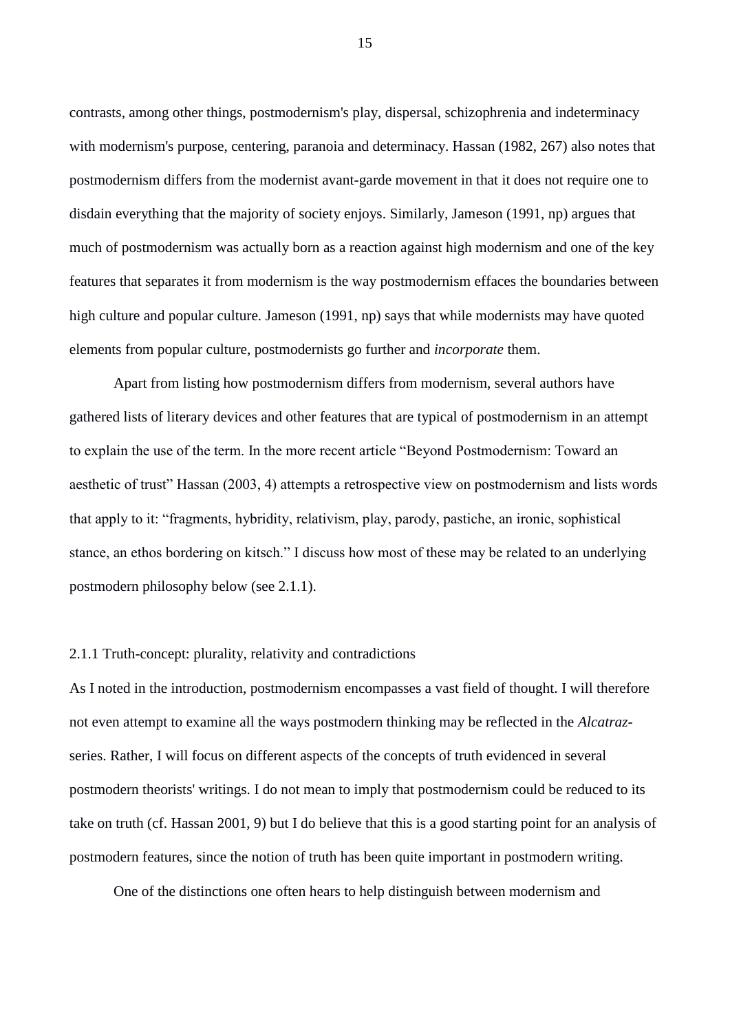contrasts, among other things, postmodernism's play, dispersal, schizophrenia and indeterminacy with modernism's purpose, centering, paranoia and determinacy. Hassan (1982, 267) also notes that postmodernism differs from the modernist avant-garde movement in that it does not require one to disdain everything that the majority of society enjoys. Similarly, Jameson (1991, np) argues that much of postmodernism was actually born as a reaction against high modernism and one of the key features that separates it from modernism is the way postmodernism effaces the boundaries between high culture and popular culture. Jameson (1991, np) says that while modernists may have quoted elements from popular culture, postmodernists go further and *incorporate* them.

Apart from listing how postmodernism differs from modernism, several authors have gathered lists of literary devices and other features that are typical of postmodernism in an attempt to explain the use of the term. In the more recent article "Beyond Postmodernism: Toward an aesthetic of trust" Hassan (2003, 4) attempts a retrospective view on postmodernism and lists words that apply to it: "fragments, hybridity, relativism, play, parody, pastiche, an ironic, sophistical stance, an ethos bordering on kitsch." I discuss how most of these may be related to an underlying postmodern philosophy below (see 2.1.1).

### 2.1.1 Truth-concept: plurality, relativity and contradictions

As I noted in the introduction, postmodernism encompasses a vast field of thought. I will therefore not even attempt to examine all the ways postmodern thinking may be reflected in the *Alcatraz*-series. Rather, I will focus on different aspects of the concepts of truth evidenced in several postmodern theorists' writings. I do not mean to imply that postmodernism could be reduced to its take on truth (cf. Hassan 2001, 9) but I do believe that this is a good starting point for an analysis of postmodern features, since the notion of truth has been quite important in postmodern writing.

One of the distinctions one often hears to help distinguish between modernism and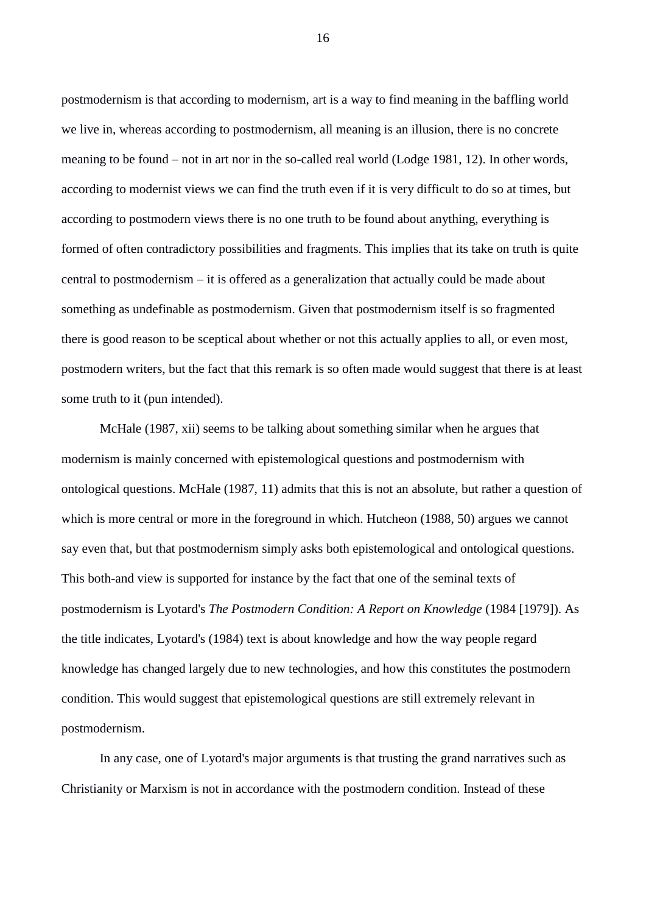postmodernism is that according to modernism, art is a way to find meaning in the baffling world we live in, whereas according to postmodernism, all meaning is an illusion, there is no concrete meaning to be found – not in art nor in the so-called real world (Lodge 1981, 12). In other words, according to modernist views we can find the truth even if it is very difficult to do so at times, but according to postmodern views there is no one truth to be found about anything, everything is formed of often contradictory possibilities and fragments. This implies that its take on truth is quite central to postmodernism – it is offered as a generalization that actually could be made about something as undefinable as postmodernism. Given that postmodernism itself is so fragmented there is good reason to be sceptical about whether or not this actually applies to all, or even most, postmodern writers, but the fact that this remark is so often made would suggest that there is at least some truth to it (pun intended).

McHale (1987, xii) seems to be talking about something similar when he argues that modernism is mainly concerned with epistemological questions and postmodernism with ontological questions. McHale (1987, 11) admits that this is not an absolute, but rather a question of which is more central or more in the foreground in which. Hutcheon (1988, 50) argues we cannot say even that, but that postmodernism simply asks both epistemological and ontological questions. This both-and view is supported for instance by the fact that one of the seminal texts of postmodernism is Lyotard's *The Postmodern Condition: A Report on Knowledge* (1984 [1979]). As the title indicates, Lyotard's (1984) text is about knowledge and how the way people regard knowledge has changed largely due to new technologies, and how this constitutes the postmodern condition. This would suggest that epistemological questions are still extremely relevant in postmodernism.

In any case, one of Lyotard's major arguments is that trusting the grand narratives such as Christianity or Marxism is not in accordance with the postmodern condition. Instead of these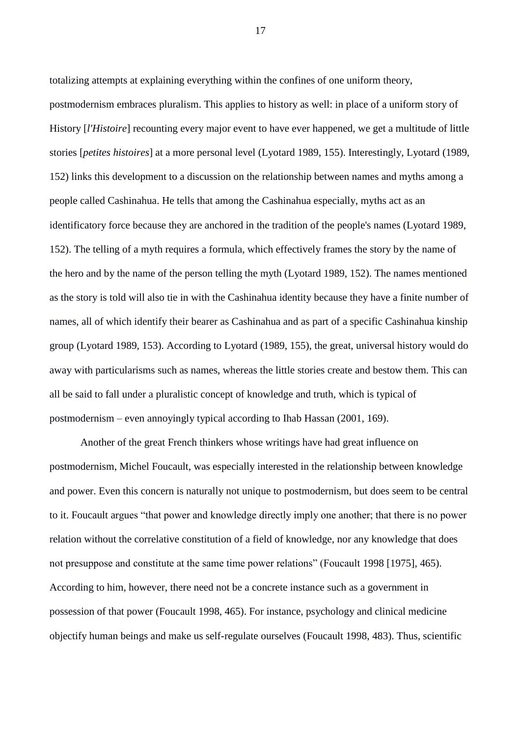totalizing attempts at explaining everything within the confines of one uniform theory, postmodernism embraces pluralism. This applies to history as well: in place of a uniform story of History [*l'Histoire*] recounting every major event to have ever happened, we get a multitude of little stories [*petites histoires*] at a more personal level (Lyotard 1989, 155). Interestingly, Lyotard (1989, 152) links this development to a discussion on the relationship between names and myths among a people called Cashinahua. He tells that among the Cashinahua especially, myths act as an identificatory force because they are anchored in the tradition of the people's names (Lyotard 1989, 152). The telling of a myth requires a formula, which effectively frames the story by the name of the hero and by the name of the person telling the myth (Lyotard 1989, 152). The names mentioned as the story is told will also tie in with the Cashinahua identity because they have a finite number of names, all of which identify their bearer as Cashinahua and as part of a specific Cashinahua kinship group (Lyotard 1989, 153). According to Lyotard (1989, 155), the great, universal history would do away with particularisms such as names, whereas the little stories create and bestow them. This can all be said to fall under a pluralistic concept of knowledge and truth, which is typical of postmodernism – even annoyingly typical according to Ihab Hassan (2001, 169).

Another of the great French thinkers whose writings have had great influence on postmodernism, Michel Foucault, was especially interested in the relationship between knowledge and power. Even this concern is naturally not unique to postmodernism, but does seem to be central to it. Foucault argues "that power and knowledge directly imply one another; that there is no power relation without the correlative constitution of a field of knowledge, nor any knowledge that does not presuppose and constitute at the same time power relations" (Foucault 1998 [1975], 465). According to him, however, there need not be a concrete instance such as a government in possession of that power (Foucault 1998, 465). For instance, psychology and clinical medicine objectify human beings and make us self-regulate ourselves (Foucault 1998, 483). Thus, scientific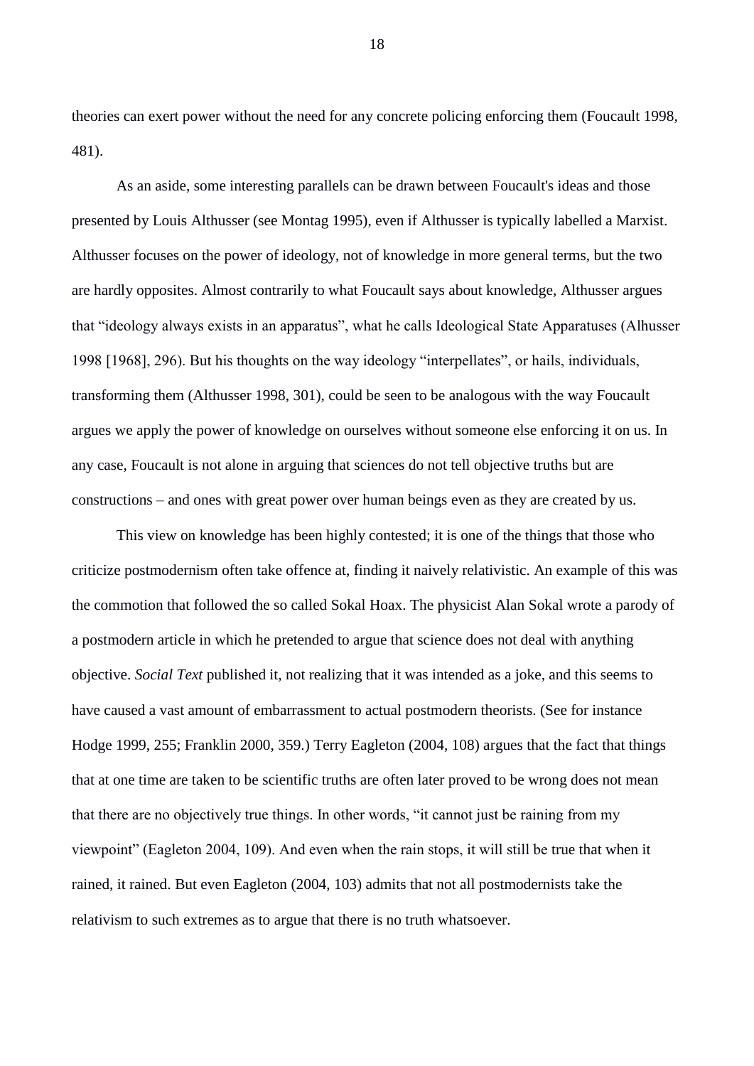theories can exert power without the need for any concrete policing enforcing them (Foucault 1998, 481).

As an aside, some interesting parallels can be drawn between Foucault's ideas and those presented by Louis Althusser (see Montag 1995), even if Althusser is typically labelled a Marxist. Althusser focuses on the power of ideology, not of knowledge in more general terms, but the two are hardly opposites. Almost contrarily to what Foucault says about knowledge, Althusser argues that "ideology always exists in an apparatus", what he calls Ideological State Apparatuses (Alhusser 1998 [1968], 296). But his thoughts on the way ideology "interpellates", or hails, individuals, transforming them (Althusser 1998, 301), could be seen to be analogous with the way Foucault argues we apply the power of knowledge on ourselves without someone else enforcing it on us. In any case, Foucault is not alone in arguing that sciences do not tell objective truths but are constructions – and ones with great power over human beings even as they are created by us.

This view on knowledge has been highly contested; it is one of the things that those who criticize postmodernism often take offence at, finding it naively relativistic. An example of this was the commotion that followed the so called Sokal Hoax. The physicist Alan Sokal wrote a parody of a postmodern article in which he pretended to argue that science does not deal with anything objective. *Social Text* published it, not realizing that it was intended as a joke, and this seems to have caused a vast amount of embarrassment to actual postmodern theorists. (See for instance Hodge 1999, 255; Franklin 2000, 359.) Terry Eagleton (2004, 108) argues that the fact that things that at one time are taken to be scientific truths are often later proved to be wrong does not mean that there are no objectively true things. In other words, "it cannot just be raining from my viewpoint" (Eagleton 2004, 109). And even when the rain stops, it will still be true that when it rained, it rained. But even Eagleton (2004, 103) admits that not all postmodernists take the relativism to such extremes as to argue that there is no truth whatsoever.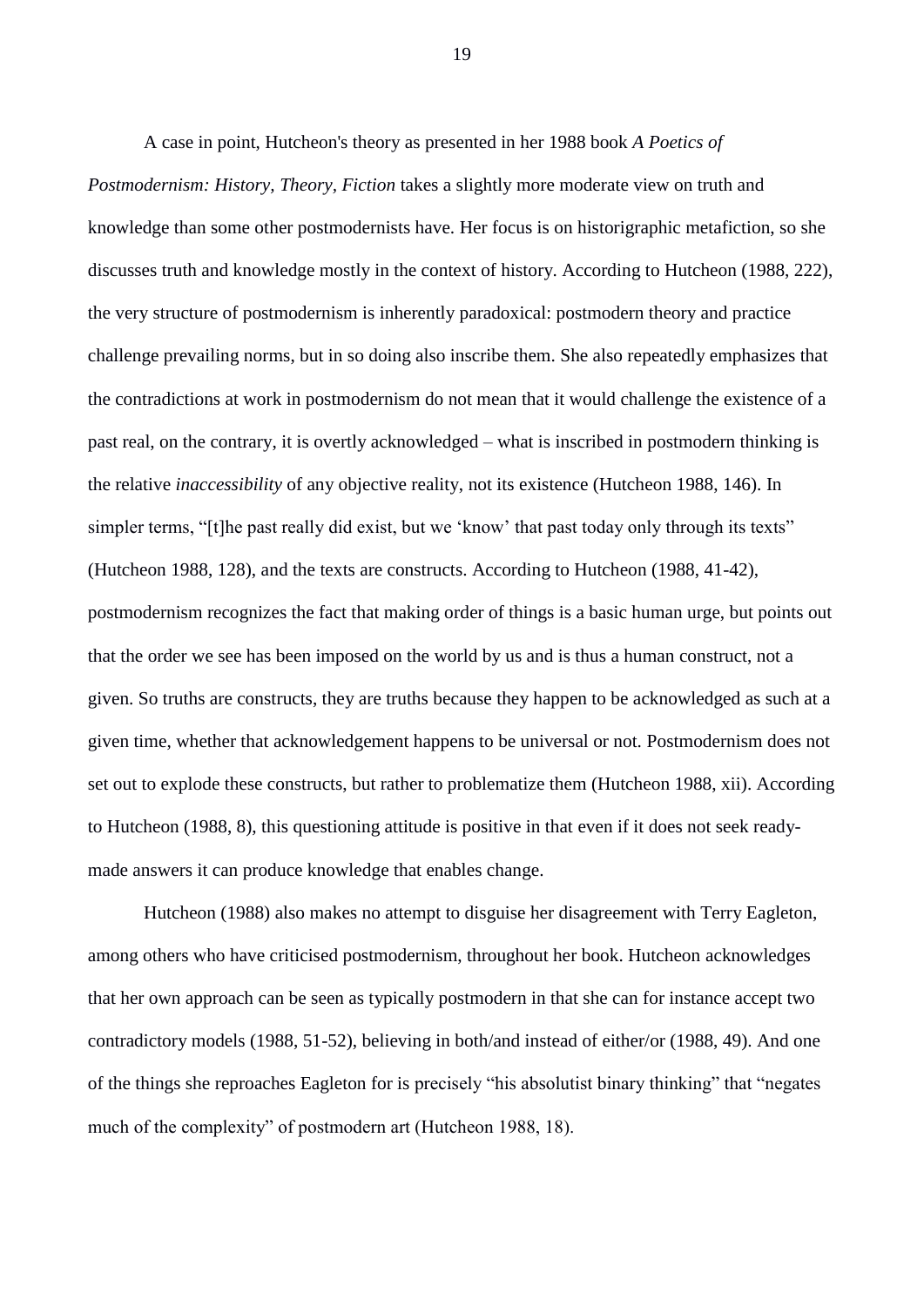A case in point, Hutcheon's theory as presented in her 1988 book *A Poetics of Postmodernism: History, Theory, Fiction* takes a slightly more moderate view on truth and knowledge than some other postmodernists have. Her focus is on historigraphic metafiction, so she discusses truth and knowledge mostly in the context of history. According to Hutcheon (1988, 222), the very structure of postmodernism is inherently paradoxical: postmodern theory and practice challenge prevailing norms, but in so doing also inscribe them. She also repeatedly emphasizes that the contradictions at work in postmodernism do not mean that it would challenge the existence of a past real, on the contrary, it is overtly acknowledged – what is inscribed in postmodern thinking is the relative *inaccessibility* of any objective reality, not its existence (Hutcheon 1988, 146). In simpler terms, "[t]he past really did exist, but we 'know' that past today only through its texts" (Hutcheon 1988, 128), and the texts are constructs. According to Hutcheon (1988, 41-42), postmodernism recognizes the fact that making order of things is a basic human urge, but points out that the order we see has been imposed on the world by us and is thus a human construct, not a given. So truths are constructs, they are truths because they happen to be acknowledged as such at a given time, whether that acknowledgement happens to be universal or not. Postmodernism does not set out to explode these constructs, but rather to problematize them (Hutcheon 1988, xii). According to Hutcheon (1988, 8), this questioning attitude is positive in that even if it does not seek ready-made answers it can produce knowledge that enables change.

Hutcheon (1988) also makes no attempt to disguise her disagreement with Terry Eagleton, among others who have criticised postmodernism, throughout her book. Hutcheon acknowledges that her own approach can be seen as typically postmodern in that she can for instance accept two contradictory models (1988, 51-52), believing in both/and instead of either/or (1988, 49). And one of the things she reproaches Eagleton for is precisely "his absolutist binary thinking" that "negates much of the complexity" of postmodern art (Hutcheon 1988, 18).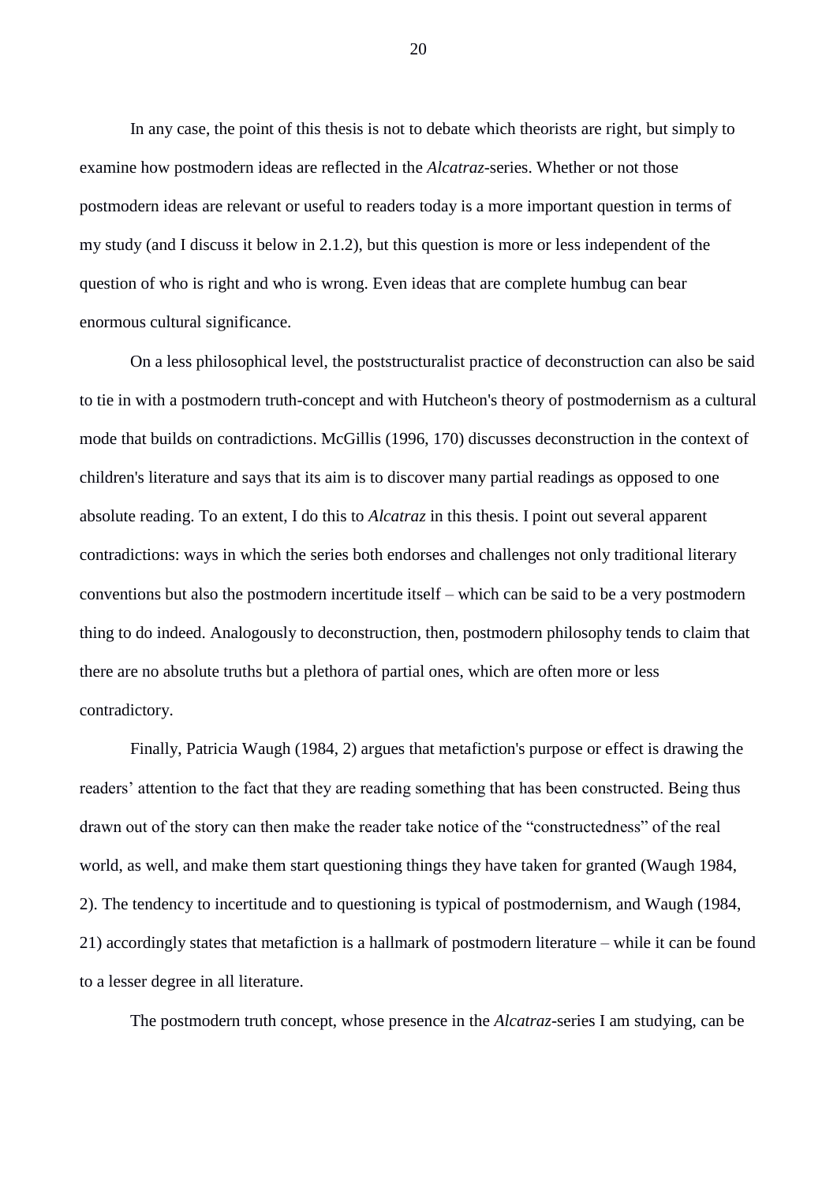In any case, the point of this thesis is not to debate which theorists are right, but simply to examine how postmodern ideas are reflected in the *Alcatraz*-series. Whether or not those postmodern ideas are relevant or useful to readers today is a more important question in terms of my study (and I discuss it below in 2.1.2), but this question is more or less independent of the question of who is right and who is wrong. Even ideas that are complete humbug can bear enormous cultural significance.

On a less philosophical level, the poststructuralist practice of deconstruction can also be said to tie in with a postmodern truth-concept and with Hutcheon's theory of postmodernism as a cultural mode that builds on contradictions. McGillis (1996, 170) discusses deconstruction in the context of children's literature and says that its aim is to discover many partial readings as opposed to one absolute reading. To an extent, I do this to *Alcatraz* in this thesis. I point out several apparent contradictions: ways in which the series both endorses and challenges not only traditional literary conventions but also the postmodern incertitude itself – which can be said to be a very postmodern thing to do indeed. Analogously to deconstruction, then, postmodern philosophy tends to claim that there are no absolute truths but a plethora of partial ones, which are often more or less contradictory.

Finally, Patricia Waugh (1984, 2) argues that metafiction's purpose or effect is drawing the readers' attention to the fact that they are reading something that has been constructed. Being thus drawn out of the story can then make the reader take notice of the "constructedness" of the real world, as well, and make them start questioning things they have taken for granted (Waugh 1984, 2). The tendency to incertitude and to questioning is typical of postmodernism, and Waugh (1984, 21) accordingly states that metafiction is a hallmark of postmodern literature – while it can be found to a lesser degree in all literature.

The postmodern truth concept, whose presence in the *Alcatraz*-series I am studying, can be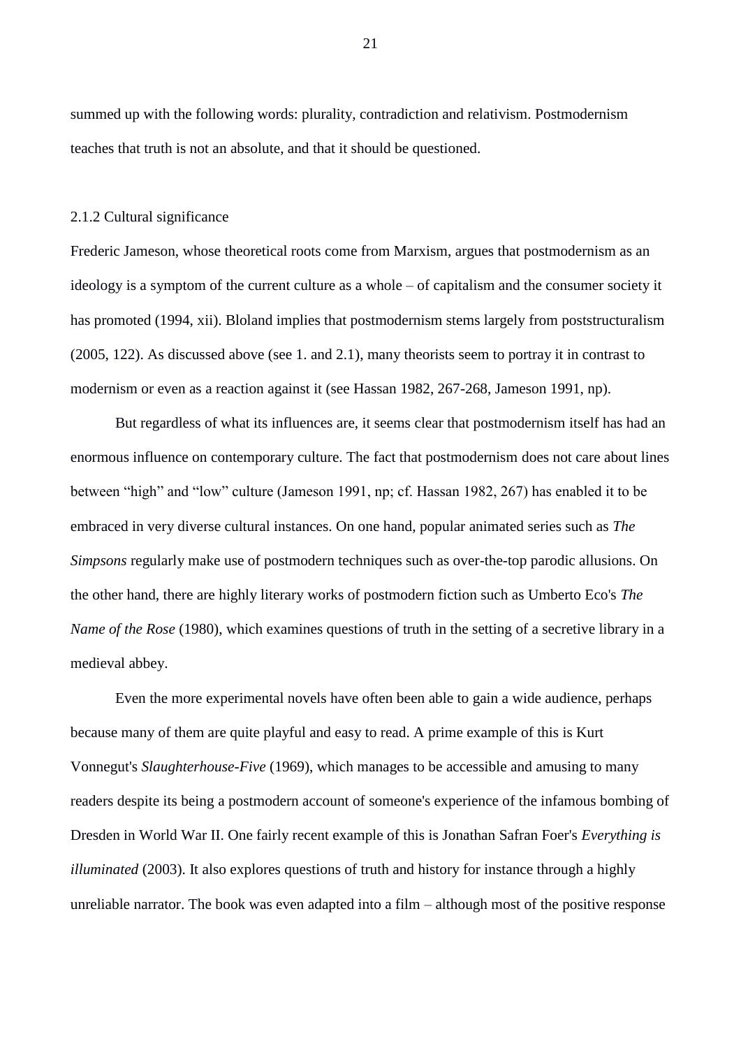summed up with the following words: plurality, contradiction and relativism. Postmodernism teaches that truth is not an absolute, and that it should be questioned.

### 2.1.2 Cultural significance

Frederic Jameson, whose theoretical roots come from Marxism, argues that postmodernism as an ideology is a symptom of the current culture as a whole – of capitalism and the consumer society it has promoted (1994, xii). Bloland implies that postmodernism stems largely from poststructuralism (2005, 122). As discussed above (see 1. and 2.1), many theorists seem to portray it in contrast to modernism or even as a reaction against it (see Hassan 1982, 267-268, Jameson 1991, np).

But regardless of what its influences are, it seems clear that postmodernism itself has had an enormous influence on contemporary culture. The fact that postmodernism does not care about lines between "high" and "low" culture (Jameson 1991, np; cf. Hassan 1982, 267) has enabled it to be embraced in very diverse cultural instances. On one hand, popular animated series such as *The Simpsons* regularly make use of postmodern techniques such as over-the-top parodic allusions. On the other hand, there are highly literary works of postmodern fiction such as Umberto Eco's *The Name of the Rose* (1980), which examines questions of truth in the setting of a secretive library in a medieval abbey.

Even the more experimental novels have often been able to gain a wide audience, perhaps because many of them are quite playful and easy to read. A prime example of this is Kurt Vonnegut's *Slaughterhouse-Five* (1969), which manages to be accessible and amusing to many readers despite its being a postmodern account of someone's experience of the infamous bombing of Dresden in World War II. One fairly recent example of this is Jonathan Safran Foer's *Everything is illuminated* (2003). It also explores questions of truth and history for instance through a highly unreliable narrator. The book was even adapted into a film – although most of the positive response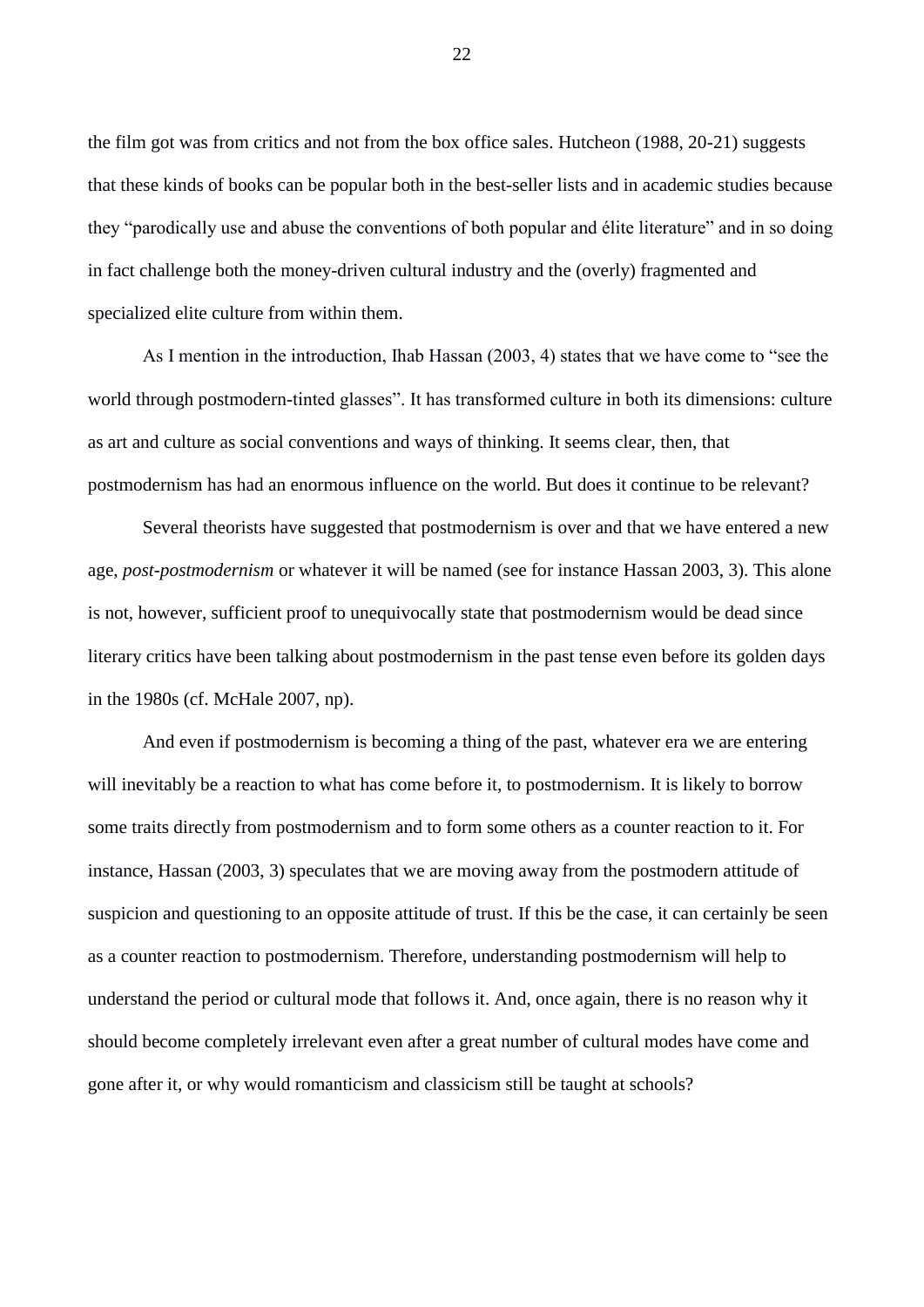the film got was from critics and not from the box office sales. Hutcheon (1988, 20-21) suggests that these kinds of books can be popular both in the best-seller lists and in academic studies because they "parodically use and abuse the conventions of both popular and élite literature" and in so doing in fact challenge both the money-driven cultural industry and the (overly) fragmented and specialized elite culture from within them.

As I mention in the introduction, Ihab Hassan (2003, 4) states that we have come to "see the world through postmodern-tinted glasses". It has transformed culture in both its dimensions: culture as art and culture as social conventions and ways of thinking. It seems clear, then, that postmodernism has had an enormous influence on the world. But does it continue to be relevant?

Several theorists have suggested that postmodernism is over and that we have entered a new age, *post-postmodernism* or whatever it will be named (see for instance Hassan 2003, 3). This alone is not, however, sufficient proof to unequivocally state that postmodernism would be dead since literary critics have been talking about postmodernism in the past tense even before its golden days in the 1980s (cf. McHale 2007, np).

And even if postmodernism is becoming a thing of the past, whatever era we are entering will inevitably be a reaction to what has come before it, to postmodernism. It is likely to borrow some traits directly from postmodernism and to form some others as a counter reaction to it. For instance, Hassan (2003, 3) speculates that we are moving away from the postmodern attitude of suspicion and questioning to an opposite attitude of trust. If this be the case, it can certainly be seen as a counter reaction to postmodernism. Therefore, understanding postmodernism will help to understand the period or cultural mode that follows it. And, once again, there is no reason why it should become completely irrelevant even after a great number of cultural modes have come and gone after it, or why would romanticism and classicism still be taught at schools?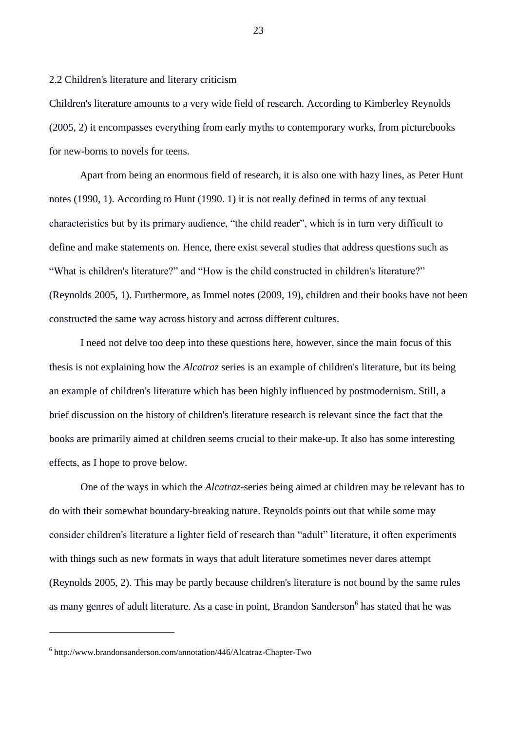## 2.2 Children's literature and literary criticism

Children's literature amounts to a very wide field of research. According to Kimberley Reynolds (2005, 2) it encompasses everything from early myths to contemporary works, from picturebooks for new-borns to novels for teens.

Apart from being an enormous field of research, it is also one with hazy lines, as Peter Hunt notes (1990, 1). According to Hunt (1990. 1) it is not really defined in terms of any textual characteristics but by its primary audience, "the child reader", which is in turn very difficult to define and make statements on. Hence, there exist several studies that address questions such as "What is children's literature?" and "How is the child constructed in children's literature?" (Reynolds 2005, 1). Furthermore, as Immel notes (2009, 19), children and their books have not been constructed the same way across history and across different cultures.

I need not delve too deep into these questions here, however, since the main focus of this thesis is not explaining how the *Alcatraz* series is an example of children's literature, but its being an example of children's literature which has been highly influenced by postmodernism. Still, a brief discussion on the history of children's literature research is relevant since the fact that the books are primarily aimed at children seems crucial to their make-up. It also has some interesting effects, as I hope to prove below.

One of the ways in which the *Alcatraz*-series being aimed at children may be relevant has to do with their somewhat boundary-breaking nature. Reynolds points out that while some may consider children's literature a lighter field of research than "adult" literature, it often experiments with things such as new formats in ways that adult literature sometimes never dares attempt (Reynolds 2005, 2). This may be partly because children's literature is not bound by the same rules as many genres of adult literature. As a case in point, Brandon Sanderson[6] has stated that he was

---

[6] http://www.brandonsanderson.com/annotation/446/Alcatraz-Chapter-Two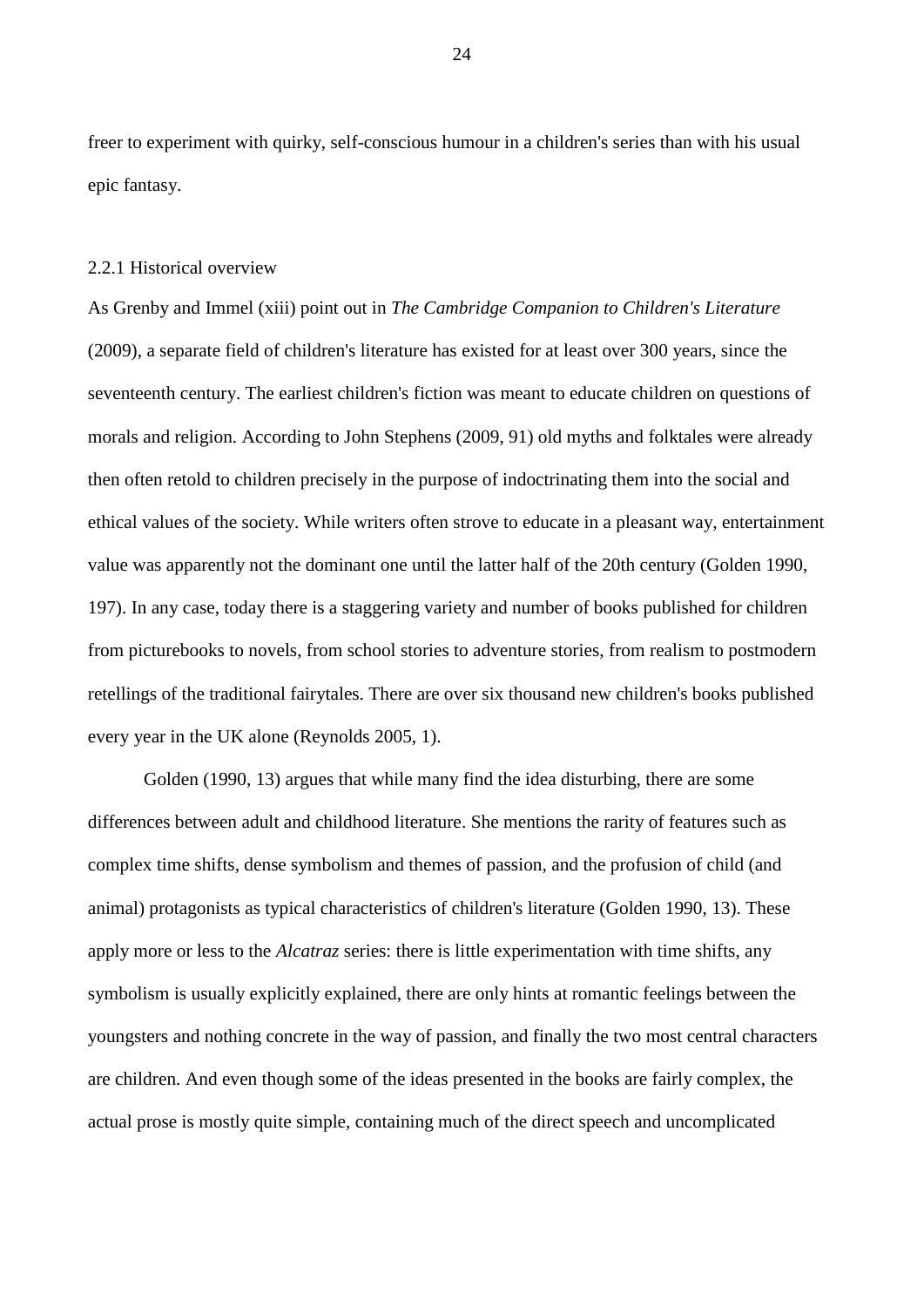freer to experiment with quirky, self-conscious humour in a children's series than with his usual epic fantasy.

### 2.2.1 Historical overview

As Grenby and Immel (xiii) point out in *The Cambridge Companion to Children's Literature* (2009), a separate field of children's literature has existed for at least over 300 years, since the seventeenth century. The earliest children's fiction was meant to educate children on questions of morals and religion. According to John Stephens (2009, 91) old myths and folktales were already then often retold to children precisely in the purpose of indoctrinating them into the social and ethical values of the society. While writers often strove to educate in a pleasant way, entertainment value was apparently not the dominant one until the latter half of the 20th century (Golden 1990, 197). In any case, today there is a staggering variety and number of books published for children from picturebooks to novels, from school stories to adventure stories, from realism to postmodern retellings of the traditional fairytales. There are over six thousand new children's books published every year in the UK alone (Reynolds 2005, 1).

Golden (1990, 13) argues that while many find the idea disturbing, there are some differences between adult and childhood literature. She mentions the rarity of features such as complex time shifts, dense symbolism and themes of passion, and the profusion of child (and animal) protagonists as typical characteristics of children's literature (Golden 1990, 13). These apply more or less to the *Alcatraz* series: there is little experimentation with time shifts, any symbolism is usually explicitly explained, there are only hints at romantic feelings between the youngsters and nothing concrete in the way of passion, and finally the two most central characters are children. And even though some of the ideas presented in the books are fairly complex, the actual prose is mostly quite simple, containing much of the direct speech and uncomplicated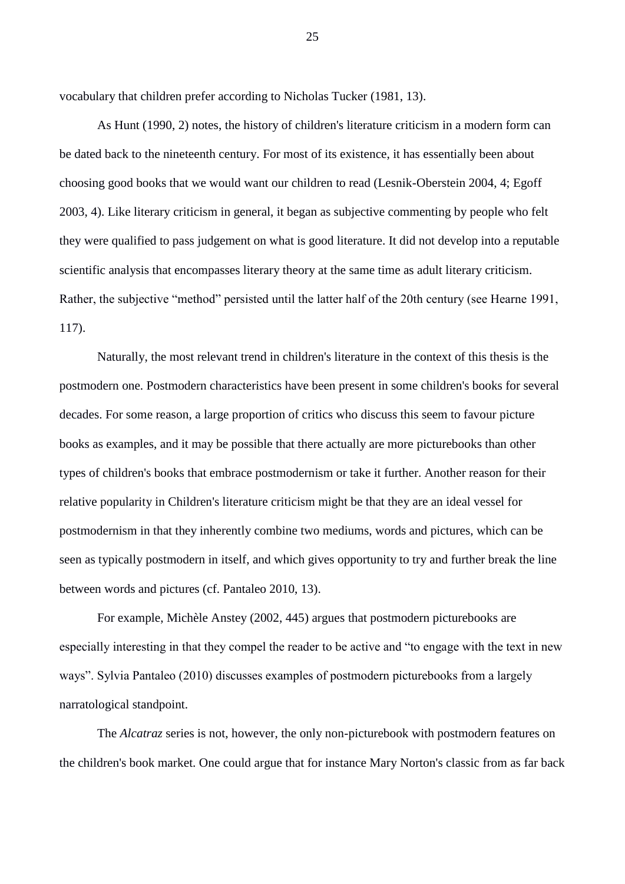vocabulary that children prefer according to Nicholas Tucker (1981, 13).

As Hunt (1990, 2) notes, the history of children's literature criticism in a modern form can be dated back to the nineteenth century. For most of its existence, it has essentially been about choosing good books that we would want our children to read (Lesnik-Oberstein 2004, 4; Egoff 2003, 4). Like literary criticism in general, it began as subjective commenting by people who felt they were qualified to pass judgement on what is good literature. It did not develop into a reputable scientific analysis that encompasses literary theory at the same time as adult literary criticism. Rather, the subjective "method" persisted until the latter half of the 20th century (see Hearne 1991, 117).

Naturally, the most relevant trend in children's literature in the context of this thesis is the postmodern one. Postmodern characteristics have been present in some children's books for several decades. For some reason, a large proportion of critics who discuss this seem to favour picture books as examples, and it may be possible that there actually are more picturebooks than other types of children's books that embrace postmodernism or take it further. Another reason for their relative popularity in Children's literature criticism might be that they are an ideal vessel for postmodernism in that they inherently combine two mediums, words and pictures, which can be seen as typically postmodern in itself, and which gives opportunity to try and further break the line between words and pictures (cf. Pantaleo 2010, 13).

For example, Michèle Anstey (2002, 445) argues that postmodern picturebooks are especially interesting in that they compel the reader to be active and "to engage with the text in new ways". Sylvia Pantaleo (2010) discusses examples of postmodern picturebooks from a largely narratological standpoint.

The *Alcatraz* series is not, however, the only non-picturebook with postmodern features on the children's book market. One could argue that for instance Mary Norton's classic from as far back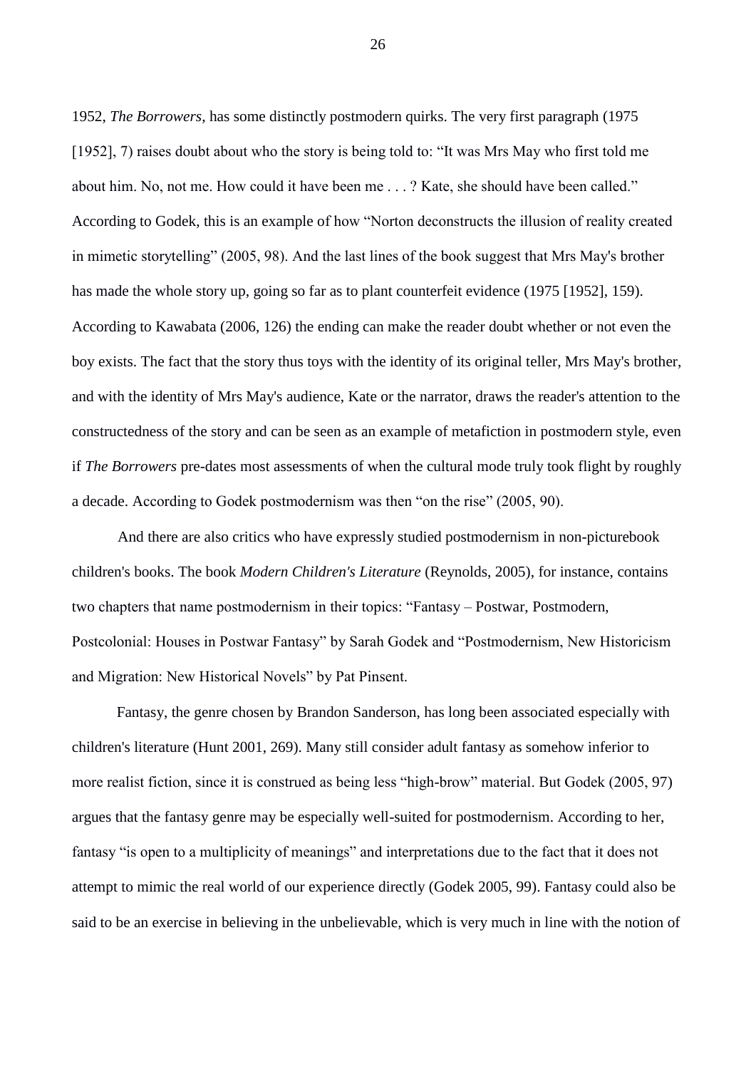1952, *The Borrowers*, has some distinctly postmodern quirks. The very first paragraph (1975 [1952], 7) raises doubt about who the story is being told to: “It was Mrs May who first told me about him. No, not me. How could it have been me . . . ? Kate, she should have been called.” According to Godek, this is an example of how “Norton deconstructs the illusion of reality created in mimetic storytelling” (2005, 98). And the last lines of the book suggest that Mrs May's brother has made the whole story up, going so far as to plant counterfeit evidence (1975 [1952], 159). According to Kawabata (2006, 126) the ending can make the reader doubt whether or not even the boy exists. The fact that the story thus toys with the identity of its original teller, Mrs May's brother, and with the identity of Mrs May's audience, Kate or the narrator, draws the reader's attention to the constructedness of the story and can be seen as an example of metafiction in postmodern style, even if *The Borrowers* pre-dates most assessments of when the cultural mode truly took flight by roughly a decade. According to Godek postmodernism was then “on the rise” (2005, 90).

And there are also critics who have expressly studied postmodernism in non-picturebook children's books. The book *Modern Children's Literature* (Reynolds, 2005), for instance, contains two chapters that name postmodernism in their topics: “Fantasy – Postwar, Postmodern, Postcolonial: Houses in Postwar Fantasy” by Sarah Godek and “Postmodernism, New Historicism and Migration: New Historical Novels” by Pat Pinsent.

Fantasy, the genre chosen by Brandon Sanderson, has long been associated especially with children's literature (Hunt 2001, 269). Many still consider adult fantasy as somehow inferior to more realist fiction, since it is construed as being less “high-brow” material. But Godek (2005, 97) argues that the fantasy genre may be especially well-suited for postmodernism. According to her, fantasy “is open to a multiplicity of meanings” and interpretations due to the fact that it does not attempt to mimic the real world of our experience directly (Godek 2005, 99). Fantasy could also be said to be an exercise in believing in the unbelievable, which is very much in line with the notion of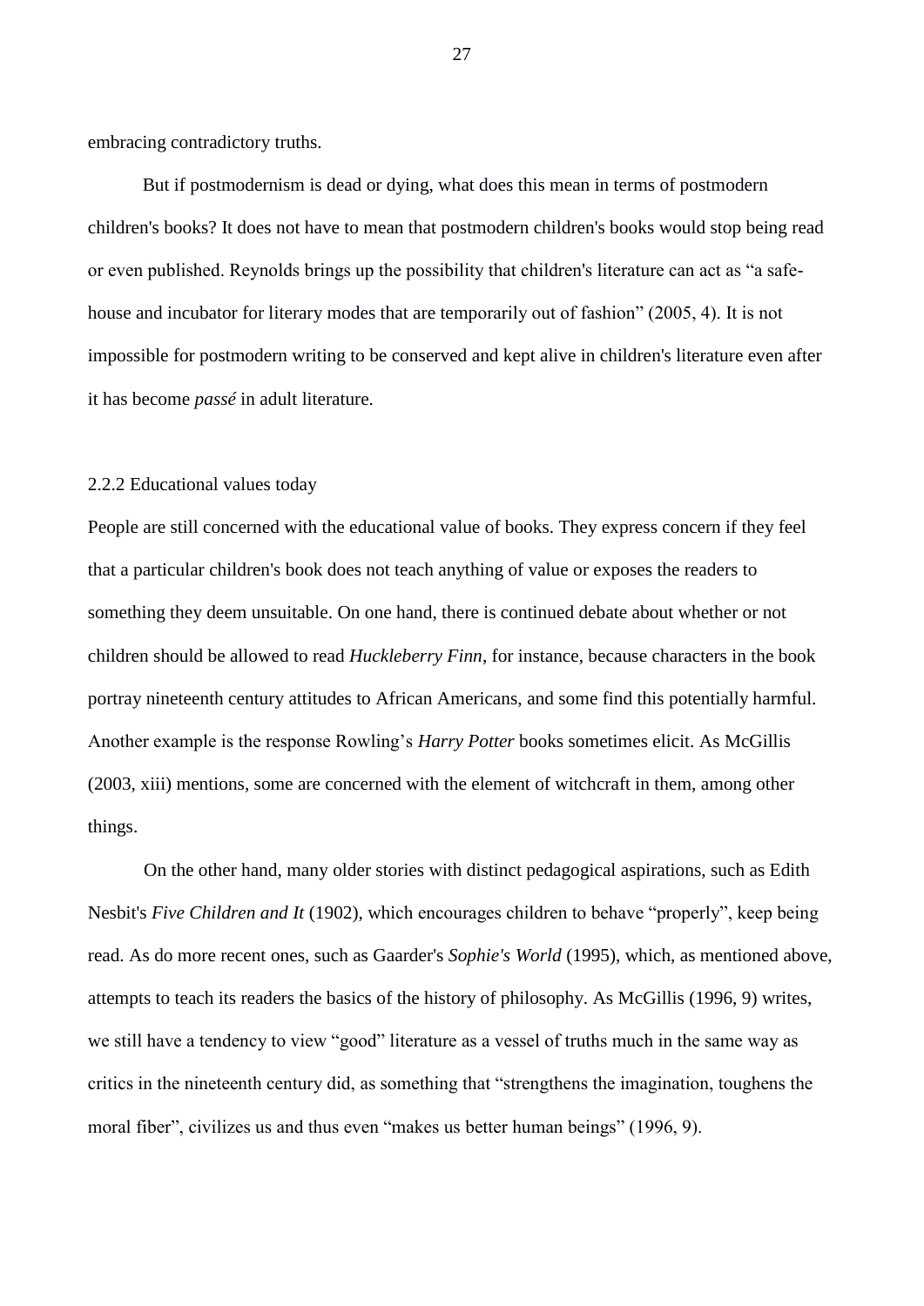embracing contradictory truths.

But if postmodernism is dead or dying, what does this mean in terms of postmodern children's books? It does not have to mean that postmodern children's books would stop being read or even published. Reynolds brings up the possibility that children's literature can act as "a safe-house and incubator for literary modes that are temporarily out of fashion" (2005, 4). It is not impossible for postmodern writing to be conserved and kept alive in children's literature even after it has become *passé* in adult literature.

### 2.2.2 Educational values today

People are still concerned with the educational value of books. They express concern if they feel that a particular children's book does not teach anything of value or exposes the readers to something they deem unsuitable. On one hand, there is continued debate about whether or not children should be allowed to read *Huckleberry Finn*, for instance, because characters in the book portray nineteenth century attitudes to African Americans, and some find this potentially harmful. Another example is the response Rowling's *Harry Potter* books sometimes elicit. As McGillis (2003, xiii) mentions, some are concerned with the element of witchcraft in them, among other things.

On the other hand, many older stories with distinct pedagogical aspirations, such as Edith Nesbit's *Five Children and It* (1902), which encourages children to behave "properly", keep being read. As do more recent ones, such as Gaarder's *Sophie's World* (1995), which, as mentioned above, attempts to teach its readers the basics of the history of philosophy. As McGillis (1996, 9) writes, we still have a tendency to view "good" literature as a vessel of truths much in the same way as critics in the nineteenth century did, as something that "strengthens the imagination, toughens the moral fiber", civilizes us and thus even "makes us better human beings" (1996, 9).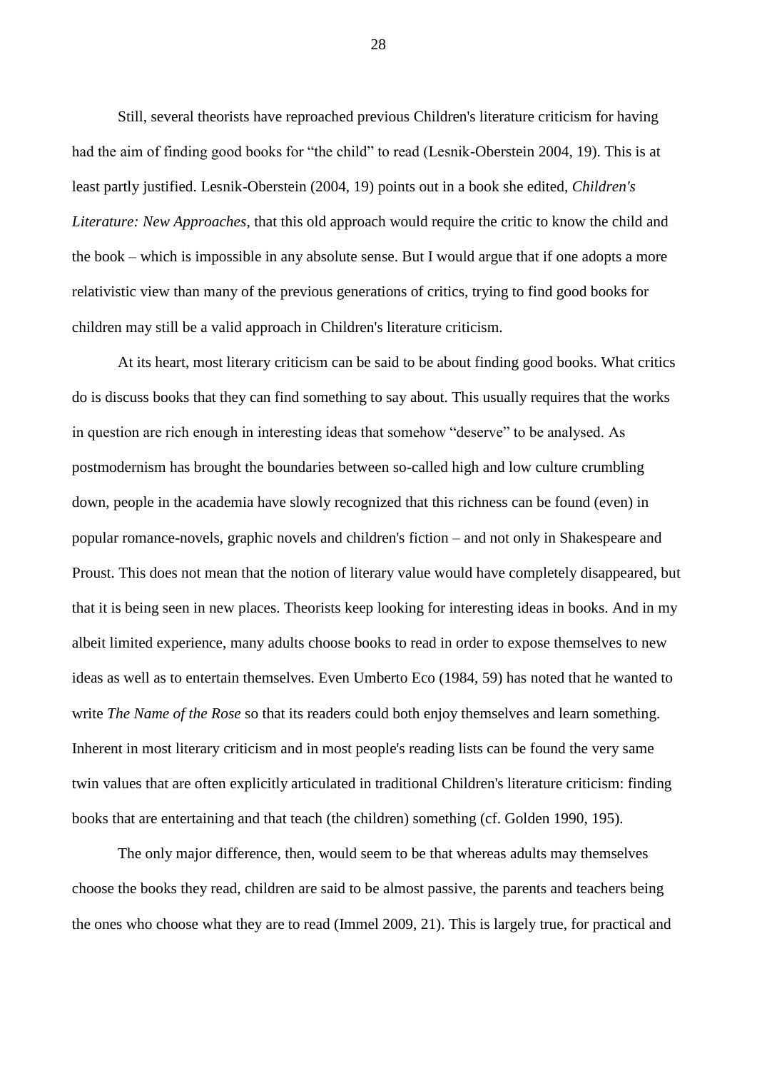Still, several theorists have reproached previous Children's literature criticism for having had the aim of finding good books for "the child" to read (Lesnik-Oberstein 2004, 19). This is at least partly justified. Lesnik-Oberstein (2004, 19) points out in a book she edited, *Children's Literature: New Approaches*, that this old approach would require the critic to know the child and the book – which is impossible in any absolute sense. But I would argue that if one adopts a more relativistic view than many of the previous generations of critics, trying to find good books for children may still be a valid approach in Children's literature criticism.

At its heart, most literary criticism can be said to be about finding good books. What critics do is discuss books that they can find something to say about. This usually requires that the works in question are rich enough in interesting ideas that somehow "deserve" to be analysed. As postmodernism has brought the boundaries between so-called high and low culture crumbling down, people in the academia have slowly recognized that this richness can be found (even) in popular romance-novels, graphic novels and children's fiction – and not only in Shakespeare and Proust. This does not mean that the notion of literary value would have completely disappeared, but that it is being seen in new places. Theorists keep looking for interesting ideas in books. And in my albeit limited experience, many adults choose books to read in order to expose themselves to new ideas as well as to entertain themselves. Even Umberto Eco (1984, 59) has noted that he wanted to write *The Name of the Rose* so that its readers could both enjoy themselves and learn something. Inherent in most literary criticism and in most people's reading lists can be found the very same twin values that are often explicitly articulated in traditional Children's literature criticism: finding books that are entertaining and that teach (the children) something (cf. Golden 1990, 195).

The only major difference, then, would seem to be that whereas adults may themselves choose the books they read, children are said to be almost passive, the parents and teachers being the ones who choose what they are to read (Immel 2009, 21). This is largely true, for practical and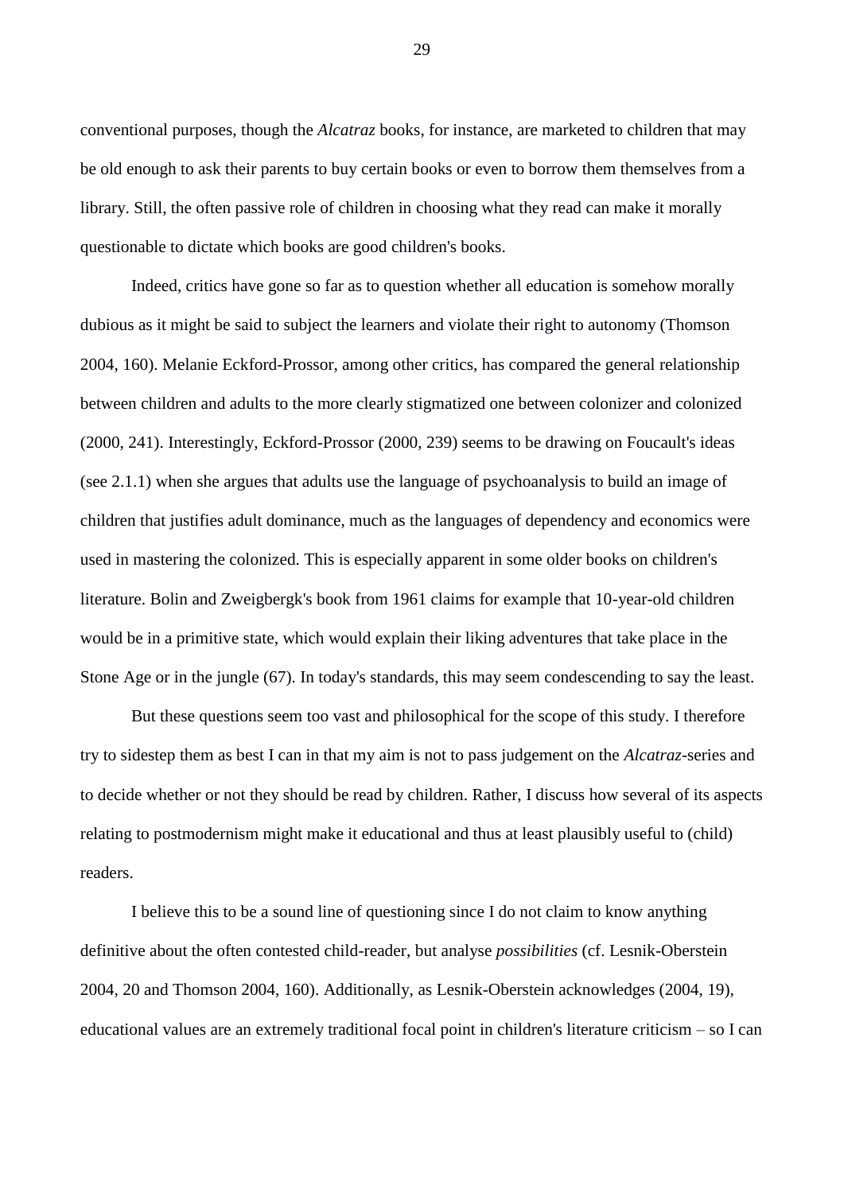conventional purposes, though the *Alcatraz* books, for instance, are marketed to children that may be old enough to ask their parents to buy certain books or even to borrow them themselves from a library. Still, the often passive role of children in choosing what they read can make it morally questionable to dictate which books are good children's books.

Indeed, critics have gone so far as to question whether all education is somehow morally dubious as it might be said to subject the learners and violate their right to autonomy (Thomson 2004, 160). Melanie Eckford-Prossor, among other critics, has compared the general relationship between children and adults to the more clearly stigmatized one between colonizer and colonized (2000, 241). Interestingly, Eckford-Prossor (2000, 239) seems to be drawing on Foucault's ideas (see 2.1.1) when she argues that adults use the language of psychoanalysis to build an image of children that justifies adult dominance, much as the languages of dependency and economics were used in mastering the colonized. This is especially apparent in some older books on children's literature. Bolin and Zweigbergk's book from 1961 claims for example that 10-year-old children would be in a primitive state, which would explain their liking adventures that take place in the Stone Age or in the jungle (67). In today's standards, this may seem condescending to say the least.

But these questions seem too vast and philosophical for the scope of this study. I therefore try to sidestep them as best I can in that my aim is not to pass judgement on the *Alcatraz*-series and to decide whether or not they should be read by children. Rather, I discuss how several of its aspects relating to postmodernism might make it educational and thus at least plausibly useful to (child) readers.

I believe this to be a sound line of questioning since I do not claim to know anything definitive about the often contested child-reader, but analyse *possibilities* (cf. Lesnik-Oberstein 2004, 20 and Thomson 2004, 160). Additionally, as Lesnik-Oberstein acknowledges (2004, 19), educational values are an extremely traditional focal point in children's literature criticism – so I can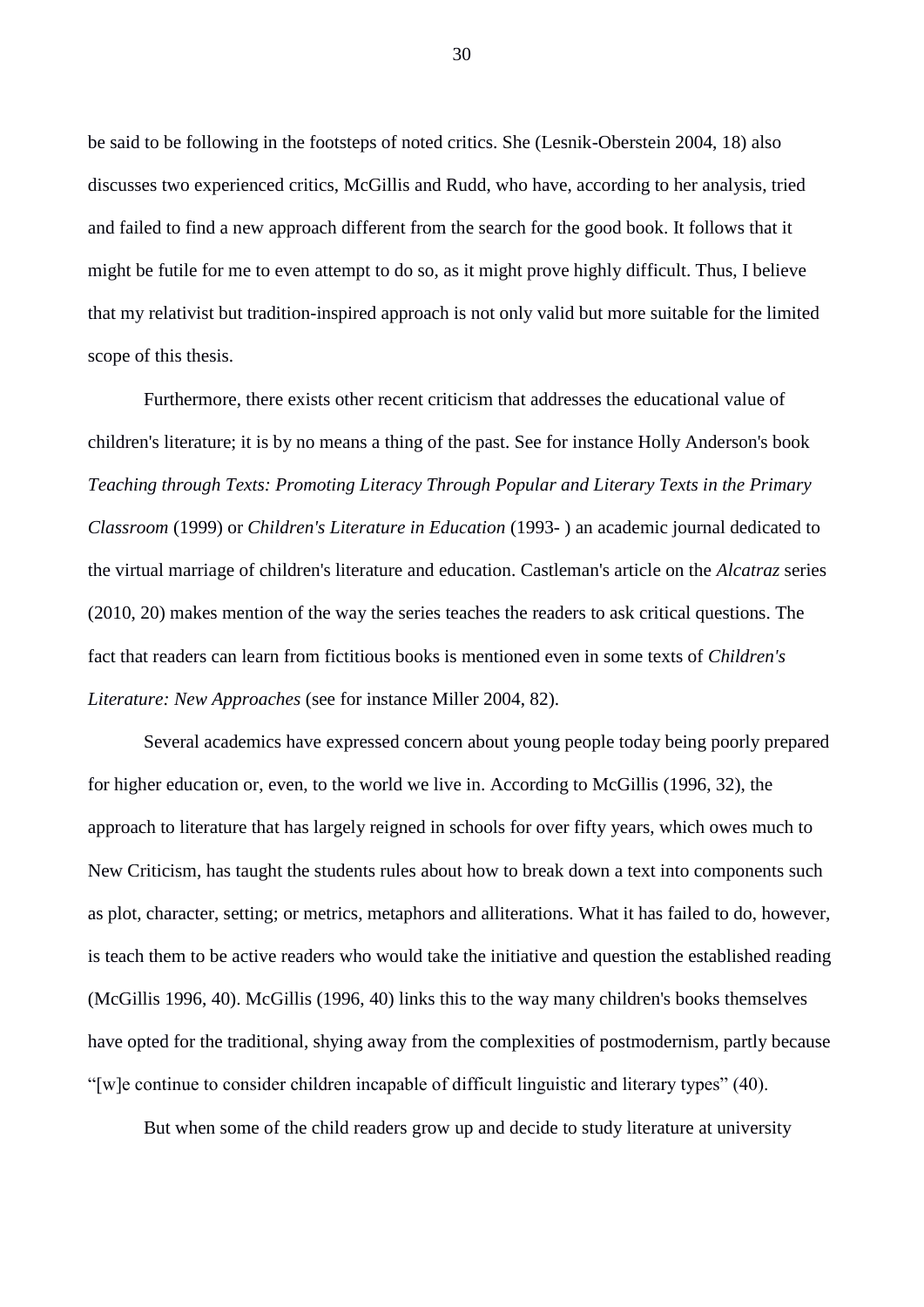be said to be following in the footsteps of noted critics. She (Lesnik-Oberstein 2004, 18) also discusses two experienced critics, McGillis and Rudd, who have, according to her analysis, tried and failed to find a new approach different from the search for the good book. It follows that it might be futile for me to even attempt to do so, as it might prove highly difficult. Thus, I believe that my relativist but tradition-inspired approach is not only valid but more suitable for the limited scope of this thesis.

Furthermore, there exists other recent criticism that addresses the educational value of children's literature; it is by no means a thing of the past. See for instance Holly Anderson's book *Teaching through Texts: Promoting Literacy Through Popular and Literary Texts in the Primary Classroom* (1999) or *Children's Literature in Education* (1993- ) an academic journal dedicated to the virtual marriage of children's literature and education. Castleman's article on the *Alcatraz* series (2010, 20) makes mention of the way the series teaches the readers to ask critical questions. The fact that readers can learn from fictitious books is mentioned even in some texts of *Children's Literature: New Approaches* (see for instance Miller 2004, 82).

Several academics have expressed concern about young people today being poorly prepared for higher education or, even, to the world we live in. According to McGillis (1996, 32), the approach to literature that has largely reigned in schools for over fifty years, which owes much to New Criticism, has taught the students rules about how to break down a text into components such as plot, character, setting; or metrics, metaphors and alliterations. What it has failed to do, however, is teach them to be active readers who would take the initiative and question the established reading (McGillis 1996, 40). McGillis (1996, 40) links this to the way many children's books themselves have opted for the traditional, shying away from the complexities of postmodernism, partly because "[w]e continue to consider children incapable of difficult linguistic and literary types" (40).

But when some of the child readers grow up and decide to study literature at university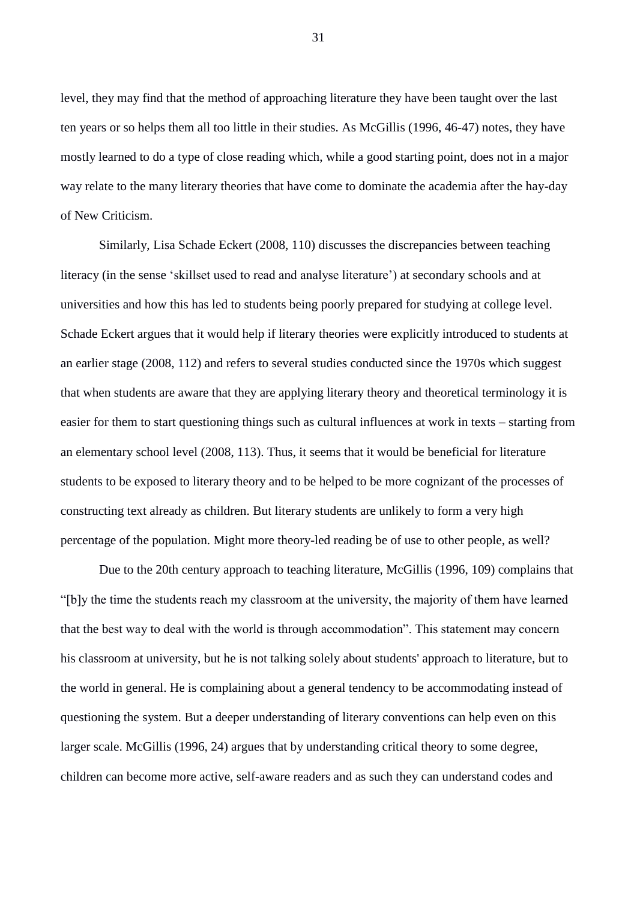level, they may find that the method of approaching literature they have been taught over the last ten years or so helps them all too little in their studies. As McGillis (1996, 46-47) notes, they have mostly learned to do a type of close reading which, while a good starting point, does not in a major way relate to the many literary theories that have come to dominate the academia after the hay-day of New Criticism.

Similarly, Lisa Schade Eckert (2008, 110) discusses the discrepancies between teaching literacy (in the sense 'skillset used to read and analyse literature') at secondary schools and at universities and how this has led to students being poorly prepared for studying at college level. Schade Eckert argues that it would help if literary theories were explicitly introduced to students at an earlier stage (2008, 112) and refers to several studies conducted since the 1970s which suggest that when students are aware that they are applying literary theory and theoretical terminology it is easier for them to start questioning things such as cultural influences at work in texts – starting from an elementary school level (2008, 113). Thus, it seems that it would be beneficial for literature students to be exposed to literary theory and to be helped to be more cognizant of the processes of constructing text already as children. But literary students are unlikely to form a very high percentage of the population. Might more theory-led reading be of use to other people, as well?

Due to the 20th century approach to teaching literature, McGillis (1996, 109) complains that "[b]y the time the students reach my classroom at the university, the majority of them have learned that the best way to deal with the world is through accommodation". This statement may concern his classroom at university, but he is not talking solely about students' approach to literature, but to the world in general. He is complaining about a general tendency to be accommodating instead of questioning the system. But a deeper understanding of literary conventions can help even on this larger scale. McGillis (1996, 24) argues that by understanding critical theory to some degree, children can become more active, self-aware readers and as such they can understand codes and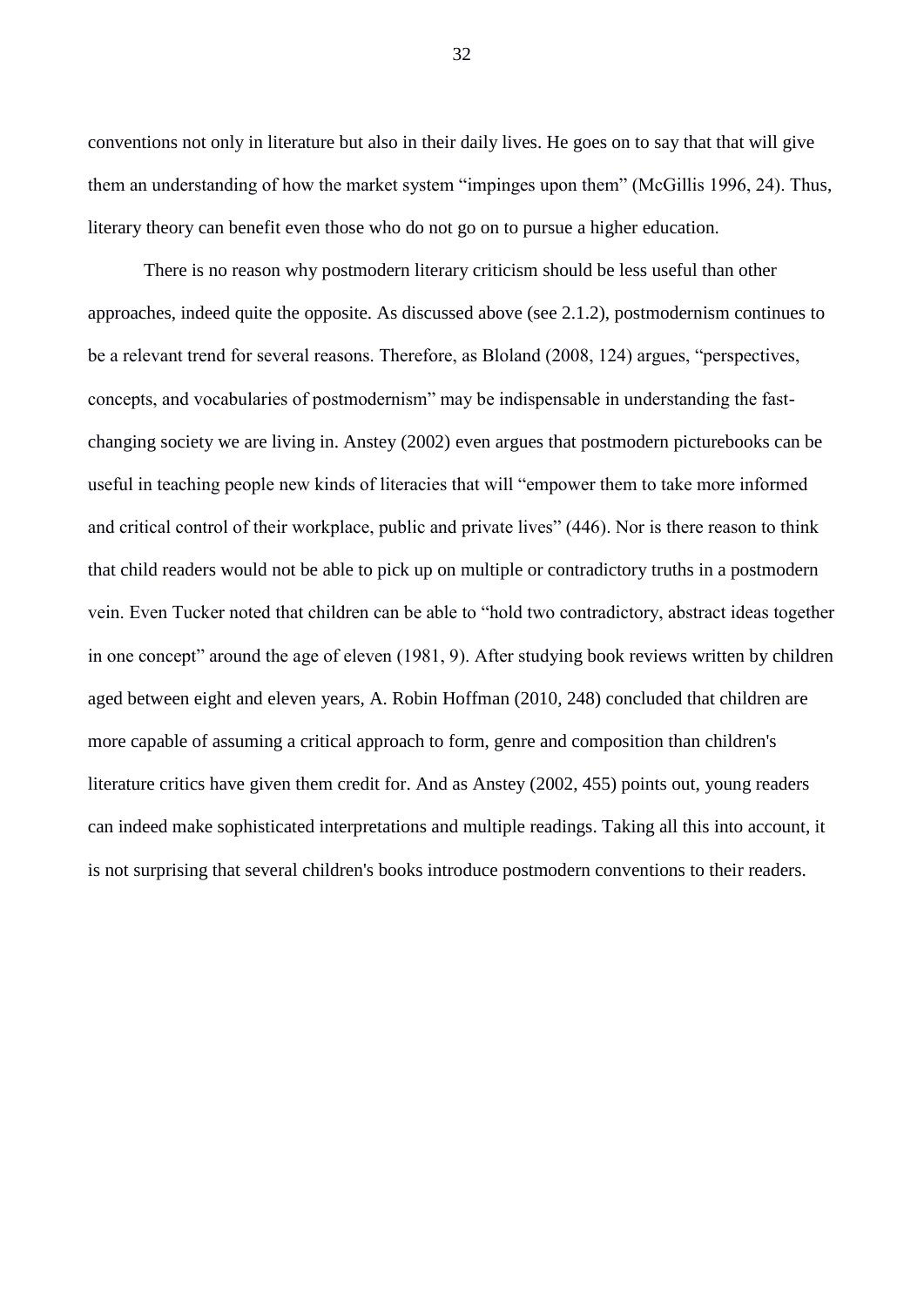conventions not only in literature but also in their daily lives. He goes on to say that that will give them an understanding of how the market system "impinges upon them" (McGillis 1996, 24). Thus, literary theory can benefit even those who do not go on to pursue a higher education.

There is no reason why postmodern literary criticism should be less useful than other approaches, indeed quite the opposite. As discussed above (see 2.1.2), postmodernism continues to be a relevant trend for several reasons. Therefore, as Bloland (2008, 124) argues, "perspectives, concepts, and vocabularies of postmodernism" may be indispensable in understanding the fast-changing society we are living in. Anstey (2002) even argues that postmodern picturebooks can be useful in teaching people new kinds of literacies that will "empower them to take more informed and critical control of their workplace, public and private lives" (446). Nor is there reason to think that child readers would not be able to pick up on multiple or contradictory truths in a postmodern vein. Even Tucker noted that children can be able to "hold two contradictory, abstract ideas together in one concept" around the age of eleven (1981, 9). After studying book reviews written by children aged between eight and eleven years, A. Robin Hoffman (2010, 248) concluded that children are more capable of assuming a critical approach to form, genre and composition than children's literature critics have given them credit for. And as Anstey (2002, 455) points out, young readers can indeed make sophisticated interpretations and multiple readings. Taking all this into account, it is not surprising that several children's books introduce postmodern conventions to their readers.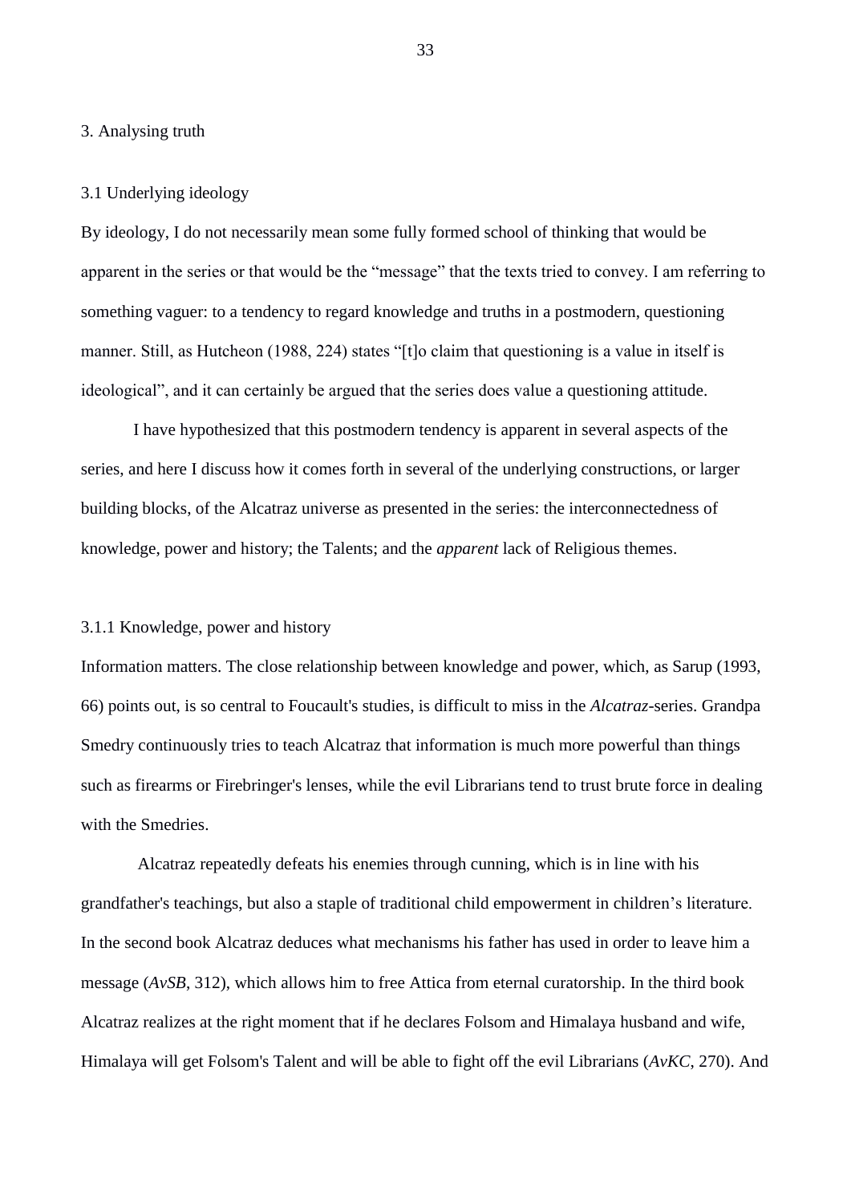# 3. Analysing truth

## 3.1 Underlying ideology

By ideology, I do not necessarily mean some fully formed school of thinking that would be apparent in the series or that would be the "message" that the texts tried to convey. I am referring to something vaguer: to a tendency to regard knowledge and truths in a postmodern, questioning manner. Still, as Hutcheon (1988, 224) states "[t]o claim that questioning is a value in itself is ideological", and it can certainly be argued that the series does value a questioning attitude.

I have hypothesized that this postmodern tendency is apparent in several aspects of the series, and here I discuss how it comes forth in several of the underlying constructions, or larger building blocks, of the Alcatraz universe as presented in the series: the interconnectedness of knowledge, power and history; the Talents; and the *apparent* lack of Religious themes.

### 3.1.1 Knowledge, power and history

Information matters. The close relationship between knowledge and power, which, as Sarup (1993, 66) points out, is so central to Foucault's studies, is difficult to miss in the *Alcatraz*-series. Grandpa Smedry continuously tries to teach Alcatraz that information is much more powerful than things such as firearms or Firebringer's lenses, while the evil Librarians tend to trust brute force in dealing with the Smedries.

Alcatraz repeatedly defeats his enemies through cunning, which is in line with his grandfather's teachings, but also a staple of traditional child empowerment in children's literature. In the second book Alcatraz deduces what mechanisms his father has used in order to leave him a message (*AvSB*, 312), which allows him to free Attica from eternal curatorship. In the third book Alcatraz realizes at the right moment that if he declares Folsom and Himalaya husband and wife, Himalaya will get Folsom's Talent and will be able to fight off the evil Librarians (*AvKC*, 270). And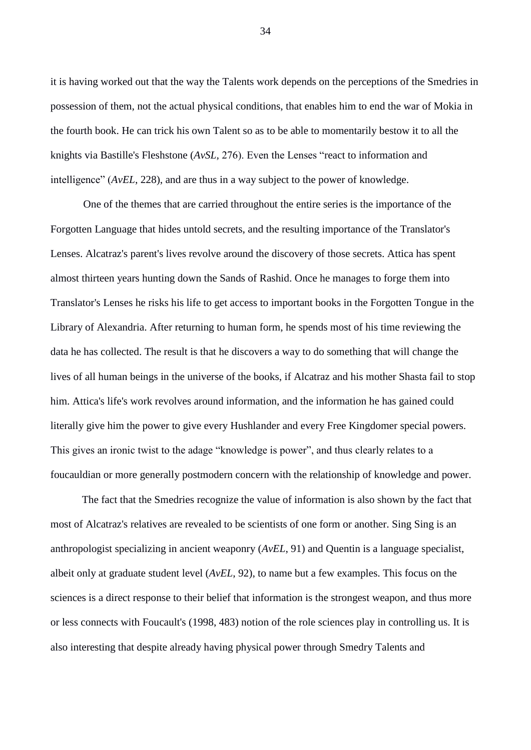it is having worked out that the way the Talents work depends on the perceptions of the Smedries in possession of them, not the actual physical conditions, that enables him to end the war of Mokia in the fourth book. He can trick his own Talent so as to be able to momentarily bestow it to all the knights via Bastille's Fleshstone (*AvSL*, 276). Even the Lenses "react to information and intelligence" (*AvEL*, 228), and are thus in a way subject to the power of knowledge.

One of the themes that are carried throughout the entire series is the importance of the Forgotten Language that hides untold secrets, and the resulting importance of the Translator's Lenses. Alcatraz's parent's lives revolve around the discovery of those secrets. Attica has spent almost thirteen years hunting down the Sands of Rashid. Once he manages to forge them into Translator's Lenses he risks his life to get access to important books in the Forgotten Tongue in the Library of Alexandria. After returning to human form, he spends most of his time reviewing the data he has collected. The result is that he discovers a way to do something that will change the lives of all human beings in the universe of the books, if Alcatraz and his mother Shasta fail to stop him. Attica's life's work revolves around information, and the information he has gained could literally give him the power to give every Hushlander and every Free Kingdomer special powers. This gives an ironic twist to the adage "knowledge is power", and thus clearly relates to a foucauldian or more generally postmodern concern with the relationship of knowledge and power.

The fact that the Smedries recognize the value of information is also shown by the fact that most of Alcatraz's relatives are revealed to be scientists of one form or another. Sing Sing is an anthropologist specializing in ancient weaponry (*AvEL*, 91) and Quentin is a language specialist, albeit only at graduate student level (*AvEL*, 92), to name but a few examples. This focus on the sciences is a direct response to their belief that information is the strongest weapon, and thus more or less connects with Foucault's (1998, 483) notion of the role sciences play in controlling us. It is also interesting that despite already having physical power through Smedry Talents and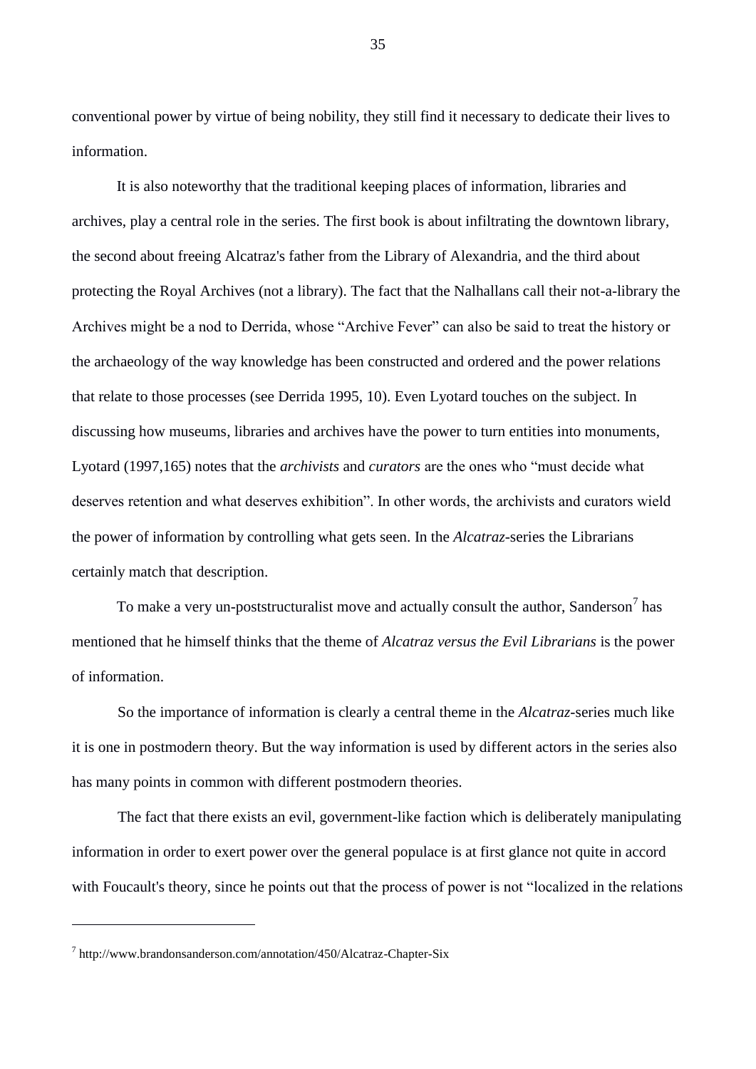conventional power by virtue of being nobility, they still find it necessary to dedicate their lives to information.

It is also noteworthy that the traditional keeping places of information, libraries and archives, play a central role in the series. The first book is about infiltrating the downtown library, the second about freeing Alcatraz's father from the Library of Alexandria, and the third about protecting the Royal Archives (not a library). The fact that the Nalhallans call their not-a-library the Archives might be a nod to Derrida, whose "Archive Fever" can also be said to treat the history or the archaeology of the way knowledge has been constructed and ordered and the power relations that relate to those processes (see Derrida 1995, 10). Even Lyotard touches on the subject. In discussing how museums, libraries and archives have the power to turn entities into monuments, Lyotard (1997,165) notes that the *archivists* and *curators* are the ones who "must decide what deserves retention and what deserves exhibition". In other words, the archivists and curators wield the power of information by controlling what gets seen. In the *Alcatraz*-series the Librarians certainly match that description.

To make a very un-poststructuralist move and actually consult the author, Sanderson[7] has mentioned that he himself thinks that the theme of *Alcatraz versus the Evil Librarians* is the power of information.

So the importance of information is clearly a central theme in the *Alcatraz*-series much like it is one in postmodern theory. But the way information is used by different actors in the series also has many points in common with different postmodern theories.

The fact that there exists an evil, government-like faction which is deliberately manipulating information in order to exert power over the general populace is at first glance not quite in accord with Foucault's theory, since he points out that the process of power is not "localized in the relations

---

[7] http://www.brandonsanderson.com/annotation/450/Alcatraz-Chapter-Six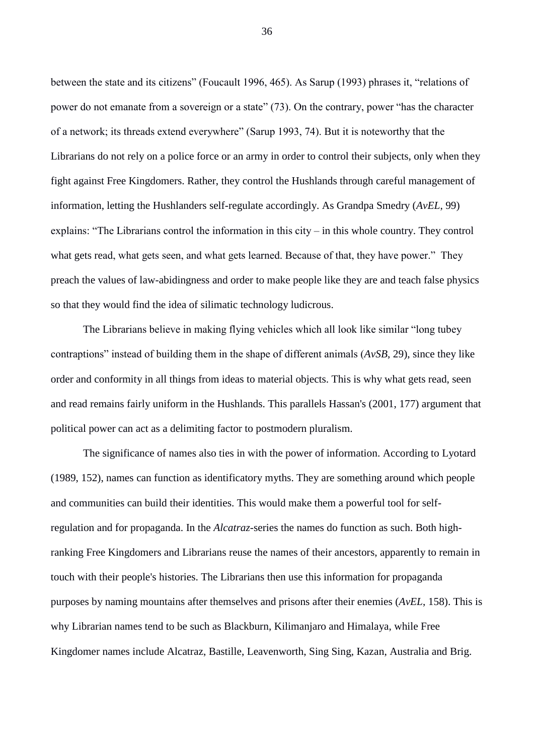between the state and its citizens" (Foucault 1996, 465). As Sarup (1993) phrases it, "relations of power do not emanate from a sovereign or a state" (73). On the contrary, power "has the character of a network; its threads extend everywhere" (Sarup 1993, 74). But it is noteworthy that the Librarians do not rely on a police force or an army in order to control their subjects, only when they fight against Free Kingdomers. Rather, they control the Hushlands through careful management of information, letting the Hushlanders self-regulate accordingly. As Grandpa Smedry (*AvEL*, 99) explains: "The Librarians control the information in this city – in this whole country. They control what gets read, what gets seen, and what gets learned. Because of that, they have power." They preach the values of law-abidingness and order to make people like they are and teach false physics so that they would find the idea of silimatic technology ludicrous.

The Librarians believe in making flying vehicles which all look like similar "long tubey contraptions" instead of building them in the shape of different animals (*AvSB*, 29), since they like order and conformity in all things from ideas to material objects. This is why what gets read, seen and read remains fairly uniform in the Hushlands. This parallels Hassan's (2001, 177) argument that political power can act as a delimiting factor to postmodern pluralism.

The significance of names also ties in with the power of information. According to Lyotard (1989, 152), names can function as identificatory myths. They are something around which people and communities can build their identities. This would make them a powerful tool for self-regulation and for propaganda. In the *Alcatraz*-series the names do function as such. Both high-ranking Free Kingdomers and Librarians reuse the names of their ancestors, apparently to remain in touch with their people's histories. The Librarians then use this information for propaganda purposes by naming mountains after themselves and prisons after their enemies (*AvEL*, 158). This is why Librarian names tend to be such as Blackburn, Kilimanjaro and Himalaya, while Free Kingdomer names include Alcatraz, Bastille, Leavenworth, Sing Sing, Kazan, Australia and Brig.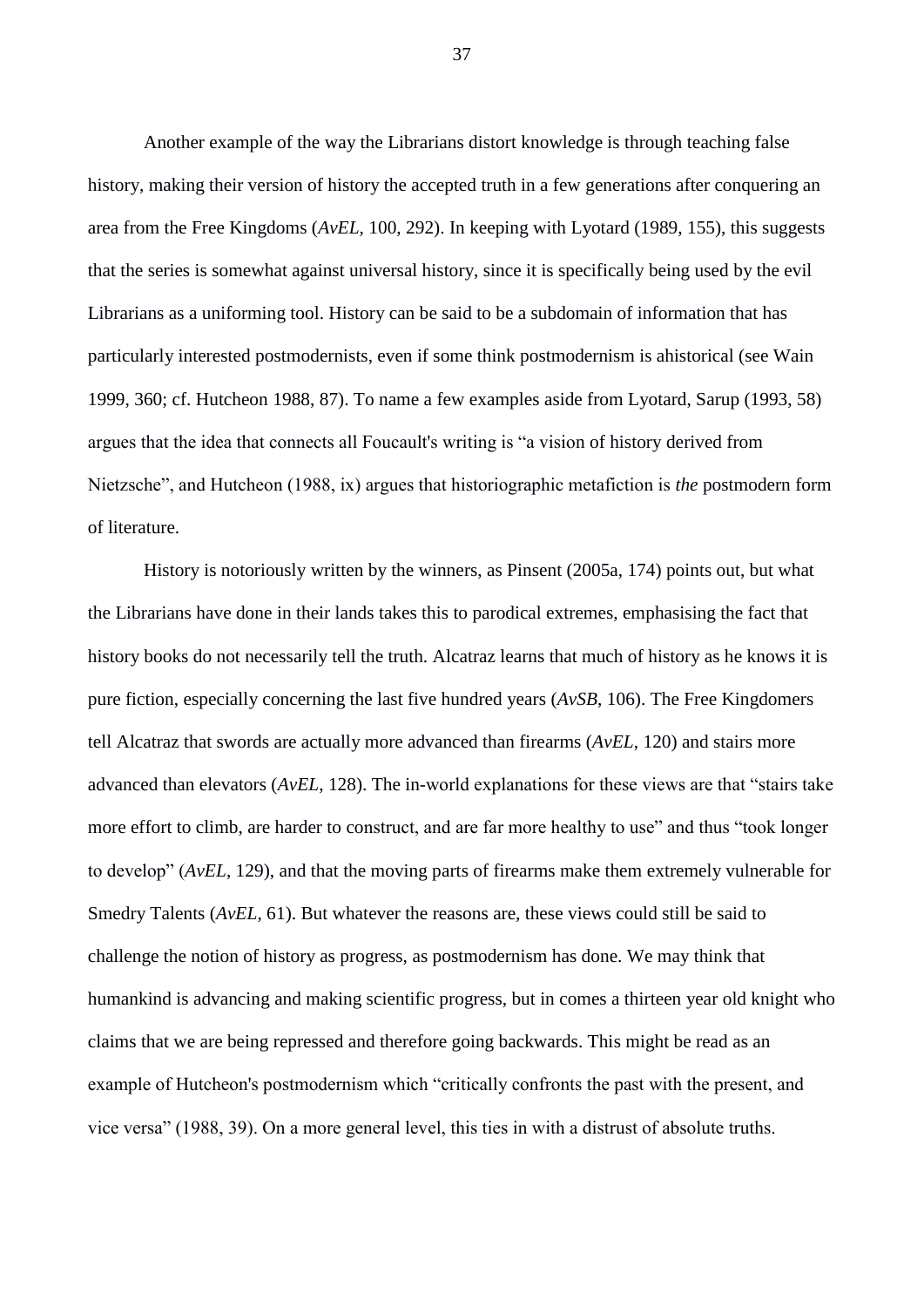Another example of the way the Librarians distort knowledge is through teaching false history, making their version of history the accepted truth in a few generations after conquering an area from the Free Kingdoms (*AvEL*, 100, 292). In keeping with Lyotard (1989, 155), this suggests that the series is somewhat against universal history, since it is specifically being used by the evil Librarians as a uniforming tool. History can be said to be a subdomain of information that has particularly interested postmodernists, even if some think postmodernism is ahistorical (see Wain 1999, 360; cf. Hutcheon 1988, 87). To name a few examples aside from Lyotard, Sarup (1993, 58) argues that the idea that connects all Foucault's writing is "a vision of history derived from Nietzsche", and Hutcheon (1988, ix) argues that historiographic metafiction is *the* postmodern form of literature.

History is notoriously written by the winners, as Pinsent (2005a, 174) points out, but what the Librarians have done in their lands takes this to parodical extremes, emphasising the fact that history books do not necessarily tell the truth. Alcatraz learns that much of history as he knows it is pure fiction, especially concerning the last five hundred years (*AvSB*, 106). The Free Kingdomers tell Alcatraz that swords are actually more advanced than firearms (*AvEL*, 120) and stairs more advanced than elevators (*AvEL*, 128). The in-world explanations for these views are that "stairs take more effort to climb, are harder to construct, and are far more healthy to use" and thus "took longer to develop" (*AvEL*, 129), and that the moving parts of firearms make them extremely vulnerable for Smedry Talents (*AvEL*, 61). But whatever the reasons are, these views could still be said to challenge the notion of history as progress, as postmodernism has done. We may think that humankind is advancing and making scientific progress, but in comes a thirteen year old knight who claims that we are being repressed and therefore going backwards. This might be read as an example of Hutcheon's postmodernism which "critically confronts the past with the present, and vice versa" (1988, 39). On a more general level, this ties in with a distrust of absolute truths.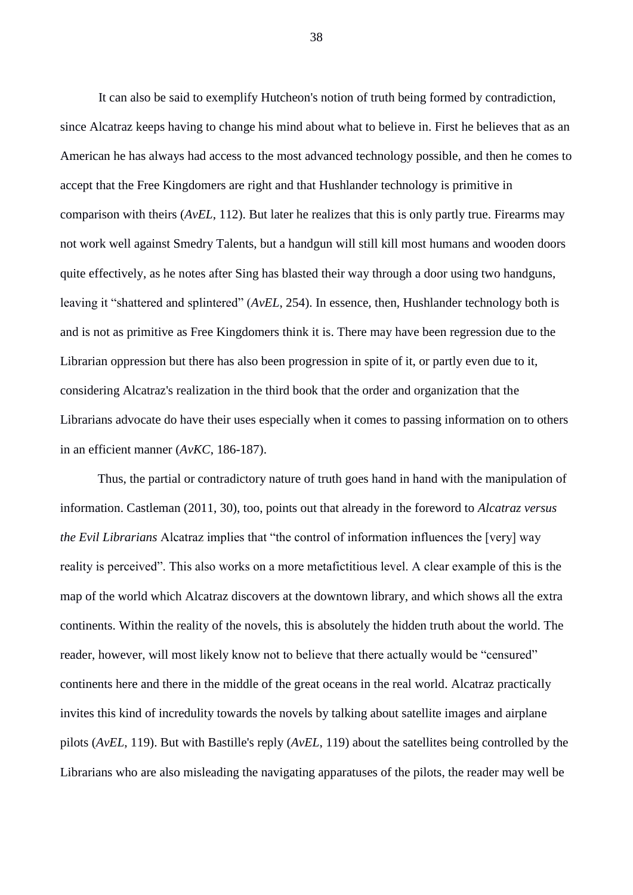It can also be said to exemplify Hutcheon's notion of truth being formed by contradiction, since Alcatraz keeps having to change his mind about what to believe in. First he believes that as an American he has always had access to the most advanced technology possible, and then he comes to accept that the Free Kingdomers are right and that Hushlander technology is primitive in comparison with theirs (*AvEL*, 112). But later he realizes that this is only partly true. Firearms may not work well against Smedry Talents, but a handgun will still kill most humans and wooden doors quite effectively, as he notes after Sing has blasted their way through a door using two handguns, leaving it "shattered and splintered" (*AvEL*, 254). In essence, then, Hushlander technology both is and is not as primitive as Free Kingdomers think it is. There may have been regression due to the Librarian oppression but there has also been progression in spite of it, or partly even due to it, considering Alcatraz's realization in the third book that the order and organization that the Librarians advocate do have their uses especially when it comes to passing information on to others in an efficient manner (*AvKC*, 186-187).

Thus, the partial or contradictory nature of truth goes hand in hand with the manipulation of information. Castleman (2011, 30), too, points out that already in the foreword to *Alcatraz versus the Evil Librarians* Alcatraz implies that "the control of information influences the [very] way reality is perceived". This also works on a more metafictitious level. A clear example of this is the map of the world which Alcatraz discovers at the downtown library, and which shows all the extra continents. Within the reality of the novels, this is absolutely the hidden truth about the world. The reader, however, will most likely know not to believe that there actually would be "censured" continents here and there in the middle of the great oceans in the real world. Alcatraz practically invites this kind of incredulity towards the novels by talking about satellite images and airplane pilots (*AvEL*, 119). But with Bastille's reply (*AvEL*, 119) about the satellites being controlled by the Librarians who are also misleading the navigating apparatuses of the pilots, the reader may well be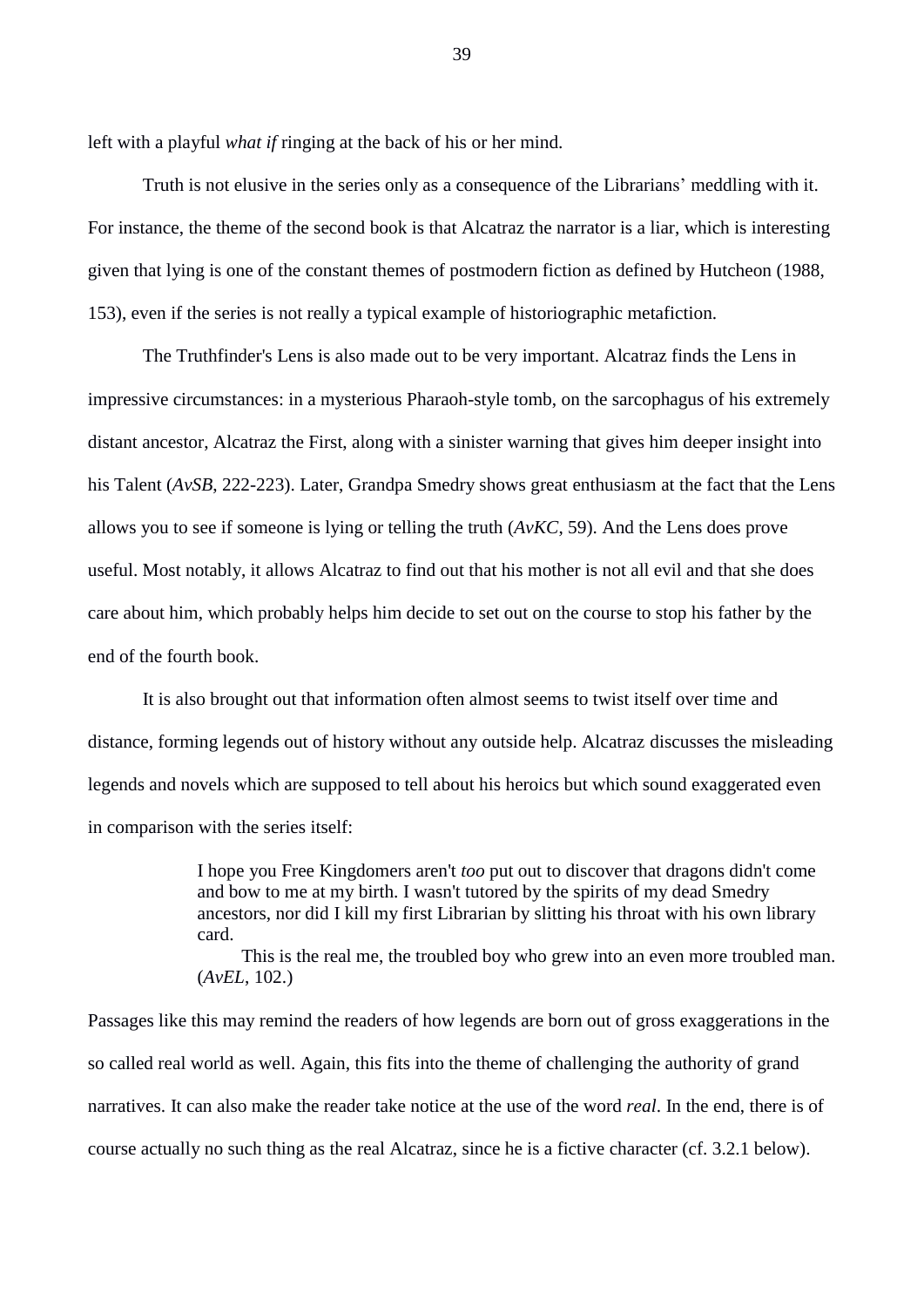left with a playful *what if* ringing at the back of his or her mind.

Truth is not elusive in the series only as a consequence of the Librarians' meddling with it. For instance, the theme of the second book is that Alcatraz the narrator is a liar, which is interesting given that lying is one of the constant themes of postmodern fiction as defined by Hutcheon (1988, 153), even if the series is not really a typical example of historiographic metafiction.

The Truthfinder's Lens is also made out to be very important. Alcatraz finds the Lens in impressive circumstances: in a mysterious Pharaoh-style tomb, on the sarcophagus of his extremely distant ancestor, Alcatraz the First, along with a sinister warning that gives him deeper insight into his Talent (*AvSB*, 222-223). Later, Grandpa Smedry shows great enthusiasm at the fact that the Lens allows you to see if someone is lying or telling the truth (*AvKC*, 59). And the Lens does prove useful. Most notably, it allows Alcatraz to find out that his mother is not all evil and that she does care about him, which probably helps him decide to set out on the course to stop his father by the end of the fourth book.

It is also brought out that information often almost seems to twist itself over time and distance, forming legends out of history without any outside help. Alcatraz discusses the misleading legends and novels which are supposed to tell about his heroics but which sound exaggerated even in comparison with the series itself:

> I hope you Free Kingdomers aren't *too* put out to discover that dragons didn't come and bow to me at my birth. I wasn't tutored by the spirits of my dead Smedry ancestors, nor did I kill my first Librarian by slitting his throat with his own library card.
>
> This is the real me, the troubled boy who grew into an even more troubled man. (*AvEL*, 102.)

Passages like this may remind the readers of how legends are born out of gross exaggerations in the so called real world as well. Again, this fits into the theme of challenging the authority of grand narratives. It can also make the reader take notice at the use of the word *real*. In the end, there is of course actually no such thing as the real Alcatraz, since he is a fictive character (cf. 3.2.1 below).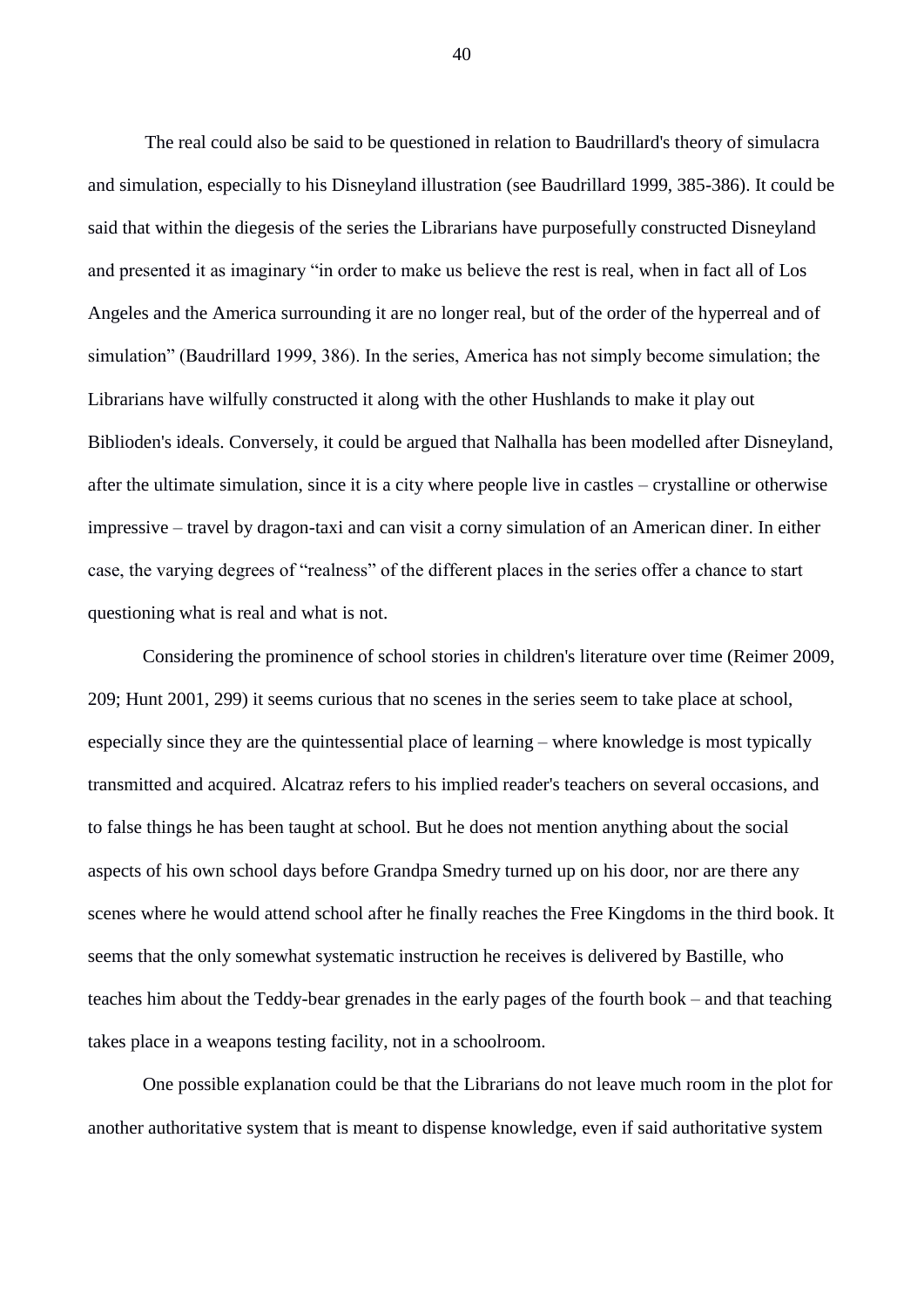The real could also be said to be questioned in relation to Baudrillard's theory of simulacra and simulation, especially to his Disneyland illustration (see Baudrillard 1999, 385-386). It could be said that within the diegesis of the series the Librarians have purposefully constructed Disneyland and presented it as imaginary "in order to make us believe the rest is real, when in fact all of Los Angeles and the America surrounding it are no longer real, but of the order of the hyperreal and of simulation" (Baudrillard 1999, 386). In the series, America has not simply become simulation; the Librarians have wilfully constructed it along with the other Hushlands to make it play out Biblioden's ideals. Conversely, it could be argued that Nalhalla has been modelled after Disneyland, after the ultimate simulation, since it is a city where people live in castles – crystalline or otherwise impressive – travel by dragon-taxi and can visit a corny simulation of an American diner. In either case, the varying degrees of "realness" of the different places in the series offer a chance to start questioning what is real and what is not.

Considering the prominence of school stories in children's literature over time (Reimer 2009, 209; Hunt 2001, 299) it seems curious that no scenes in the series seem to take place at school, especially since they are the quintessential place of learning – where knowledge is most typically transmitted and acquired. Alcatraz refers to his implied reader's teachers on several occasions, and to false things he has been taught at school. But he does not mention anything about the social aspects of his own school days before Grandpa Smedry turned up on his door, nor are there any scenes where he would attend school after he finally reaches the Free Kingdoms in the third book. It seems that the only somewhat systematic instruction he receives is delivered by Bastille, who teaches him about the Teddy-bear grenades in the early pages of the fourth book – and that teaching takes place in a weapons testing facility, not in a schoolroom.

One possible explanation could be that the Librarians do not leave much room in the plot for another authoritative system that is meant to dispense knowledge, even if said authoritative system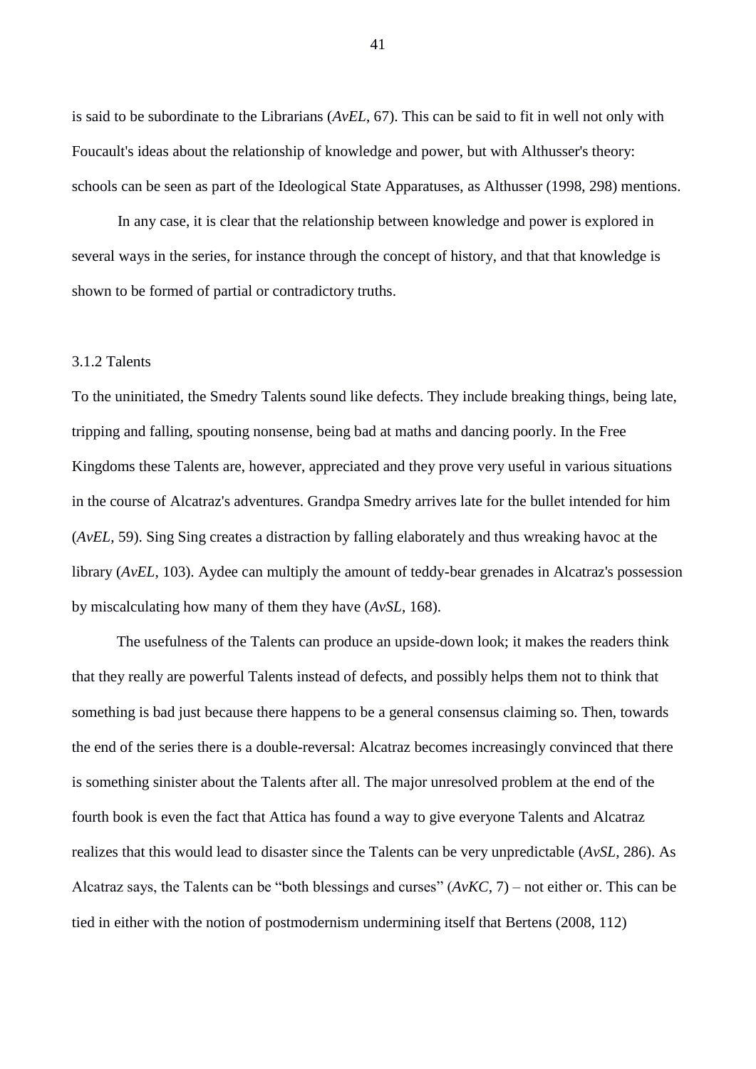is said to be subordinate to the Librarians (*AvEL*, 67). This can be said to fit in well not only with Foucault's ideas about the relationship of knowledge and power, but with Althusser's theory: schools can be seen as part of the Ideological State Apparatuses, as Althusser (1998, 298) mentions.

In any case, it is clear that the relationship between knowledge and power is explored in several ways in the series, for instance through the concept of history, and that that knowledge is shown to be formed of partial or contradictory truths.

### 3.1.2 Talents

To the uninitiated, the Smedry Talents sound like defects. They include breaking things, being late, tripping and falling, spouting nonsense, being bad at maths and dancing poorly. In the Free Kingdoms these Talents are, however, appreciated and they prove very useful in various situations in the course of Alcatraz's adventures. Grandpa Smedry arrives late for the bullet intended for him (*AvEL*, 59). Sing Sing creates a distraction by falling elaborately and thus wreaking havoc at the library (*AvEL*, 103). Aydee can multiply the amount of teddy-bear grenades in Alcatraz's possession by miscalculating how many of them they have (*AvSL*, 168).

The usefulness of the Talents can produce an upside-down look; it makes the readers think that they really are powerful Talents instead of defects, and possibly helps them not to think that something is bad just because there happens to be a general consensus claiming so. Then, towards the end of the series there is a double-reversal: Alcatraz becomes increasingly convinced that there is something sinister about the Talents after all. The major unresolved problem at the end of the fourth book is even the fact that Attica has found a way to give everyone Talents and Alcatraz realizes that this would lead to disaster since the Talents can be very unpredictable (*AvSL*, 286). As Alcatraz says, the Talents can be "both blessings and curses" (*AvKC*, 7) – not either or. This can be tied in either with the notion of postmodernism undermining itself that Bertens (2008, 112)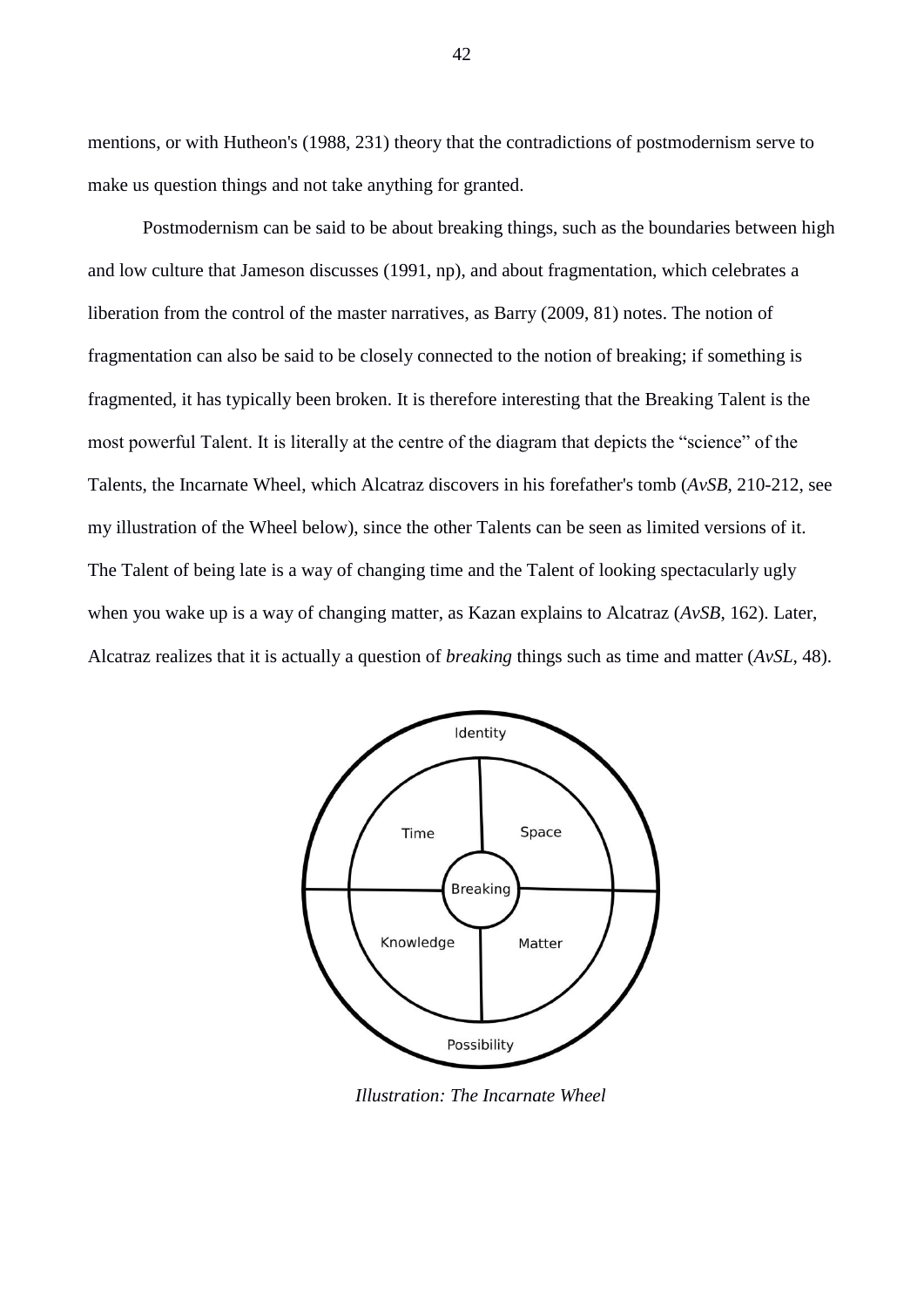mentions, or with Hutheon's (1988, 231) theory that the contradictions of postmodernism serve to make us question things and not take anything for granted.

Postmodernism can be said to be about breaking things, such as the boundaries between high and low culture that Jameson discusses (1991, np), and about fragmentation, which celebrates a liberation from the control of the master narratives, as Barry (2009, 81) notes. The notion of fragmentation can also be said to be closely connected to the notion of breaking; if something is fragmented, it has typically been broken. It is therefore interesting that the Breaking Talent is the most powerful Talent. It is literally at the centre of the diagram that depicts the "science" of the Talents, the Incarnate Wheel, which Alcatraz discovers in his forefather's tomb (*AvSB*, 210-212, see my illustration of the Wheel below), since the other Talents can be seen as limited versions of it. The Talent of being late is a way of changing time and the Talent of looking spectacularly ugly when you wake up is a way of changing matter, as Kazan explains to Alcatraz (*AvSB*, 162). Later, Alcatraz realizes that it is actually a question of *breaking* things such as time and matter (*AvSL*, 48).

*Illustration: The Incarnate Wheel*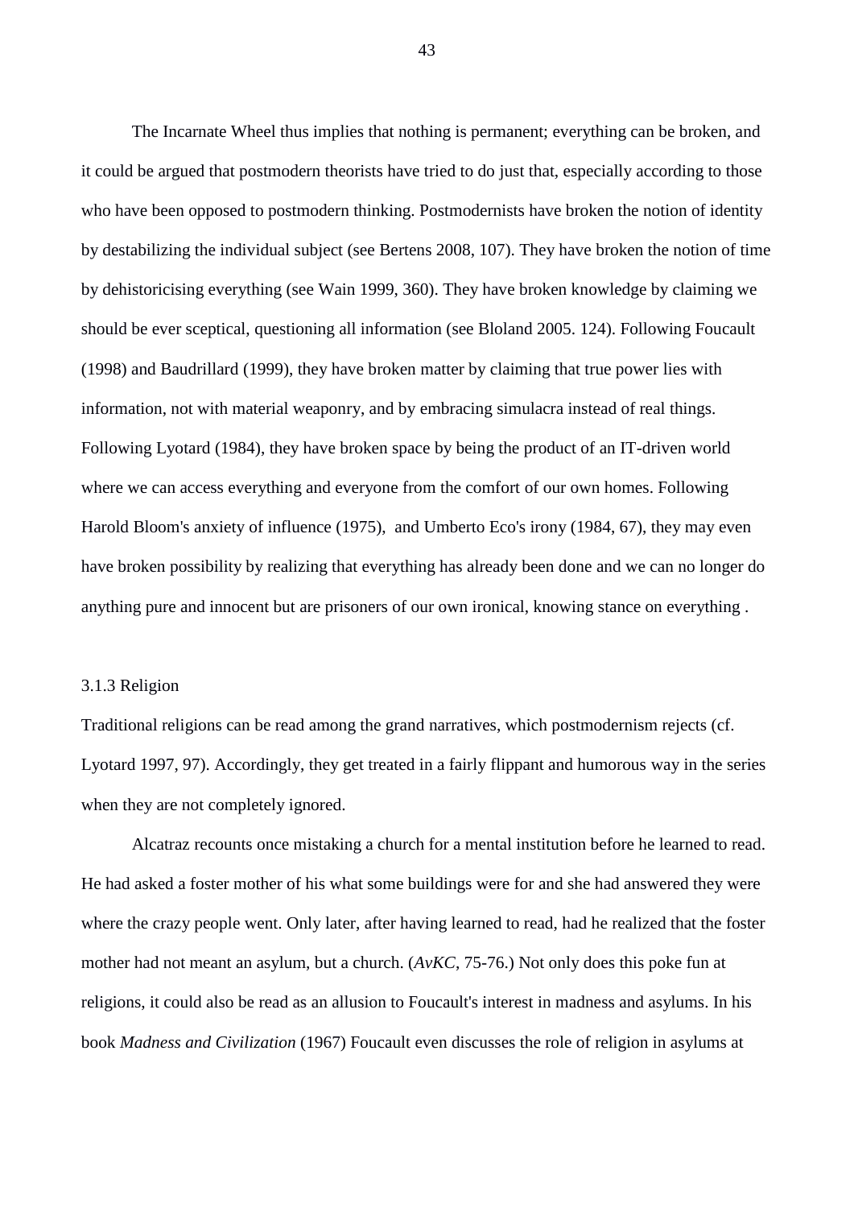The Incarnate Wheel thus implies that nothing is permanent; everything can be broken, and it could be argued that postmodern theorists have tried to do just that, especially according to those who have been opposed to postmodern thinking. Postmodernists have broken the notion of identity by destabilizing the individual subject (see Bertens 2008, 107). They have broken the notion of time by dehistoricising everything (see Wain 1999, 360). They have broken knowledge by claiming we should be ever sceptical, questioning all information (see Bloland 2005. 124). Following Foucault (1998) and Baudrillard (1999), they have broken matter by claiming that true power lies with information, not with material weaponry, and by embracing simulacra instead of real things. Following Lyotard (1984), they have broken space by being the product of an IT-driven world where we can access everything and everyone from the comfort of our own homes. Following Harold Bloom's anxiety of influence (1975), and Umberto Eco's irony (1984, 67), they may even have broken possibility by realizing that everything has already been done and we can no longer do anything pure and innocent but are prisoners of our own ironical, knowing stance on everything .

### 3.1.3 Religion

Traditional religions can be read among the grand narratives, which postmodernism rejects (cf. Lyotard 1997, 97). Accordingly, they get treated in a fairly flippant and humorous way in the series when they are not completely ignored.

Alcatraz recounts once mistaking a church for a mental institution before he learned to read. He had asked a foster mother of his what some buildings were for and she had answered they were where the crazy people went. Only later, after having learned to read, had he realized that the foster mother had not meant an asylum, but a church. (*AvKC*, 75-76.) Not only does this poke fun at religions, it could also be read as an allusion to Foucault's interest in madness and asylums. In his book *Madness and Civilization* (1967) Foucault even discusses the role of religion in asylums at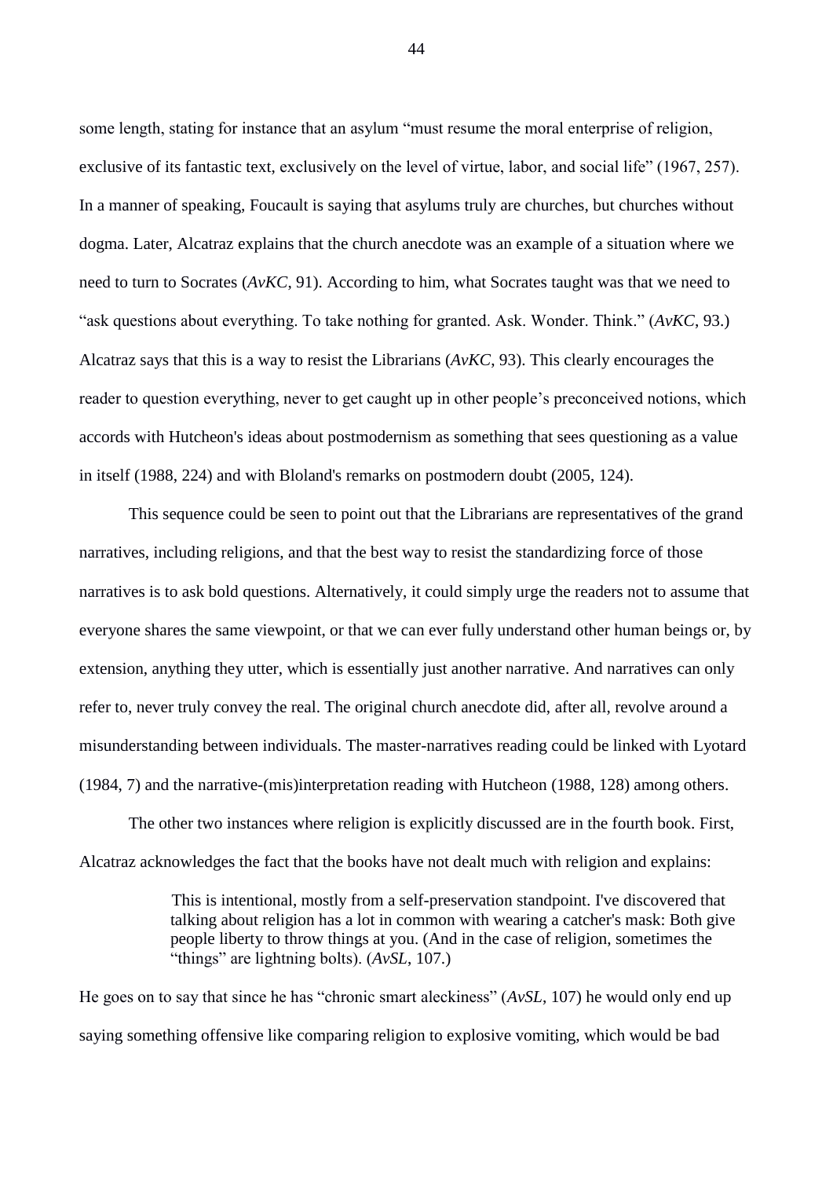some length, stating for instance that an asylum "must resume the moral enterprise of religion, exclusive of its fantastic text, exclusively on the level of virtue, labor, and social life" (1967, 257). In a manner of speaking, Foucault is saying that asylums truly are churches, but churches without dogma. Later, Alcatraz explains that the church anecdote was an example of a situation where we need to turn to Socrates (*AvKC*, 91). According to him, what Socrates taught was that we need to "ask questions about everything. To take nothing for granted. Ask. Wonder. Think." (*AvKC*, 93.) Alcatraz says that this is a way to resist the Librarians (*AvKC*, 93). This clearly encourages the reader to question everything, never to get caught up in other people's preconceived notions, which accords with Hutcheon's ideas about postmodernism as something that sees questioning as a value in itself (1988, 224) and with Bloland's remarks on postmodern doubt (2005, 124).

This sequence could be seen to point out that the Librarians are representatives of the grand narratives, including religions, and that the best way to resist the standardizing force of those narratives is to ask bold questions. Alternatively, it could simply urge the readers not to assume that everyone shares the same viewpoint, or that we can ever fully understand other human beings or, by extension, anything they utter, which is essentially just another narrative. And narratives can only refer to, never truly convey the real. The original church anecdote did, after all, revolve around a misunderstanding between individuals. The master-narratives reading could be linked with Lyotard (1984, 7) and the narrative-(mis)interpretation reading with Hutcheon (1988, 128) among others.

The other two instances where religion is explicitly discussed are in the fourth book. First, Alcatraz acknowledges the fact that the books have not dealt much with religion and explains:

> This is intentional, mostly from a self-preservation standpoint. I've discovered that talking about religion has a lot in common with wearing a catcher's mask: Both give people liberty to throw things at you. (And in the case of religion, sometimes the "things" are lightning bolts). (*AvSL*, 107.)

He goes on to say that since he has "chronic smart aleckiness" (*AvSL*, 107) he would only end up saying something offensive like comparing religion to explosive vomiting, which would be bad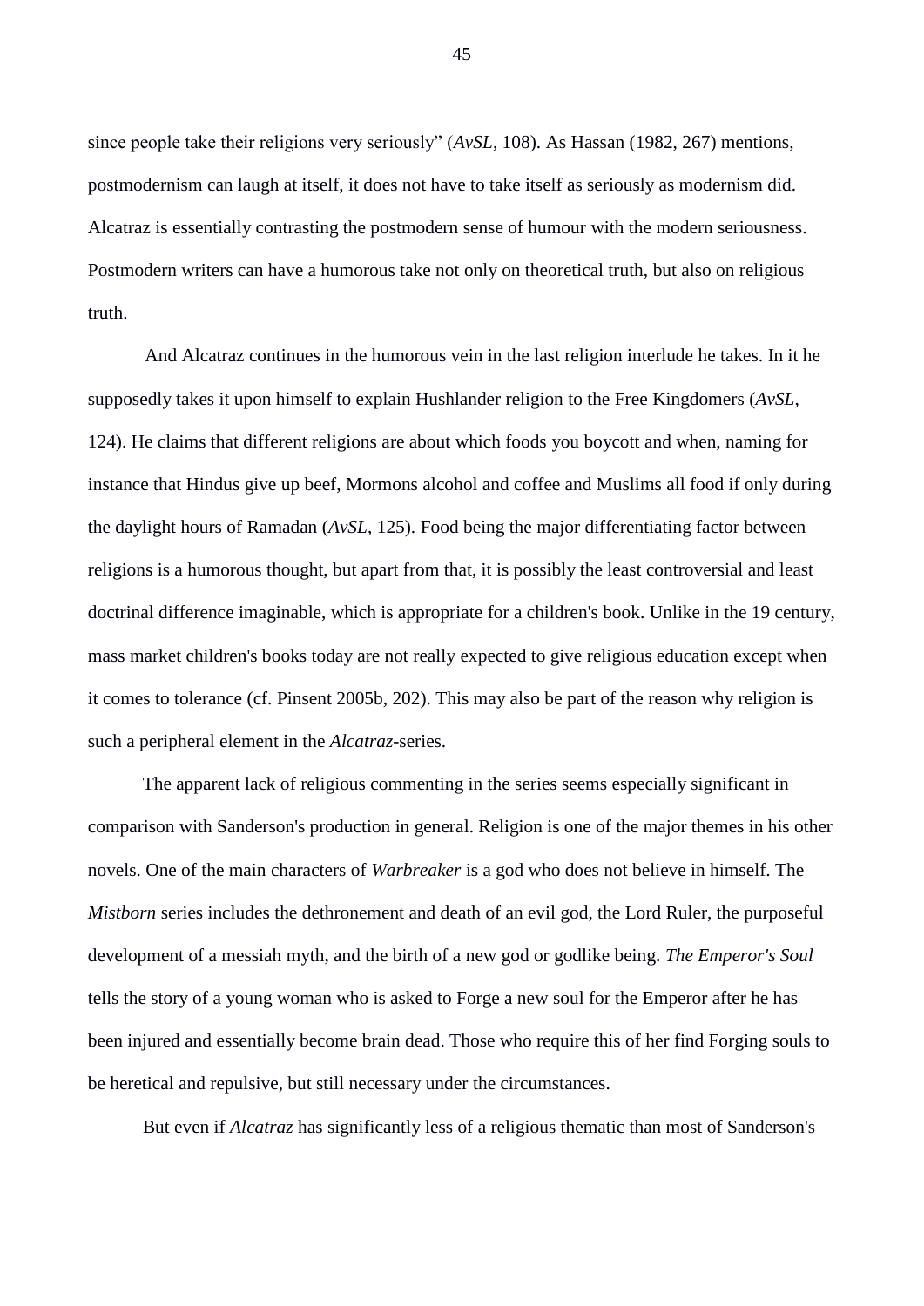since people take their religions very seriously" (*AvSL*, 108). As Hassan (1982, 267) mentions, postmodernism can laugh at itself, it does not have to take itself as seriously as modernism did. Alcatraz is essentially contrasting the postmodern sense of humour with the modern seriousness. Postmodern writers can have a humorous take not only on theoretical truth, but also on religious truth.

And Alcatraz continues in the humorous vein in the last religion interlude he takes. In it he supposedly takes it upon himself to explain Hushlander religion to the Free Kingdomers (*AvSL*, 124). He claims that different religions are about which foods you boycott and when, naming for instance that Hindus give up beef, Mormons alcohol and coffee and Muslims all food if only during the daylight hours of Ramadan (*AvSL*, 125). Food being the major differentiating factor between religions is a humorous thought, but apart from that, it is possibly the least controversial and least doctrinal difference imaginable, which is appropriate for a children's book. Unlike in the 19 century, mass market children's books today are not really expected to give religious education except when it comes to tolerance (cf. Pinsent 2005b, 202). This may also be part of the reason why religion is such a peripheral element in the *Alcatraz*-series.

The apparent lack of religious commenting in the series seems especially significant in comparison with Sanderson's production in general. Religion is one of the major themes in his other novels. One of the main characters of *Warbreaker* is a god who does not believe in himself. The *Mistborn* series includes the dethronement and death of an evil god, the Lord Ruler, the purposeful development of a messiah myth, and the birth of a new god or godlike being. *The Emperor's Soul* tells the story of a young woman who is asked to Forge a new soul for the Emperor after he has been injured and essentially become brain dead. Those who require this of her find Forging souls to be heretical and repulsive, but still necessary under the circumstances.

But even if *Alcatraz* has significantly less of a religious thematic than most of Sanderson's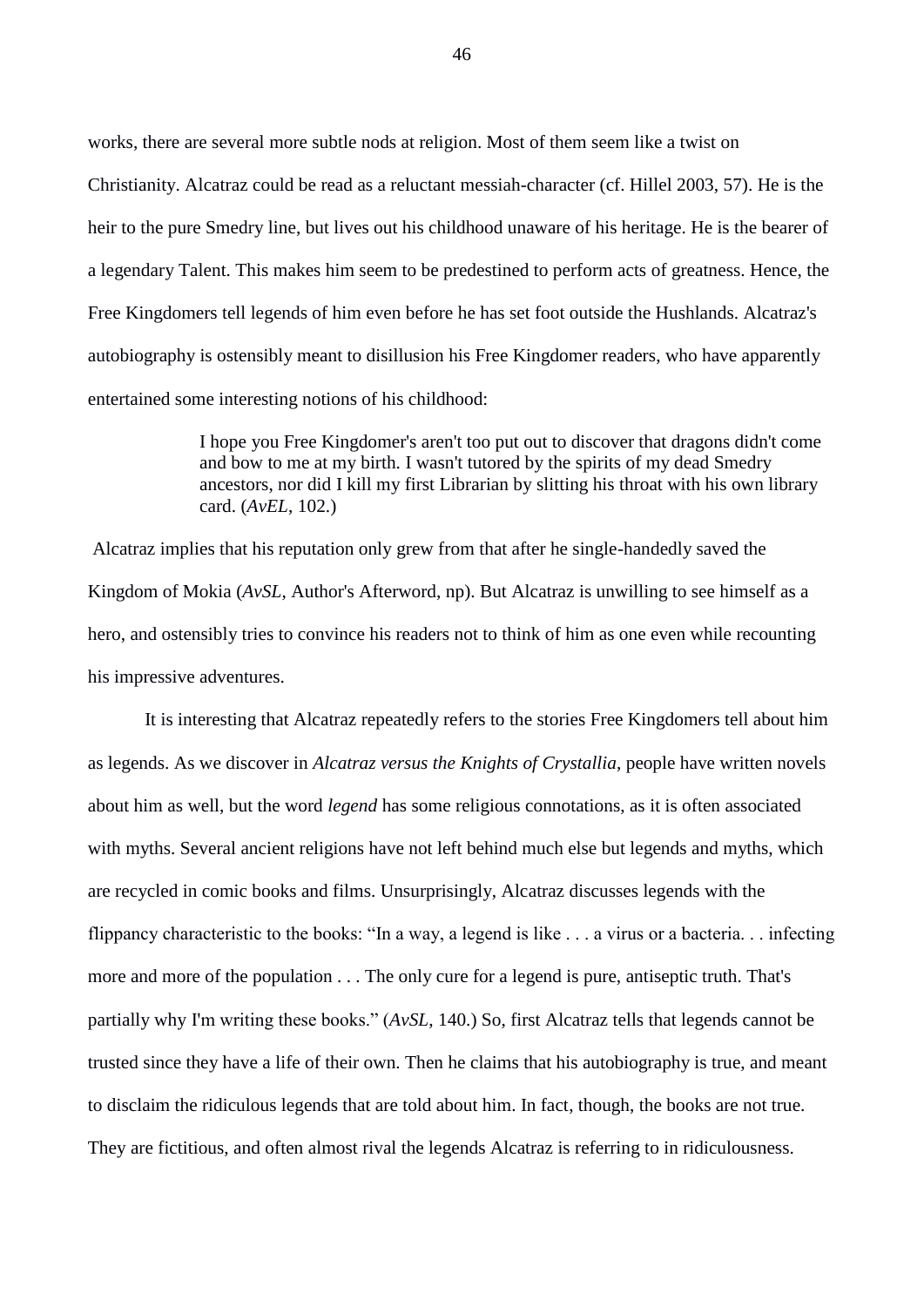works, there are several more subtle nods at religion. Most of them seem like a twist on Christianity. Alcatraz could be read as a reluctant messiah-character (cf. Hillel 2003, 57). He is the heir to the pure Smedry line, but lives out his childhood unaware of his heritage. He is the bearer of a legendary Talent. This makes him seem to be predestined to perform acts of greatness. Hence, the Free Kingdomers tell legends of him even before he has set foot outside the Hushlands. Alcatraz's autobiography is ostensibly meant to disillusion his Free Kingdomer readers, who have apparently entertained some interesting notions of his childhood:

> I hope you Free Kingdomer's aren't too put out to discover that dragons didn't come and bow to me at my birth. I wasn't tutored by the spirits of my dead Smedry ancestors, nor did I kill my first Librarian by slitting his throat with his own library card. (*AvEL*, 102.)

Alcatraz implies that his reputation only grew from that after he single-handedly saved the Kingdom of Mokia (*AvSL*, Author's Afterword, np). But Alcatraz is unwilling to see himself as a hero, and ostensibly tries to convince his readers not to think of him as one even while recounting his impressive adventures.

It is interesting that Alcatraz repeatedly refers to the stories Free Kingdomers tell about him as legends. As we discover in *Alcatraz versus the Knights of Crystallia*, people have written novels about him as well, but the word *legend* has some religious connotations, as it is often associated with myths. Several ancient religions have not left behind much else but legends and myths, which are recycled in comic books and films. Unsurprisingly, Alcatraz discusses legends with the flippancy characteristic to the books: "In a way, a legend is like . . . a virus or a bacteria. . . infecting more and more of the population . . . The only cure for a legend is pure, antiseptic truth. That's partially why I'm writing these books." (*AvSL*, 140.) So, first Alcatraz tells that legends cannot be trusted since they have a life of their own. Then he claims that his autobiography is true, and meant to disclaim the ridiculous legends that are told about him. In fact, though, the books are not true. They are fictitious, and often almost rival the legends Alcatraz is referring to in ridiculousness.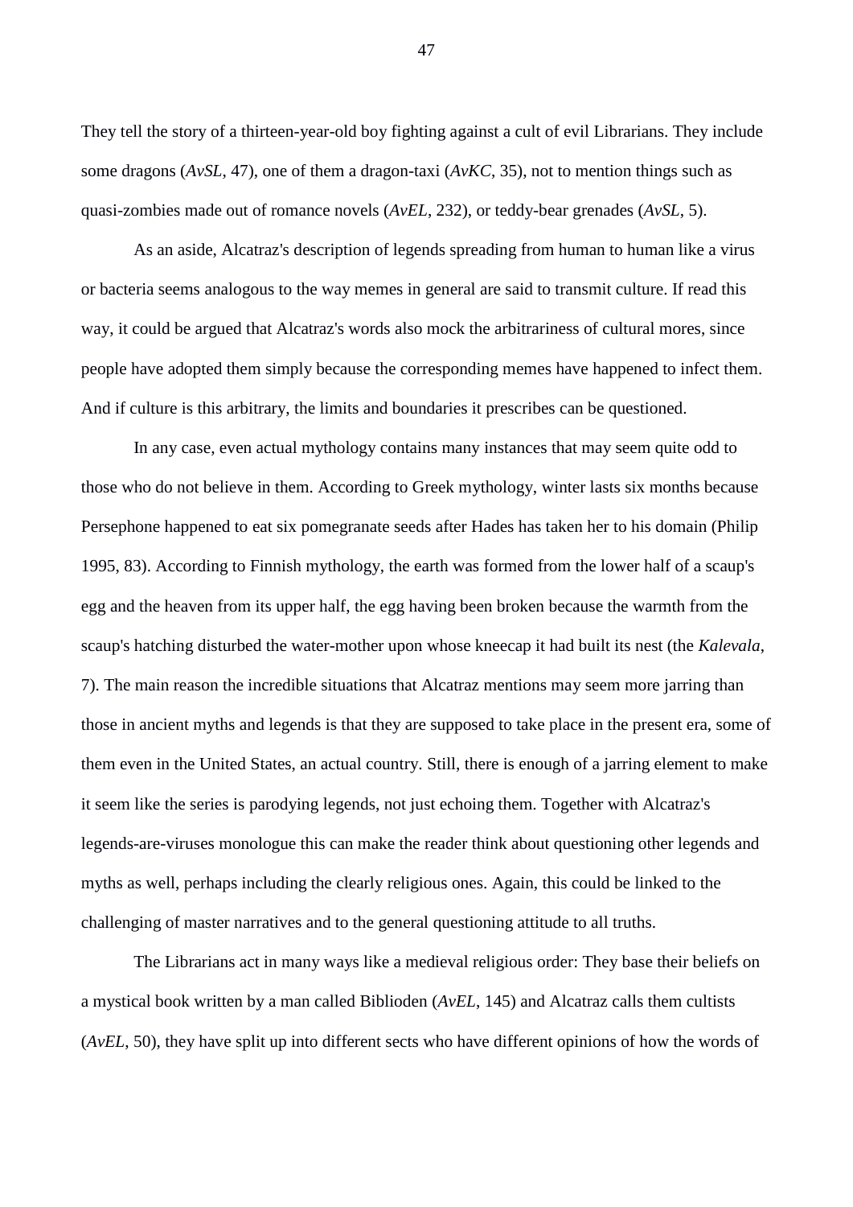They tell the story of a thirteen-year-old boy fighting against a cult of evil Librarians. They include some dragons (*AvSL*, 47), one of them a dragon-taxi (*AvKC*, 35), not to mention things such as quasi-zombies made out of romance novels (*AvEL*, 232), or teddy-bear grenades (*AvSL*, 5).

As an aside, Alcatraz's description of legends spreading from human to human like a virus or bacteria seems analogous to the way memes in general are said to transmit culture. If read this way, it could be argued that Alcatraz's words also mock the arbitrariness of cultural mores, since people have adopted them simply because the corresponding memes have happened to infect them. And if culture is this arbitrary, the limits and boundaries it prescribes can be questioned.

In any case, even actual mythology contains many instances that may seem quite odd to those who do not believe in them. According to Greek mythology, winter lasts six months because Persephone happened to eat six pomegranate seeds after Hades has taken her to his domain (Philip 1995, 83). According to Finnish mythology, the earth was formed from the lower half of a scaup's egg and the heaven from its upper half, the egg having been broken because the warmth from the scaup's hatching disturbed the water-mother upon whose kneecap it had built its nest (the *Kalevala*, 7). The main reason the incredible situations that Alcatraz mentions may seem more jarring than those in ancient myths and legends is that they are supposed to take place in the present era, some of them even in the United States, an actual country. Still, there is enough of a jarring element to make it seem like the series is parodying legends, not just echoing them. Together with Alcatraz's legends-are-viruses monologue this can make the reader think about questioning other legends and myths as well, perhaps including the clearly religious ones. Again, this could be linked to the challenging of master narratives and to the general questioning attitude to all truths.

The Librarians act in many ways like a medieval religious order: They base their beliefs on a mystical book written by a man called Biblioden (*AvEL*, 145) and Alcatraz calls them cultists (*AvEL*, 50), they have split up into different sects who have different opinions of how the words of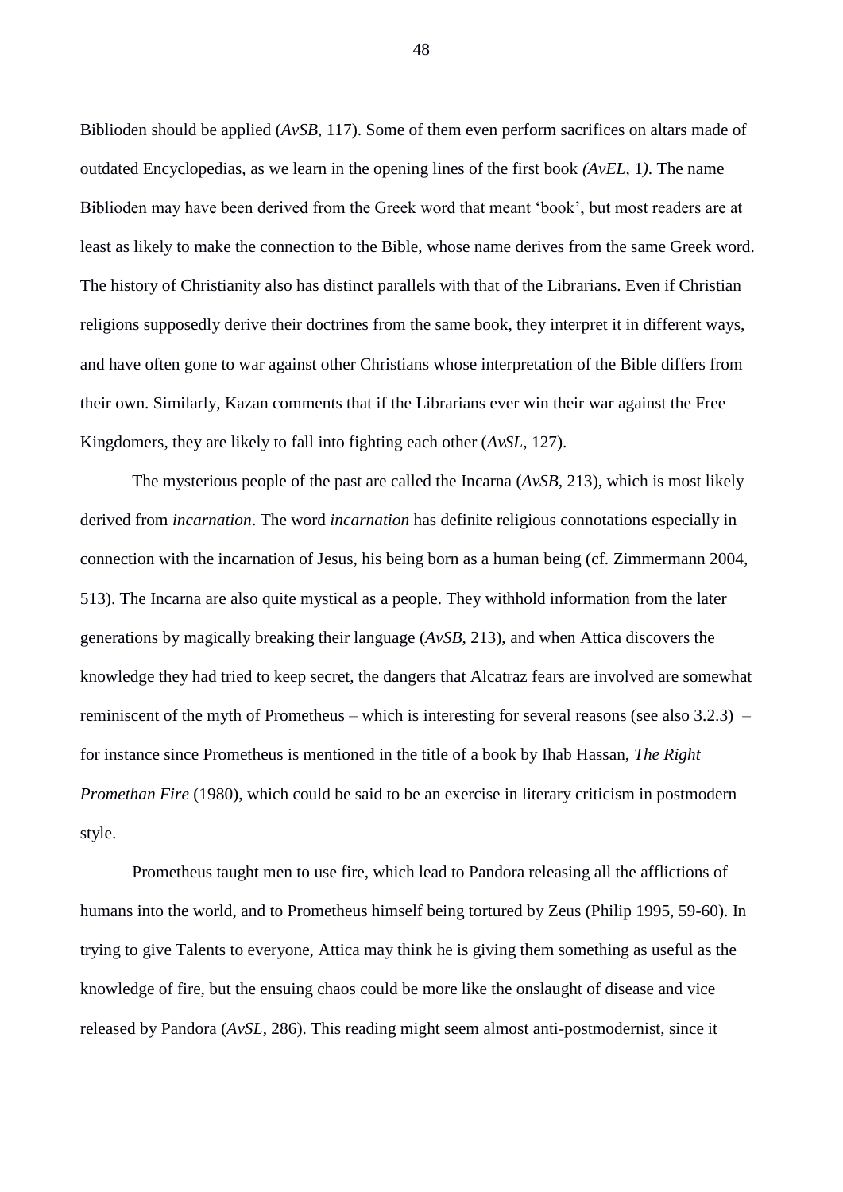Biblioden should be applied (*AvSB*, 117). Some of them even perform sacrifices on altars made of outdated Encyclopedias, as we learn in the opening lines of the first book *(AvEL*, 1*)*. The name Biblioden may have been derived from the Greek word that meant 'book', but most readers are at least as likely to make the connection to the Bible, whose name derives from the same Greek word. The history of Christianity also has distinct parallels with that of the Librarians. Even if Christian religions supposedly derive their doctrines from the same book, they interpret it in different ways, and have often gone to war against other Christians whose interpretation of the Bible differs from their own. Similarly, Kazan comments that if the Librarians ever win their war against the Free Kingdomers, they are likely to fall into fighting each other (*AvSL*, 127).

The mysterious people of the past are called the Incarna (*AvSB*, 213), which is most likely derived from *incarnation*. The word *incarnation* has definite religious connotations especially in connection with the incarnation of Jesus, his being born as a human being (cf. Zimmermann 2004, 513). The Incarna are also quite mystical as a people. They withhold information from the later generations by magically breaking their language (*AvSB*, 213), and when Attica discovers the knowledge they had tried to keep secret, the dangers that Alcatraz fears are involved are somewhat reminiscent of the myth of Prometheus – which is interesting for several reasons (see also 3.2.3) – for instance since Prometheus is mentioned in the title of a book by Ihab Hassan, *The Right Promethan Fire* (1980), which could be said to be an exercise in literary criticism in postmodern style.

Prometheus taught men to use fire, which lead to Pandora releasing all the afflictions of humans into the world, and to Prometheus himself being tortured by Zeus (Philip 1995, 59-60). In trying to give Talents to everyone, Attica may think he is giving them something as useful as the knowledge of fire, but the ensuing chaos could be more like the onslaught of disease and vice released by Pandora (*AvSL*, 286). This reading might seem almost anti-postmodernist, since it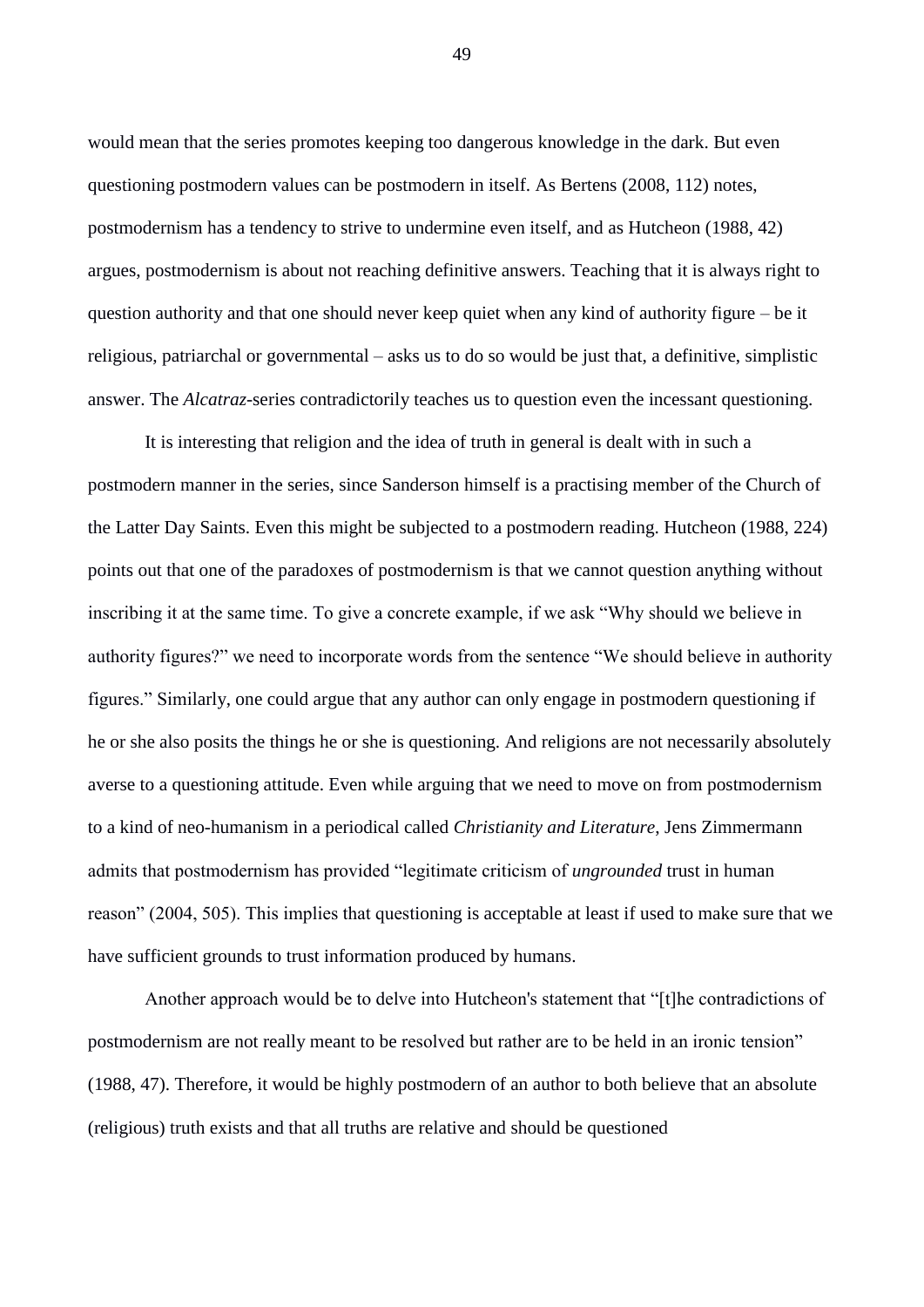would mean that the series promotes keeping too dangerous knowledge in the dark. But even questioning postmodern values can be postmodern in itself. As Bertens (2008, 112) notes, postmodernism has a tendency to strive to undermine even itself, and as Hutcheon (1988, 42) argues, postmodernism is about not reaching definitive answers. Teaching that it is always right to question authority and that one should never keep quiet when any kind of authority figure – be it religious, patriarchal or governmental – asks us to do so would be just that, a definitive, simplistic answer. The *Alcatraz*-series contradictorily teaches us to question even the incessant questioning.

It is interesting that religion and the idea of truth in general is dealt with in such a postmodern manner in the series, since Sanderson himself is a practising member of the Church of the Latter Day Saints. Even this might be subjected to a postmodern reading. Hutcheon (1988, 224) points out that one of the paradoxes of postmodernism is that we cannot question anything without inscribing it at the same time. To give a concrete example, if we ask "Why should we believe in authority figures?" we need to incorporate words from the sentence "We should believe in authority figures." Similarly, one could argue that any author can only engage in postmodern questioning if he or she also posits the things he or she is questioning. And religions are not necessarily absolutely averse to a questioning attitude. Even while arguing that we need to move on from postmodernism to a kind of neo-humanism in a periodical called *Christianity and Literature*, Jens Zimmermann admits that postmodernism has provided "legitimate criticism of *ungrounded* trust in human reason" (2004, 505). This implies that questioning is acceptable at least if used to make sure that we have sufficient grounds to trust information produced by humans.

Another approach would be to delve into Hutcheon's statement that "[t]he contradictions of postmodernism are not really meant to be resolved but rather are to be held in an ironic tension" (1988, 47). Therefore, it would be highly postmodern of an author to both believe that an absolute (religious) truth exists and that all truths are relative and should be questioned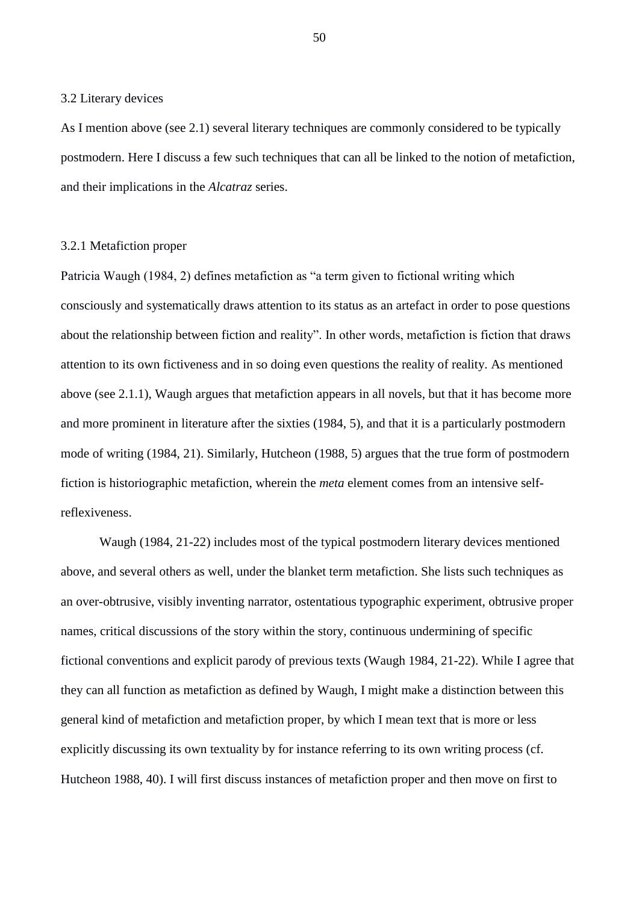## 3.2 Literary devices

As I mention above (see 2.1) several literary techniques are commonly considered to be typically postmodern. Here I discuss a few such techniques that can all be linked to the notion of metafiction, and their implications in the *Alcatraz* series.

### 3.2.1 Metafiction proper

Patricia Waugh (1984, 2) defines metafiction as "a term given to fictional writing which consciously and systematically draws attention to its status as an artefact in order to pose questions about the relationship between fiction and reality". In other words, metafiction is fiction that draws attention to its own fictiveness and in so doing even questions the reality of reality. As mentioned above (see 2.1.1), Waugh argues that metafiction appears in all novels, but that it has become more and more prominent in literature after the sixties (1984, 5), and that it is a particularly postmodern mode of writing (1984, 21). Similarly, Hutcheon (1988, 5) argues that the true form of postmodern fiction is historiographic metafiction, wherein the *meta* element comes from an intensive self-reflexiveness.

Waugh (1984, 21-22) includes most of the typical postmodern literary devices mentioned above, and several others as well, under the blanket term metafiction. She lists such techniques as an over-obtrusive, visibly inventing narrator, ostentatious typographic experiment, obtrusive proper names, critical discussions of the story within the story, continuous undermining of specific fictional conventions and explicit parody of previous texts (Waugh 1984, 21-22). While I agree that they can all function as metafiction as defined by Waugh, I might make a distinction between this general kind of metafiction and metafiction proper, by which I mean text that is more or less explicitly discussing its own textuality by for instance referring to its own writing process (cf. Hutcheon 1988, 40). I will first discuss instances of metafiction proper and then move on first to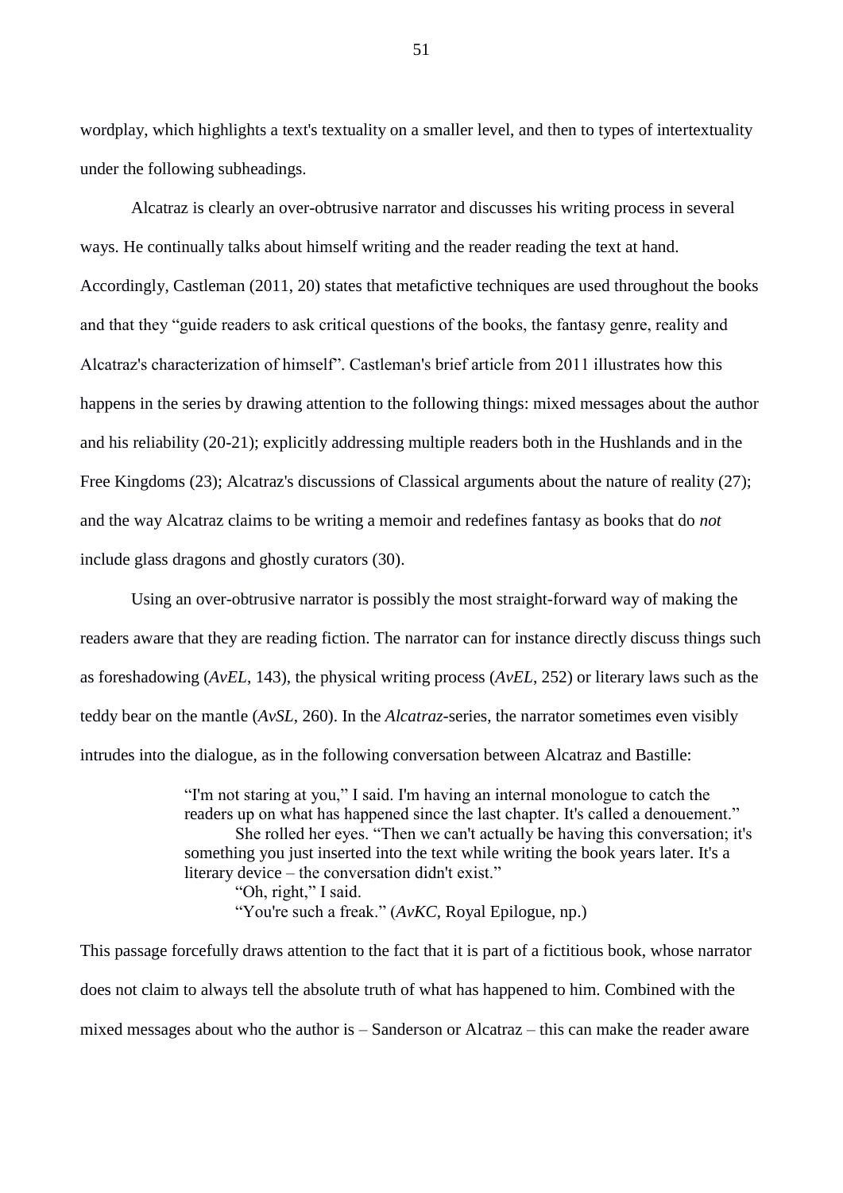wordplay, which highlights a text's textuality on a smaller level, and then to types of intertextuality under the following subheadings.

Alcatraz is clearly an over-obtrusive narrator and discusses his writing process in several ways. He continually talks about himself writing and the reader reading the text at hand. Accordingly, Castleman (2011, 20) states that metafictive techniques are used throughout the books and that they "guide readers to ask critical questions of the books, the fantasy genre, reality and Alcatraz's characterization of himself". Castleman's brief article from 2011 illustrates how this happens in the series by drawing attention to the following things: mixed messages about the author and his reliability (20-21); explicitly addressing multiple readers both in the Hushlands and in the Free Kingdoms (23); Alcatraz's discussions of Classical arguments about the nature of reality (27); and the way Alcatraz claims to be writing a memoir and redefines fantasy as books that do *not* include glass dragons and ghostly curators (30).

Using an over-obtrusive narrator is possibly the most straight-forward way of making the readers aware that they are reading fiction. The narrator can for instance directly discuss things such as foreshadowing (*AvEL*, 143), the physical writing process (*AvEL*, 252) or literary laws such as the teddy bear on the mantle (*AvSL*, 260). In the *Alcatraz*-series, the narrator sometimes even visibly intrudes into the dialogue, as in the following conversation between Alcatraz and Bastille:

> "I'm not staring at you," I said. I'm having an internal monologue to catch the readers up on what has happened since the last chapter. It's called a denouement."
> She rolled her eyes. "Then we can't actually be having this conversation; it's something you just inserted into the text while writing the book years later. It's a literary device – the conversation didn't exist."
> "Oh, right," I said.
> "You're such a freak." (*AvKC*, Royal Epilogue, np.)

This passage forcefully draws attention to the fact that it is part of a fictitious book, whose narrator does not claim to always tell the absolute truth of what has happened to him. Combined with the mixed messages about who the author is – Sanderson or Alcatraz – this can make the reader aware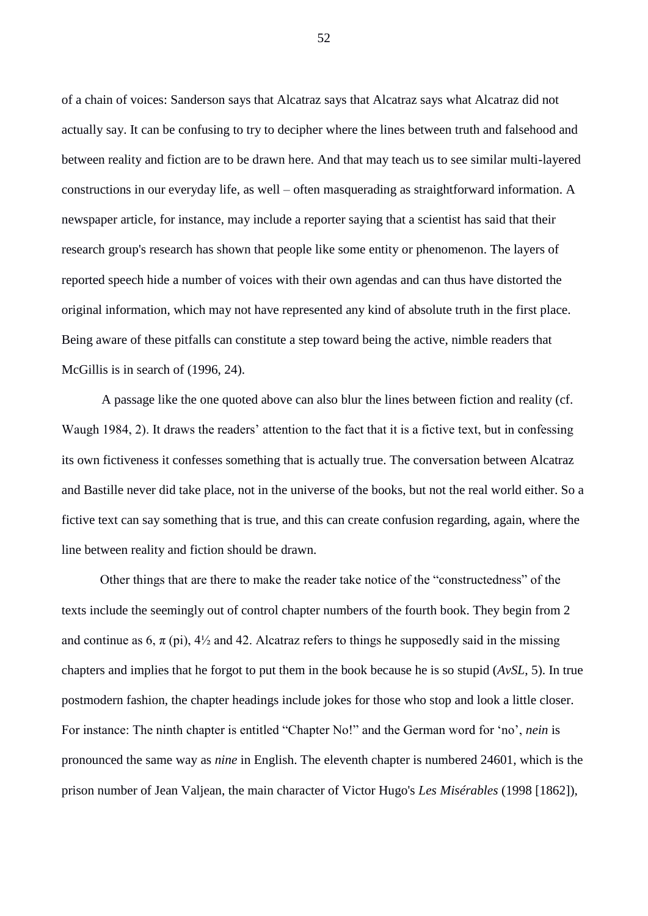of a chain of voices: Sanderson says that Alcatraz says that Alcatraz says what Alcatraz did not actually say. It can be confusing to try to decipher where the lines between truth and falsehood and between reality and fiction are to be drawn here. And that may teach us to see similar multi-layered constructions in our everyday life, as well – often masquerading as straightforward information. A newspaper article, for instance, may include a reporter saying that a scientist has said that their research group's research has shown that people like some entity or phenomenon. The layers of reported speech hide a number of voices with their own agendas and can thus have distorted the original information, which may not have represented any kind of absolute truth in the first place. Being aware of these pitfalls can constitute a step toward being the active, nimble readers that McGillis is in search of (1996, 24).

A passage like the one quoted above can also blur the lines between fiction and reality (cf. Waugh 1984, 2). It draws the readers' attention to the fact that it is a fictive text, but in confessing its own fictiveness it confesses something that is actually true. The conversation between Alcatraz and Bastille never did take place, not in the universe of the books, but not the real world either. So a fictive text can say something that is true, and this can create confusion regarding, again, where the line between reality and fiction should be drawn.

Other things that are there to make the reader take notice of the "constructedness" of the texts include the seemingly out of control chapter numbers of the fourth book. They begin from 2 and continue as 6, π (pi), 4½ and 42. Alcatraz refers to things he supposedly said in the missing chapters and implies that he forgot to put them in the book because he is so stupid (*AvSL*, 5). In true postmodern fashion, the chapter headings include jokes for those who stop and look a little closer. For instance: The ninth chapter is entitled "Chapter No!" and the German word for 'no', *nein* is pronounced the same way as *nine* in English. The eleventh chapter is numbered 24601, which is the prison number of Jean Valjean, the main character of Victor Hugo's *Les Misérables* (1998 [1862]),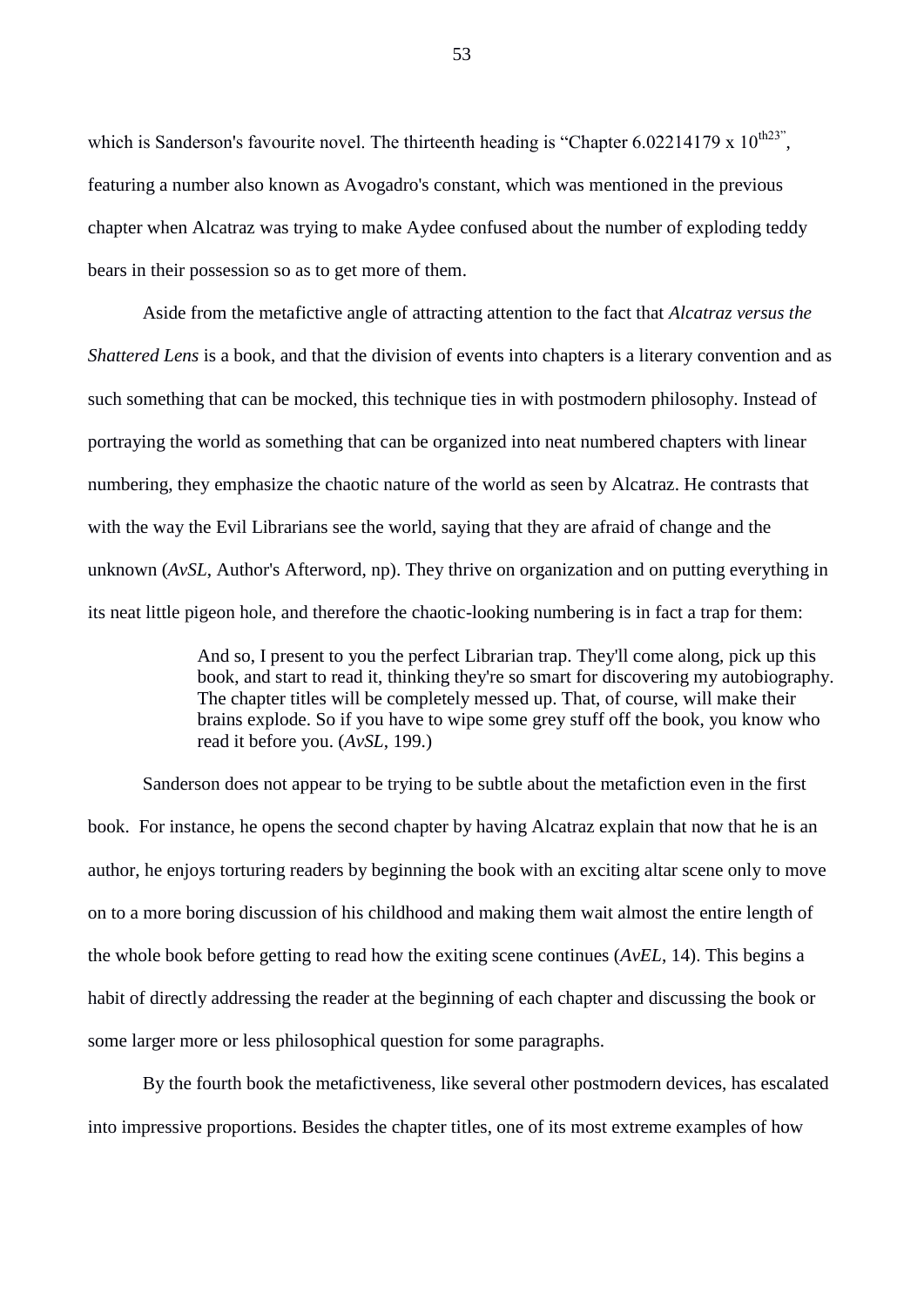which is Sanderson's favourite novel. The thirteenth heading is "Chapter 6.02214179 x $10^{th23}$", featuring a number also known as Avogadro's constant, which was mentioned in the previous chapter when Alcatraz was trying to make Aydee confused about the number of exploding teddy bears in their possession so as to get more of them.

Aside from the metafictive angle of attracting attention to the fact that *Alcatraz versus the Shattered Lens* is a book, and that the division of events into chapters is a literary convention and as such something that can be mocked, this technique ties in with postmodern philosophy. Instead of portraying the world as something that can be organized into neat numbered chapters with linear numbering, they emphasize the chaotic nature of the world as seen by Alcatraz. He contrasts that with the way the Evil Librarians see the world, saying that they are afraid of change and the unknown (*AvSL*, Author's Afterword, np). They thrive on organization and on putting everything in its neat little pigeon hole, and therefore the chaotic-looking numbering is in fact a trap for them:

> And so, I present to you the perfect Librarian trap. They'll come along, pick up this book, and start to read it, thinking they're so smart for discovering my autobiography. The chapter titles will be completely messed up. That, of course, will make their brains explode. So if you have to wipe some grey stuff off the book, you know who read it before you. (*AvSL*, 199.)

Sanderson does not appear to be trying to be subtle about the metafiction even in the first book. For instance, he opens the second chapter by having Alcatraz explain that now that he is an author, he enjoys torturing readers by beginning the book with an exciting altar scene only to move on to a more boring discussion of his childhood and making them wait almost the entire length of the whole book before getting to read how the exiting scene continues (*AvEL*, 14). This begins a habit of directly addressing the reader at the beginning of each chapter and discussing the book or some larger more or less philosophical question for some paragraphs.

By the fourth book the metafictiveness, like several other postmodern devices, has escalated into impressive proportions. Besides the chapter titles, one of its most extreme examples of how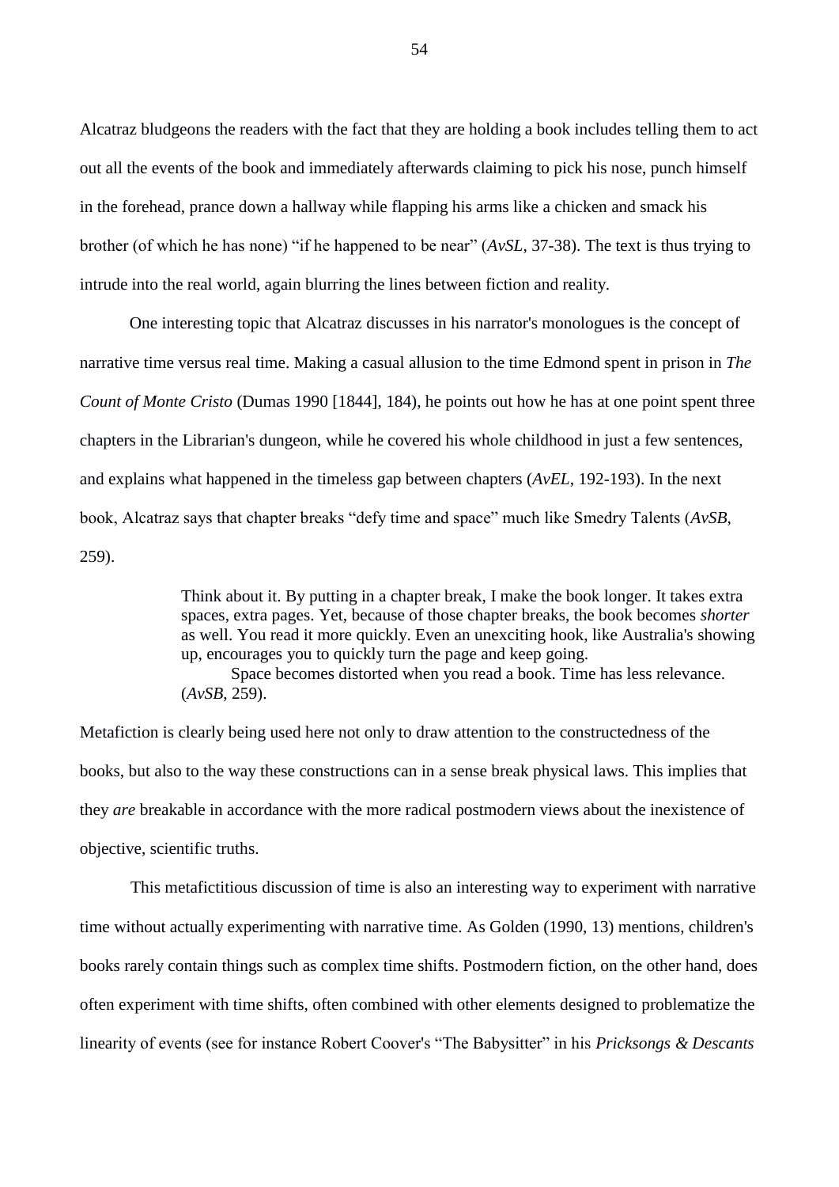Alcatraz bludgeons the readers with the fact that they are holding a book includes telling them to act out all the events of the book and immediately afterwards claiming to pick his nose, punch himself in the forehead, prance down a hallway while flapping his arms like a chicken and smack his brother (of which he has none) "if he happened to be near" (*AvSL*, 37-38). The text is thus trying to intrude into the real world, again blurring the lines between fiction and reality.

One interesting topic that Alcatraz discusses in his narrator's monologues is the concept of narrative time versus real time. Making a casual allusion to the time Edmond spent in prison in *The Count of Monte Cristo* (Dumas 1990 [1844], 184), he points out how he has at one point spent three chapters in the Librarian's dungeon, while he covered his whole childhood in just a few sentences, and explains what happened in the timeless gap between chapters (*AvEL*, 192-193). In the next book, Alcatraz says that chapter breaks "defy time and space" much like Smedry Talents (*AvSB*, 259).

> Think about it. By putting in a chapter break, I make the book longer. It takes extra spaces, extra pages. Yet, because of those chapter breaks, the book becomes *shorter* as well. You read it more quickly. Even an unexciting hook, like Australia's showing up, encourages you to quickly turn the page and keep going.
>
> Space becomes distorted when you read a book. Time has less relevance. (*AvSB*, 259).

Metafiction is clearly being used here not only to draw attention to the constructedness of the books, but also to the way these constructions can in a sense break physical laws. This implies that they *are* breakable in accordance with the more radical postmodern views about the inexistence of objective, scientific truths.

This metafictitious discussion of time is also an interesting way to experiment with narrative time without actually experimenting with narrative time. As Golden (1990, 13) mentions, children's books rarely contain things such as complex time shifts. Postmodern fiction, on the other hand, does often experiment with time shifts, often combined with other elements designed to problematize the linearity of events (see for instance Robert Coover's "The Babysitter" in his *Pricksongs & Descants*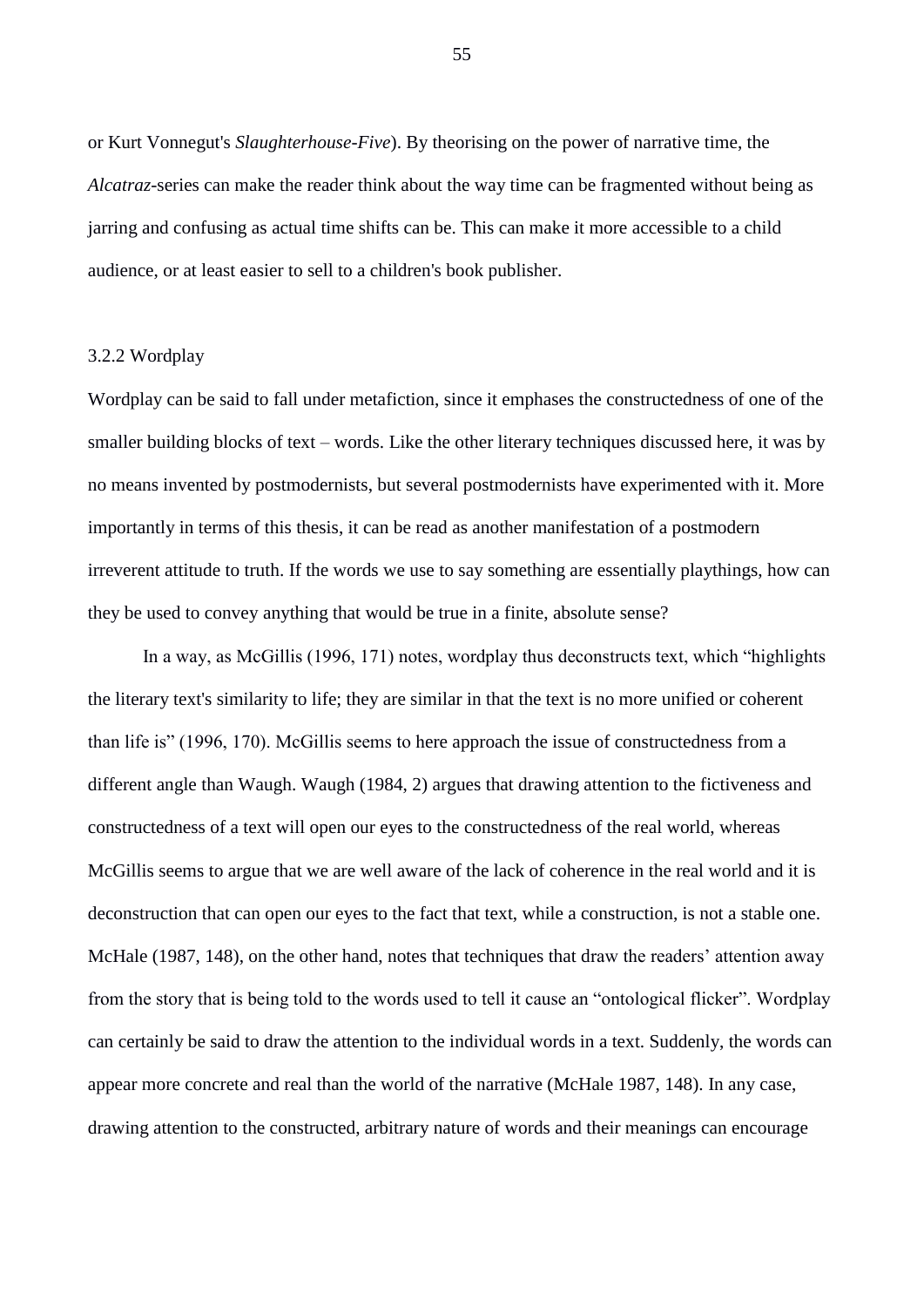or Kurt Vonnegut's *Slaughterhouse-Five*). By theorising on the power of narrative time, the *Alcatraz*-series can make the reader think about the way time can be fragmented without being as jarring and confusing as actual time shifts can be. This can make it more accessible to a child audience, or at least easier to sell to a children's book publisher.

### 3.2.2 Wordplay

Wordplay can be said to fall under metafiction, since it emphases the constructedness of one of the smaller building blocks of text – words. Like the other literary techniques discussed here, it was by no means invented by postmodernists, but several postmodernists have experimented with it. More importantly in terms of this thesis, it can be read as another manifestation of a postmodern irreverent attitude to truth. If the words we use to say something are essentially playthings, how can they be used to convey anything that would be true in a finite, absolute sense?

In a way, as McGillis (1996, 171) notes, wordplay thus deconstructs text, which "highlights the literary text's similarity to life; they are similar in that the text is no more unified or coherent than life is" (1996, 170). McGillis seems to here approach the issue of constructedness from a different angle than Waugh. Waugh (1984, 2) argues that drawing attention to the fictiveness and constructedness of a text will open our eyes to the constructedness of the real world, whereas McGillis seems to argue that we are well aware of the lack of coherence in the real world and it is deconstruction that can open our eyes to the fact that text, while a construction, is not a stable one. McHale (1987, 148), on the other hand, notes that techniques that draw the readers' attention away from the story that is being told to the words used to tell it cause an "ontological flicker". Wordplay can certainly be said to draw the attention to the individual words in a text. Suddenly, the words can appear more concrete and real than the world of the narrative (McHale 1987, 148). In any case, drawing attention to the constructed, arbitrary nature of words and their meanings can encourage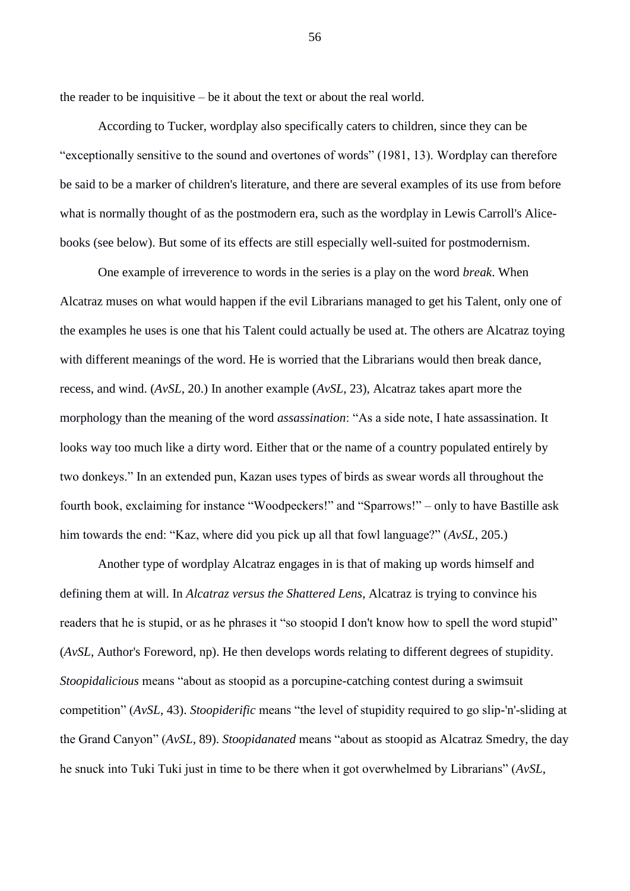the reader to be inquisitive – be it about the text or about the real world.

According to Tucker, wordplay also specifically caters to children, since they can be "exceptionally sensitive to the sound and overtones of words" (1981, 13). Wordplay can therefore be said to be a marker of children's literature, and there are several examples of its use from before what is normally thought of as the postmodern era, such as the wordplay in Lewis Carroll's Alice-books (see below). But some of its effects are still especially well-suited for postmodernism.

One example of irreverence to words in the series is a play on the word *break*. When Alcatraz muses on what would happen if the evil Librarians managed to get his Talent, only one of the examples he uses is one that his Talent could actually be used at. The others are Alcatraz toying with different meanings of the word. He is worried that the Librarians would then break dance, recess, and wind. (*AvSL*, 20.) In another example (*AvSL*, 23), Alcatraz takes apart more the morphology than the meaning of the word *assassination*: "As a side note, I hate assassination. It looks way too much like a dirty word. Either that or the name of a country populated entirely by two donkeys." In an extended pun, Kazan uses types of birds as swear words all throughout the fourth book, exclaiming for instance "Woodpeckers!" and "Sparrows!" – only to have Bastille ask him towards the end: "Kaz, where did you pick up all that fowl language?" (*AvSL*, 205.)

Another type of wordplay Alcatraz engages in is that of making up words himself and defining them at will. In *Alcatraz versus the Shattered Lens*, Alcatraz is trying to convince his readers that he is stupid, or as he phrases it "so stoopid I don't know how to spell the word stupid" (*AvSL*, Author's Foreword, np). He then develops words relating to different degrees of stupidity. *Stoopidalicious* means "about as stoopid as a porcupine-catching contest during a swimsuit competition" (*AvSL*, 43). *Stoopiderific* means "the level of stupidity required to go slip-'n'-sliding at the Grand Canyon" (*AvSL*, 89). *Stoopidanated* means "about as stoopid as Alcatraz Smedry, the day he snuck into Tuki Tuki just in time to be there when it got overwhelmed by Librarians" (*AvSL*,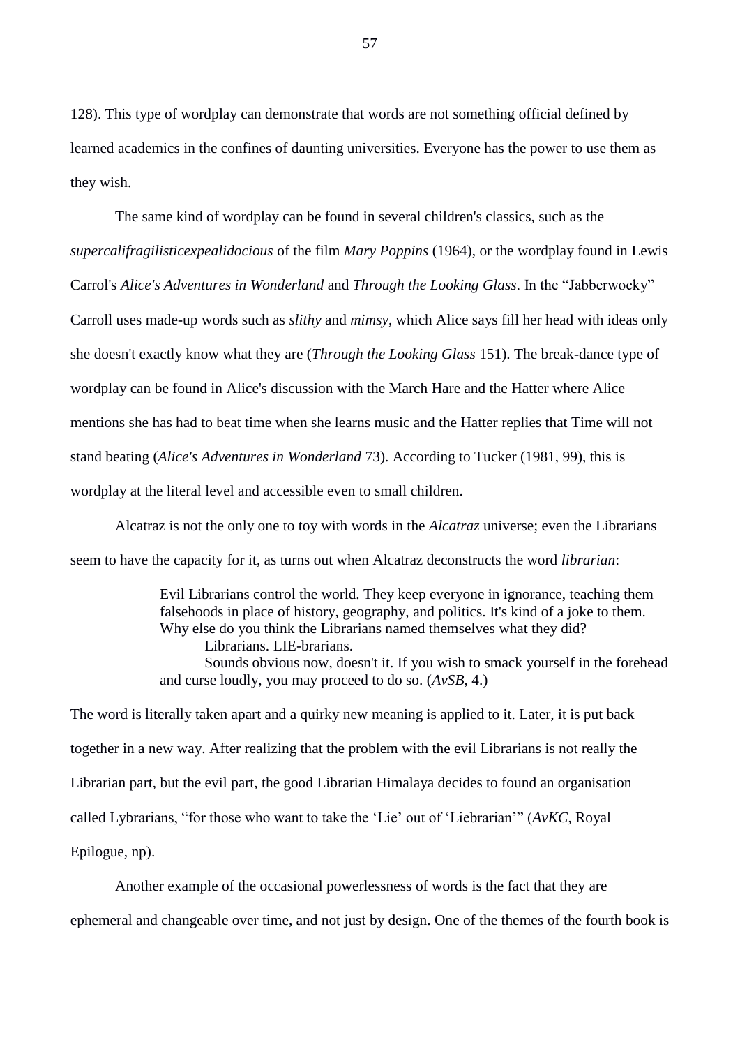128). This type of wordplay can demonstrate that words are not something official defined by learned academics in the confines of daunting universities. Everyone has the power to use them as they wish.

The same kind of wordplay can be found in several children's classics, such as the *supercalifragilisticexpealidocious* of the film *Mary Poppins* (1964), or the wordplay found in Lewis Carrol's *Alice's Adventures in Wonderland* and *Through the Looking Glass*. In the "Jabberwocky" Carroll uses made-up words such as *slithy* and *mimsy*, which Alice says fill her head with ideas only she doesn't exactly know what they are (*Through the Looking Glass* 151). The break-dance type of wordplay can be found in Alice's discussion with the March Hare and the Hatter where Alice mentions she has had to beat time when she learns music and the Hatter replies that Time will not stand beating (*Alice's Adventures in Wonderland* 73). According to Tucker (1981, 99), this is wordplay at the literal level and accessible even to small children.

Alcatraz is not the only one to toy with words in the *Alcatraz* universe; even the Librarians seem to have the capacity for it, as turns out when Alcatraz deconstructs the word *librarian*:

> Evil Librarians control the world. They keep everyone in ignorance, teaching them falsehoods in place of history, geography, and politics. It's kind of a joke to them. Why else do you think the Librarians named themselves what they did?
>
> Librarians. LIE-brarians.
>
> Sounds obvious now, doesn't it. If you wish to smack yourself in the forehead and curse loudly, you may proceed to do so. (*AvSB*, 4.)

The word is literally taken apart and a quirky new meaning is applied to it. Later, it is put back together in a new way. After realizing that the problem with the evil Librarians is not really the Librarian part, but the evil part, the good Librarian Himalaya decides to found an organisation called Lybrarians, "for those who want to take the 'Lie' out of 'Liebrarian'" (*AvKC*, Royal Epilogue, np).

Another example of the occasional powerlessness of words is the fact that they are ephemeral and changeable over time, and not just by design. One of the themes of the fourth book is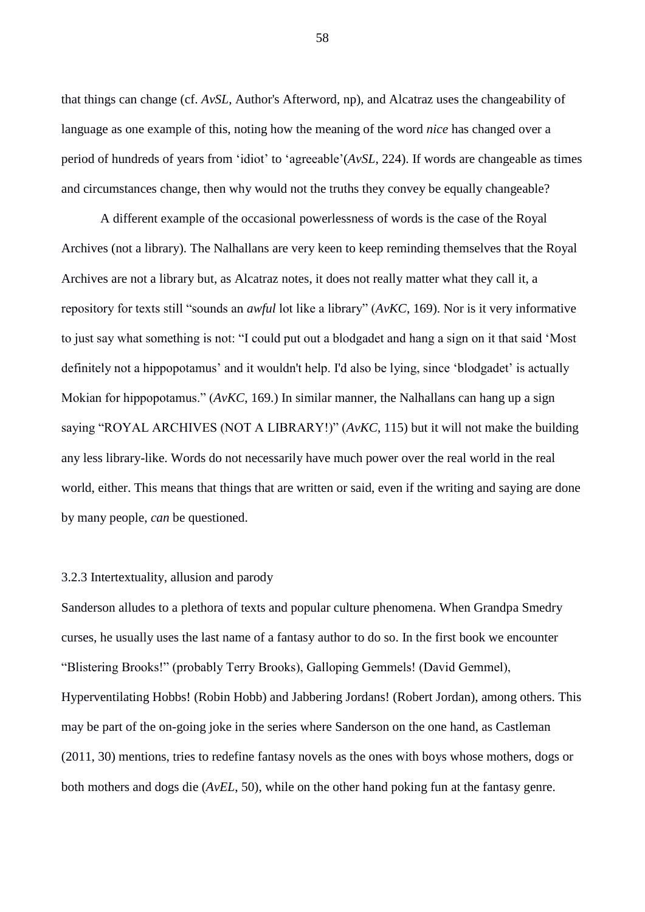that things can change (cf. *AvSL*, Author's Afterword, np), and Alcatraz uses the changeability of language as one example of this, noting how the meaning of the word *nice* has changed over a period of hundreds of years from 'idiot' to 'agreeable'(*AvSL*, 224). If words are changeable as times and circumstances change, then why would not the truths they convey be equally changeable?

A different example of the occasional powerlessness of words is the case of the Royal Archives (not a library). The Nalhallans are very keen to keep reminding themselves that the Royal Archives are not a library but, as Alcatraz notes, it does not really matter what they call it, a repository for texts still "sounds an *awful* lot like a library" (*AvKC*, 169). Nor is it very informative to just say what something is not: "I could put out a blodgadet and hang a sign on it that said 'Most definitely not a hippopotamus' and it wouldn't help. I'd also be lying, since 'blodgadet' is actually Mokian for hippopotamus." (*AvKC*, 169.) In similar manner, the Nalhallans can hang up a sign saying "ROYAL ARCHIVES (NOT A LIBRARY!)" (*AvKC*, 115) but it will not make the building any less library-like. Words do not necessarily have much power over the real world in the real world, either. This means that things that are written or said, even if the writing and saying are done by many people, *can* be questioned.

### 3.2.3 Intertextuality, allusion and parody

Sanderson alludes to a plethora of texts and popular culture phenomena. When Grandpa Smedry curses, he usually uses the last name of a fantasy author to do so. In the first book we encounter "Blistering Brooks!" (probably Terry Brooks), Galloping Gemmels! (David Gemmel), Hyperventilating Hobbs! (Robin Hobb) and Jabbering Jordans! (Robert Jordan), among others. This may be part of the on-going joke in the series where Sanderson on the one hand, as Castleman (2011, 30) mentions, tries to redefine fantasy novels as the ones with boys whose mothers, dogs or both mothers and dogs die (*AvEL*, 50), while on the other hand poking fun at the fantasy genre.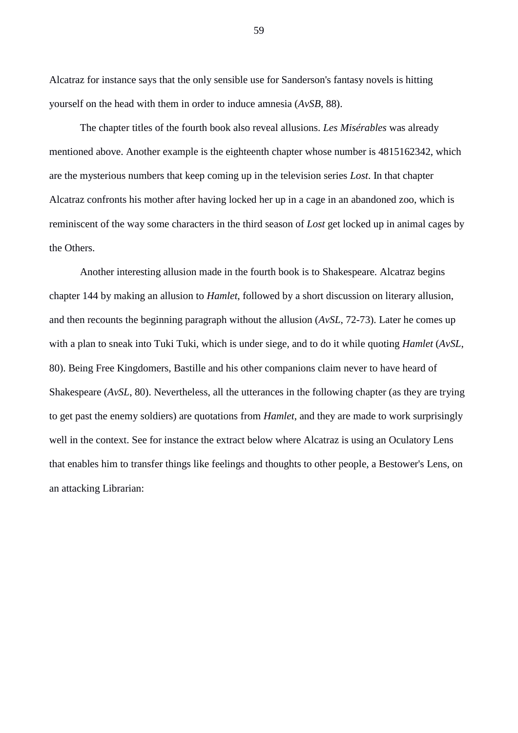Alcatraz for instance says that the only sensible use for Sanderson's fantasy novels is hitting yourself on the head with them in order to induce amnesia (*AvSB*, 88).

The chapter titles of the fourth book also reveal allusions. *Les Misérables* was already mentioned above. Another example is the eighteenth chapter whose number is 4815162342, which are the mysterious numbers that keep coming up in the television series *Lost*. In that chapter Alcatraz confronts his mother after having locked her up in a cage in an abandoned zoo, which is reminiscent of the way some characters in the third season of *Lost* get locked up in animal cages by the Others.

Another interesting allusion made in the fourth book is to Shakespeare. Alcatraz begins chapter 144 by making an allusion to *Hamlet*, followed by a short discussion on literary allusion, and then recounts the beginning paragraph without the allusion (*AvSL*, 72-73). Later he comes up with a plan to sneak into Tuki Tuki, which is under siege, and to do it while quoting *Hamlet* (*AvSL*, 80). Being Free Kingdomers, Bastille and his other companions claim never to have heard of Shakespeare (*AvSL*, 80). Nevertheless, all the utterances in the following chapter (as they are trying to get past the enemy soldiers) are quotations from *Hamlet*, and they are made to work surprisingly well in the context. See for instance the extract below where Alcatraz is using an Oculatory Lens that enables him to transfer things like feelings and thoughts to other people, a Bestower's Lens, on an attacking Librarian: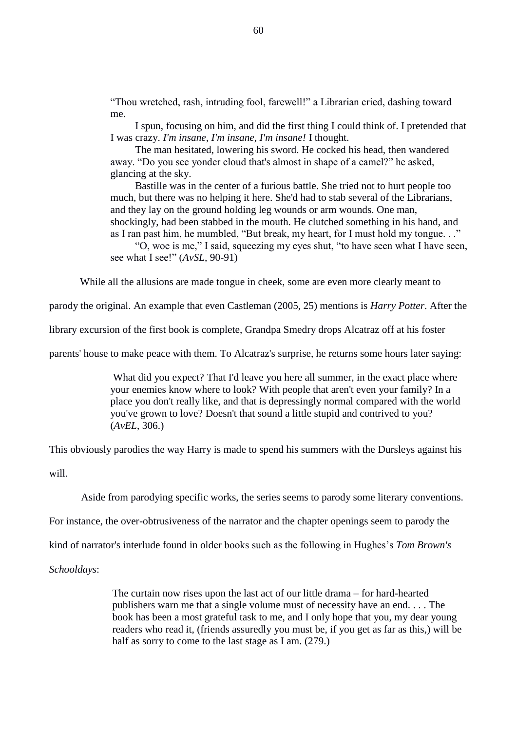> "Thou wretched, rash, intruding fool, farewell!" a Librarian cried, dashing toward me.
>
> I spun, focusing on him, and did the first thing I could think of. I pretended that I was crazy. *I'm insane, I'm insane, I'm insane!* I thought.
>
> The man hesitated, lowering his sword. He cocked his head, then wandered away. "Do you see yonder cloud that's almost in shape of a camel?" he asked, glancing at the sky.
>
> Bastille was in the center of a furious battle. She tried not to hurt people too much, but there was no helping it here. She'd had to stab several of the Librarians, and they lay on the ground holding leg wounds or arm wounds. One man, shockingly, had been stabbed in the mouth. He clutched something in his hand, and as I ran past him, he mumbled, "But break, my heart, for I must hold my tongue. . ."
>
> "O, woe is me," I said, squeezing my eyes shut, "to have seen what I have seen, see what I see!" (*AvSL*, 90-91)

While all the allusions are made tongue in cheek, some are even more clearly meant to parody the original. An example that even Castleman (2005, 25) mentions is *Harry Potter*. After the library excursion of the first book is complete, Grandpa Smedry drops Alcatraz off at his foster parents' house to make peace with them. To Alcatraz's surprise, he returns some hours later saying:

> What did you expect? That I'd leave you here all summer, in the exact place where your enemies know where to look? With people that aren't even your family? In a place you don't really like, and that is depressingly normal compared with the world you've grown to love? Doesn't that sound a little stupid and contrived to you? (*AvEL*, 306.)

This obviously parodies the way Harry is made to spend his summers with the Dursleys against his will.

Aside from parodying specific works, the series seems to parody some literary conventions. For instance, the over-obtrusiveness of the narrator and the chapter openings seem to parody the kind of narrator's interlude found in older books such as the following in Hughes's *Tom Brown's Schooldays*:

> The curtain now rises upon the last act of our little drama – for hard-hearted publishers warn me that a single volume must of necessity have an end. . . . The book has been a most grateful task to me, and I only hope that you, my dear young readers who read it, (friends assuredly you must be, if you get as far as this,) will be half as sorry to come to the last stage as I am. (279.)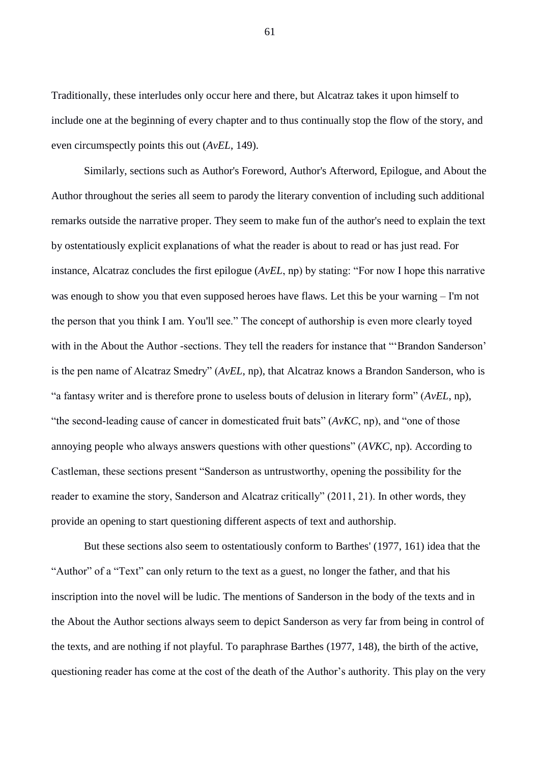Traditionally, these interludes only occur here and there, but Alcatraz takes it upon himself to include one at the beginning of every chapter and to thus continually stop the flow of the story, and even circumspectly points this out (*AvEL*, 149).

Similarly, sections such as Author's Foreword, Author's Afterword, Epilogue, and About the Author throughout the series all seem to parody the literary convention of including such additional remarks outside the narrative proper. They seem to make fun of the author's need to explain the text by ostentatiously explicit explanations of what the reader is about to read or has just read. For instance, Alcatraz concludes the first epilogue (*AvEL*, np) by stating: "For now I hope this narrative was enough to show you that even supposed heroes have flaws. Let this be your warning – I'm not the person that you think I am. You'll see." The concept of authorship is even more clearly toyed with in the About the Author -sections. They tell the readers for instance that "'Brandon Sanderson' is the pen name of Alcatraz Smedry" (*AvEL*, np), that Alcatraz knows a Brandon Sanderson, who is "a fantasy writer and is therefore prone to useless bouts of delusion in literary form" (*AvEL*, np), "the second-leading cause of cancer in domesticated fruit bats" (*AvKC*, np), and "one of those annoying people who always answers questions with other questions" (*AVKC*, np). According to Castleman, these sections present "Sanderson as untrustworthy, opening the possibility for the reader to examine the story, Sanderson and Alcatraz critically" (2011, 21). In other words, they provide an opening to start questioning different aspects of text and authorship.

But these sections also seem to ostentatiously conform to Barthes' (1977, 161) idea that the "Author" of a "Text" can only return to the text as a guest, no longer the father, and that his inscription into the novel will be ludic. The mentions of Sanderson in the body of the texts and in the About the Author sections always seem to depict Sanderson as very far from being in control of the texts, and are nothing if not playful. To paraphrase Barthes (1977, 148), the birth of the active, questioning reader has come at the cost of the death of the Author's authority. This play on the very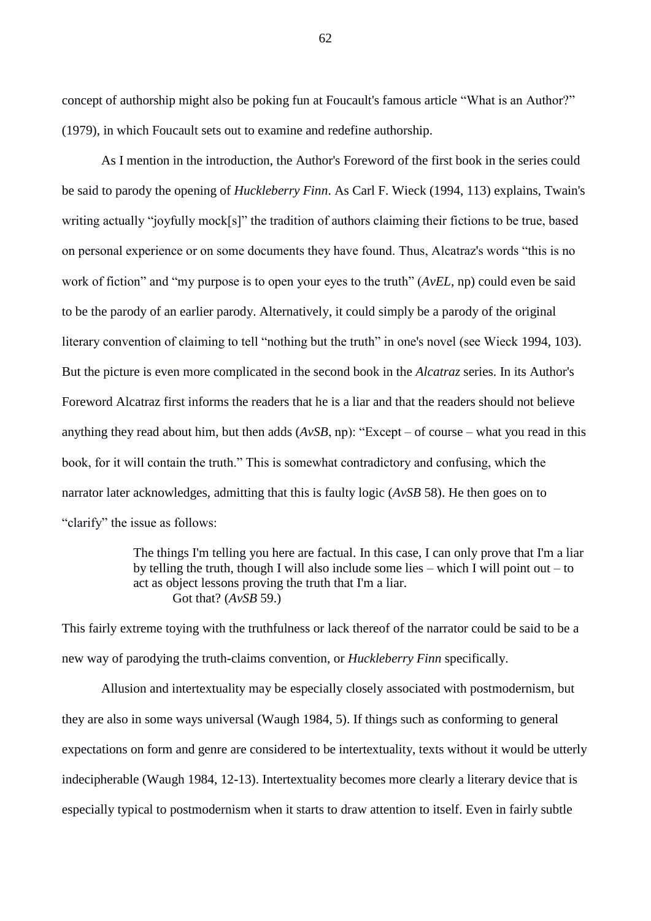concept of authorship might also be poking fun at Foucault's famous article "What is an Author?" (1979), in which Foucault sets out to examine and redefine authorship.

As I mention in the introduction, the Author's Foreword of the first book in the series could be said to parody the opening of *Huckleberry Finn*. As Carl F. Wieck (1994, 113) explains, Twain's writing actually "joyfully mock[s]" the tradition of authors claiming their fictions to be true, based on personal experience or on some documents they have found. Thus, Alcatraz's words "this is no work of fiction" and "my purpose is to open your eyes to the truth" (*AvEL*, np) could even be said to be the parody of an earlier parody. Alternatively, it could simply be a parody of the original literary convention of claiming to tell "nothing but the truth" in one's novel (see Wieck 1994, 103). But the picture is even more complicated in the second book in the *Alcatraz* series. In its Author's Foreword Alcatraz first informs the readers that he is a liar and that the readers should not believe anything they read about him, but then adds (*AvSB*, np): "Except – of course – what you read in this book, for it will contain the truth." This is somewhat contradictory and confusing, which the narrator later acknowledges, admitting that this is faulty logic (*AvSB* 58). He then goes on to "clarify" the issue as follows:

> The things I'm telling you here are factual. In this case, I can only prove that I'm a liar by telling the truth, though I will also include some lies – which I will point out – to act as object lessons proving the truth that I'm a liar.
>
> Got that? (*AvSB* 59.)

This fairly extreme toying with the truthfulness or lack thereof of the narrator could be said to be a new way of parodying the truth-claims convention, or *Huckleberry Finn* specifically.

Allusion and intertextuality may be especially closely associated with postmodernism, but they are also in some ways universal (Waugh 1984, 5). If things such as conforming to general expectations on form and genre are considered to be intertextuality, texts without it would be utterly indecipherable (Waugh 1984, 12-13). Intertextuality becomes more clearly a literary device that is especially typical to postmodernism when it starts to draw attention to itself. Even in fairly subtle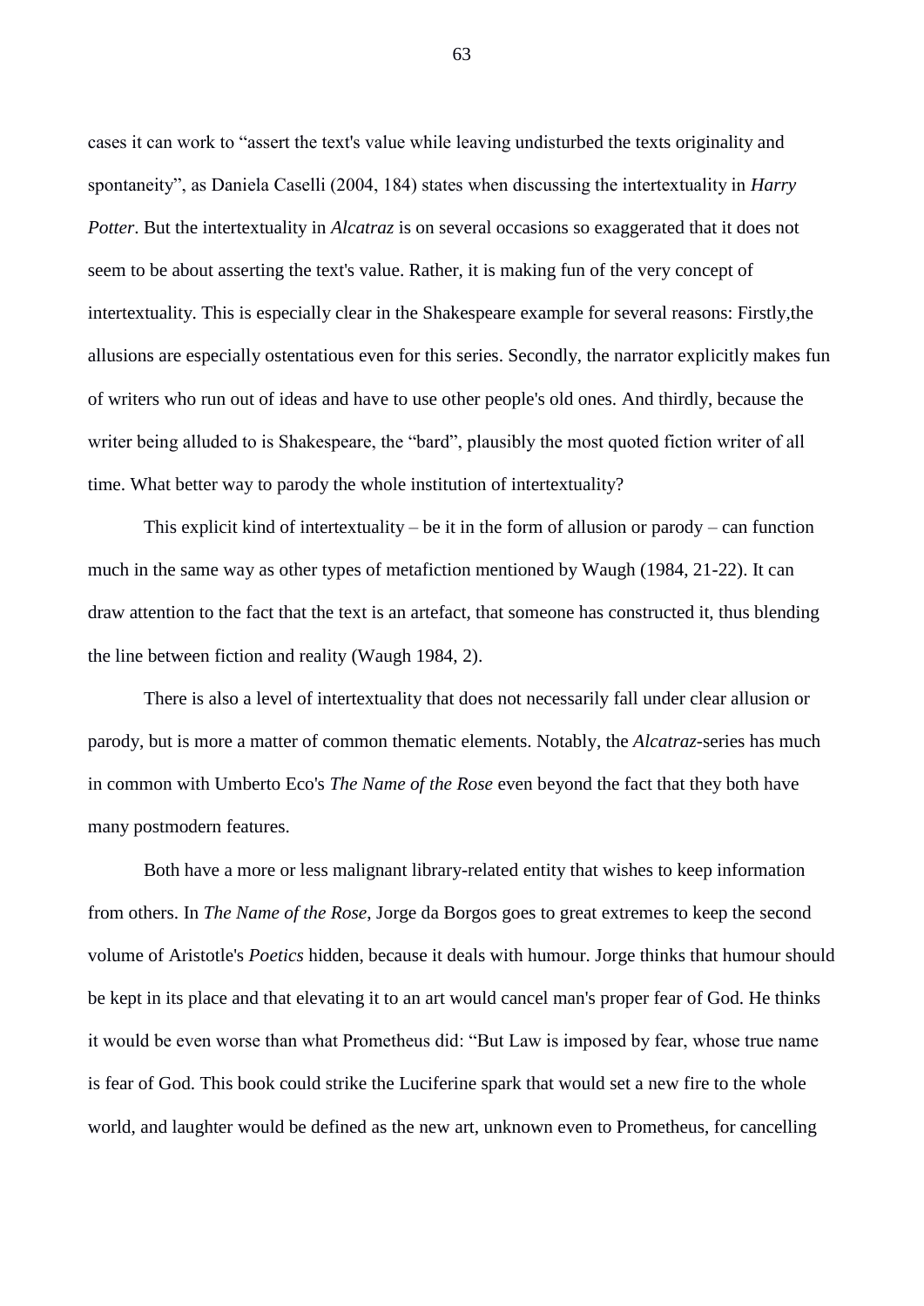cases it can work to "assert the text's value while leaving undisturbed the texts originality and spontaneity", as Daniela Caselli (2004, 184) states when discussing the intertextuality in *Harry Potter*. But the intertextuality in *Alcatraz* is on several occasions so exaggerated that it does not seem to be about asserting the text's value. Rather, it is making fun of the very concept of intertextuality. This is especially clear in the Shakespeare example for several reasons: Firstly,the allusions are especially ostentatious even for this series. Secondly, the narrator explicitly makes fun of writers who run out of ideas and have to use other people's old ones. And thirdly, because the writer being alluded to is Shakespeare, the "bard", plausibly the most quoted fiction writer of all time. What better way to parody the whole institution of intertextuality?

This explicit kind of intertextuality – be it in the form of allusion or parody – can function much in the same way as other types of metafiction mentioned by Waugh (1984, 21-22). It can draw attention to the fact that the text is an artefact, that someone has constructed it, thus blending the line between fiction and reality (Waugh 1984, 2).

There is also a level of intertextuality that does not necessarily fall under clear allusion or parody, but is more a matter of common thematic elements. Notably, the *Alcatraz*-series has much in common with Umberto Eco's *The Name of the Rose* even beyond the fact that they both have many postmodern features.

Both have a more or less malignant library-related entity that wishes to keep information from others. In *The Name of the Rose*, Jorge da Borgos goes to great extremes to keep the second volume of Aristotle's *Poetics* hidden, because it deals with humour. Jorge thinks that humour should be kept in its place and that elevating it to an art would cancel man's proper fear of God. He thinks it would be even worse than what Prometheus did: "But Law is imposed by fear, whose true name is fear of God. This book could strike the Luciferine spark that would set a new fire to the whole world, and laughter would be defined as the new art, unknown even to Prometheus, for cancelling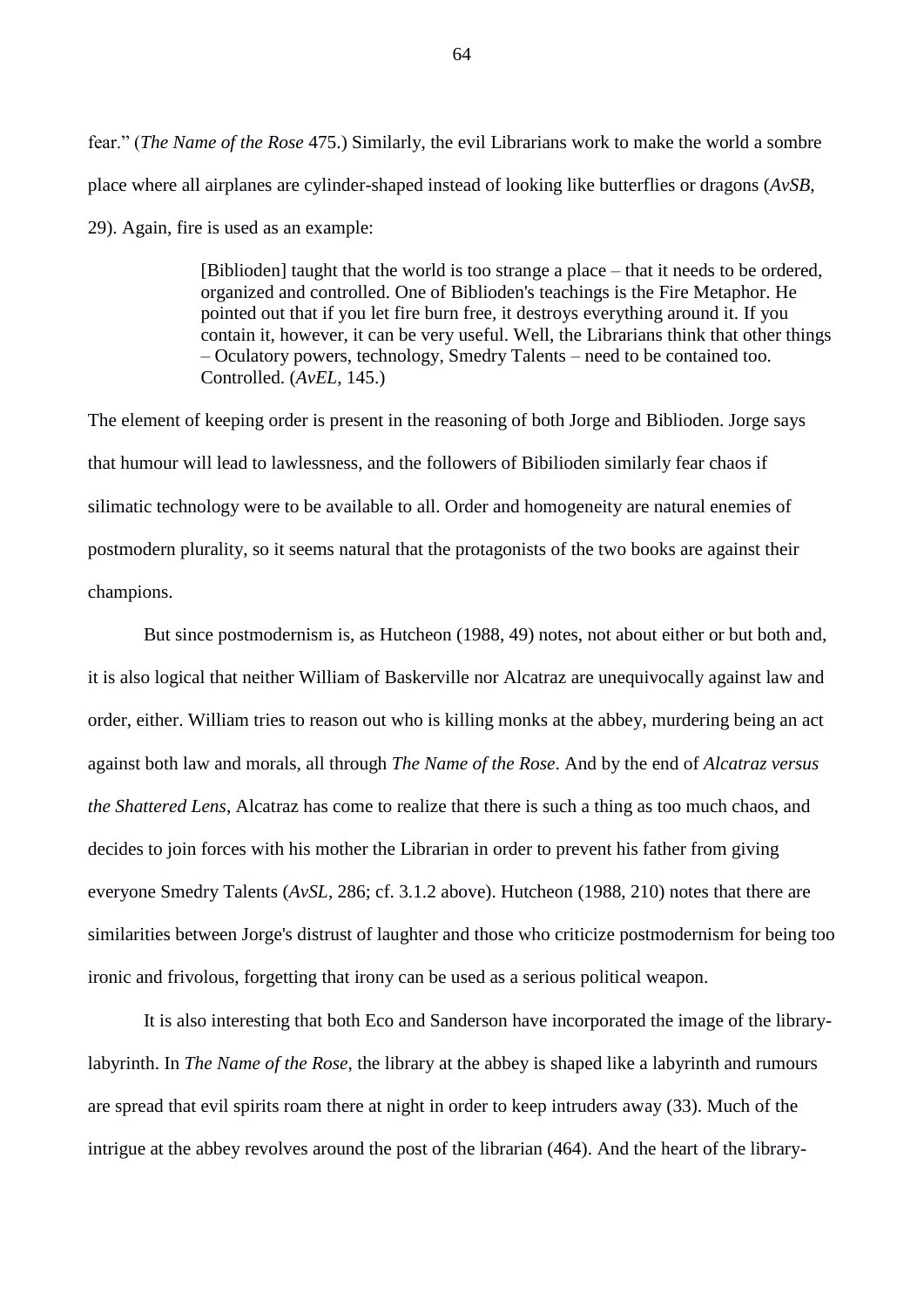fear." (*The Name of the Rose* 475.) Similarly, the evil Librarians work to make the world a sombre place where all airplanes are cylinder-shaped instead of looking like butterflies or dragons (*AvSB*, 29). Again, fire is used as an example:

> [Biblioden] taught that the world is too strange a place – that it needs to be ordered, organized and controlled. One of Biblioden's teachings is the Fire Metaphor. He pointed out that if you let fire burn free, it destroys everything around it. If you contain it, however, it can be very useful. Well, the Librarians think that other things – Oculatory powers, technology, Smedry Talents – need to be contained too. Controlled. (*AvEL*, 145.)

The element of keeping order is present in the reasoning of both Jorge and Biblioden. Jorge says that humour will lead to lawlessness, and the followers of Bibilioden similarly fear chaos if silimatic technology were to be available to all. Order and homogeneity are natural enemies of postmodern plurality, so it seems natural that the protagonists of the two books are against their champions.

But since postmodernism is, as Hutcheon (1988, 49) notes, not about either or but both and, it is also logical that neither William of Baskerville nor Alcatraz are unequivocally against law and order, either. William tries to reason out who is killing monks at the abbey, murdering being an act against both law and morals, all through *The Name of the Rose*. And by the end of *Alcatraz versus the Shattered Lens*, Alcatraz has come to realize that there is such a thing as too much chaos, and decides to join forces with his mother the Librarian in order to prevent his father from giving everyone Smedry Talents (*AvSL*, 286; cf. 3.1.2 above). Hutcheon (1988, 210) notes that there are similarities between Jorge's distrust of laughter and those who criticize postmodernism for being too ironic and frivolous, forgetting that irony can be used as a serious political weapon.

It is also interesting that both Eco and Sanderson have incorporated the image of the library-labyrinth. In *The Name of the Rose*, the library at the abbey is shaped like a labyrinth and rumours are spread that evil spirits roam there at night in order to keep intruders away (33). Much of the intrigue at the abbey revolves around the post of the librarian (464). And the heart of the library-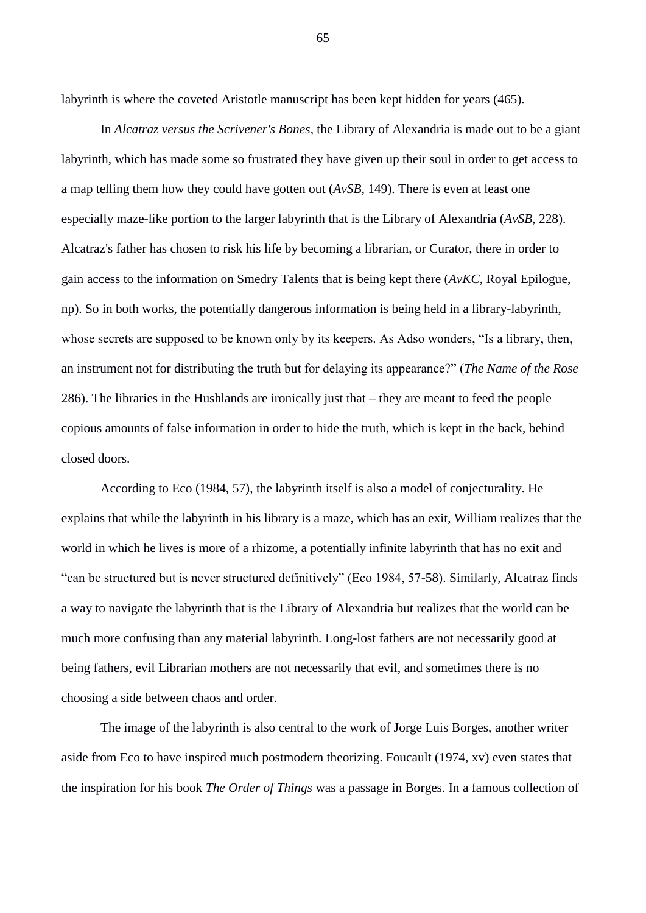labyrinth is where the coveted Aristotle manuscript has been kept hidden for years (465).

In *Alcatraz versus the Scrivener's Bones*, the Library of Alexandria is made out to be a giant labyrinth, which has made some so frustrated they have given up their soul in order to get access to a map telling them how they could have gotten out (*AvSB*, 149). There is even at least one especially maze-like portion to the larger labyrinth that is the Library of Alexandria (*AvSB*, 228). Alcatraz's father has chosen to risk his life by becoming a librarian, or Curator, there in order to gain access to the information on Smedry Talents that is being kept there (*AvKC*, Royal Epilogue, np). So in both works, the potentially dangerous information is being held in a library-labyrinth, whose secrets are supposed to be known only by its keepers. As Adso wonders, "Is a library, then, an instrument not for distributing the truth but for delaying its appearance?" (*The Name of the Rose* 286). The libraries in the Hushlands are ironically just that – they are meant to feed the people copious amounts of false information in order to hide the truth, which is kept in the back, behind closed doors.

According to Eco (1984, 57), the labyrinth itself is also a model of conjecturality. He explains that while the labyrinth in his library is a maze, which has an exit, William realizes that the world in which he lives is more of a rhizome, a potentially infinite labyrinth that has no exit and "can be structured but is never structured definitively" (Eco 1984, 57-58). Similarly, Alcatraz finds a way to navigate the labyrinth that is the Library of Alexandria but realizes that the world can be much more confusing than any material labyrinth. Long-lost fathers are not necessarily good at being fathers, evil Librarian mothers are not necessarily that evil, and sometimes there is no choosing a side between chaos and order.

The image of the labyrinth is also central to the work of Jorge Luis Borges, another writer aside from Eco to have inspired much postmodern theorizing. Foucault (1974, xv) even states that the inspiration for his book *The Order of Things* was a passage in Borges. In a famous collection of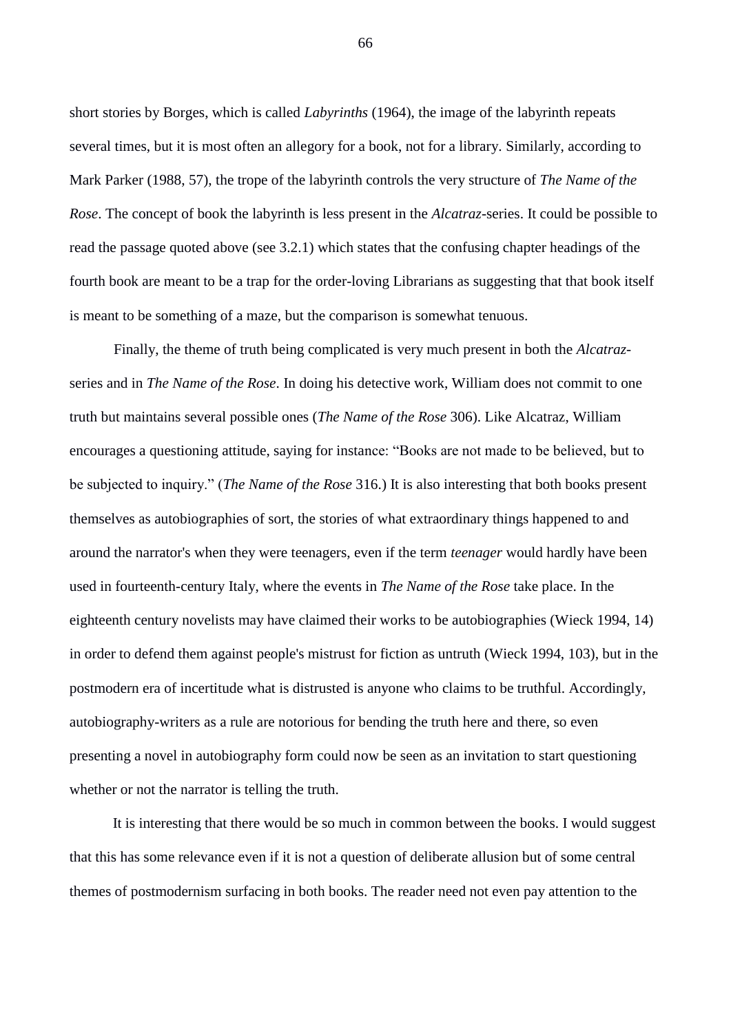short stories by Borges, which is called *Labyrinths* (1964), the image of the labyrinth repeats several times, but it is most often an allegory for a book, not for a library. Similarly, according to Mark Parker (1988, 57), the trope of the labyrinth controls the very structure of *The Name of the Rose*. The concept of book the labyrinth is less present in the *Alcatraz*-series. It could be possible to read the passage quoted above (see 3.2.1) which states that the confusing chapter headings of the fourth book are meant to be a trap for the order-loving Librarians as suggesting that that book itself is meant to be something of a maze, but the comparison is somewhat tenuous.

Finally, the theme of truth being complicated is very much present in both the *Alcatraz*-series and in *The Name of the Rose*. In doing his detective work, William does not commit to one truth but maintains several possible ones (*The Name of the Rose* 306). Like Alcatraz, William encourages a questioning attitude, saying for instance: "Books are not made to be believed, but to be subjected to inquiry." (*The Name of the Rose* 316.) It is also interesting that both books present themselves as autobiographies of sort, the stories of what extraordinary things happened to and around the narrator's when they were teenagers, even if the term *teenager* would hardly have been used in fourteenth-century Italy, where the events in *The Name of the Rose* take place. In the eighteenth century novelists may have claimed their works to be autobiographies (Wieck 1994, 14) in order to defend them against people's mistrust for fiction as untruth (Wieck 1994, 103), but in the postmodern era of incertitude what is distrusted is anyone who claims to be truthful. Accordingly, autobiography-writers as a rule are notorious for bending the truth here and there, so even presenting a novel in autobiography form could now be seen as an invitation to start questioning whether or not the narrator is telling the truth.

It is interesting that there would be so much in common between the books. I would suggest that this has some relevance even if it is not a question of deliberate allusion but of some central themes of postmodernism surfacing in both books. The reader need not even pay attention to the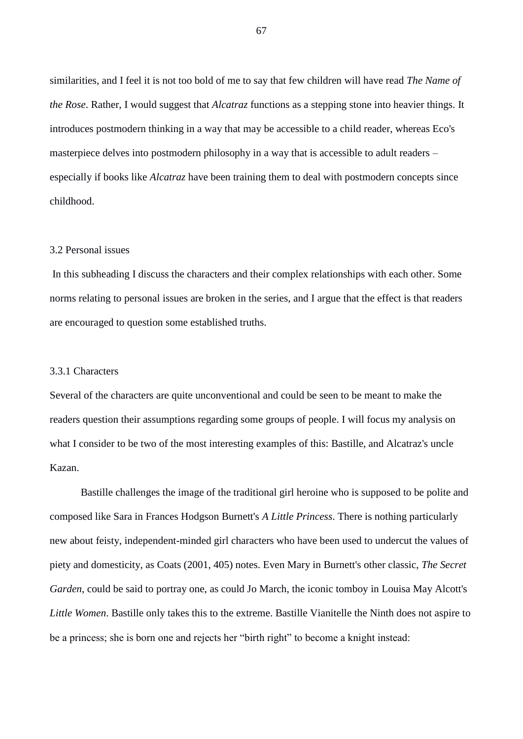similarities, and I feel it is not too bold of me to say that few children will have read *The Name of the Rose*. Rather, I would suggest that *Alcatraz* functions as a stepping stone into heavier things. It introduces postmodern thinking in a way that may be accessible to a child reader, whereas Eco's masterpiece delves into postmodern philosophy in a way that is accessible to adult readers – especially if books like *Alcatraz* have been training them to deal with postmodern concepts since childhood.

## 3.2 Personal issues

In this subheading I discuss the characters and their complex relationships with each other. Some norms relating to personal issues are broken in the series, and I argue that the effect is that readers are encouraged to question some established truths.

### 3.3.1 Characters

Several of the characters are quite unconventional and could be seen to be meant to make the readers question their assumptions regarding some groups of people. I will focus my analysis on what I consider to be two of the most interesting examples of this: Bastille, and Alcatraz's uncle Kazan.

Bastille challenges the image of the traditional girl heroine who is supposed to be polite and composed like Sara in Frances Hodgson Burnett's *A Little Princess*. There is nothing particularly new about feisty, independent-minded girl characters who have been used to undercut the values of piety and domesticity, as Coats (2001, 405) notes. Even Mary in Burnett's other classic, *The Secret Garden*, could be said to portray one, as could Jo March, the iconic tomboy in Louisa May Alcott's *Little Women*. Bastille only takes this to the extreme. Bastille Vianitelle the Ninth does not aspire to be a princess; she is born one and rejects her "birth right" to become a knight instead: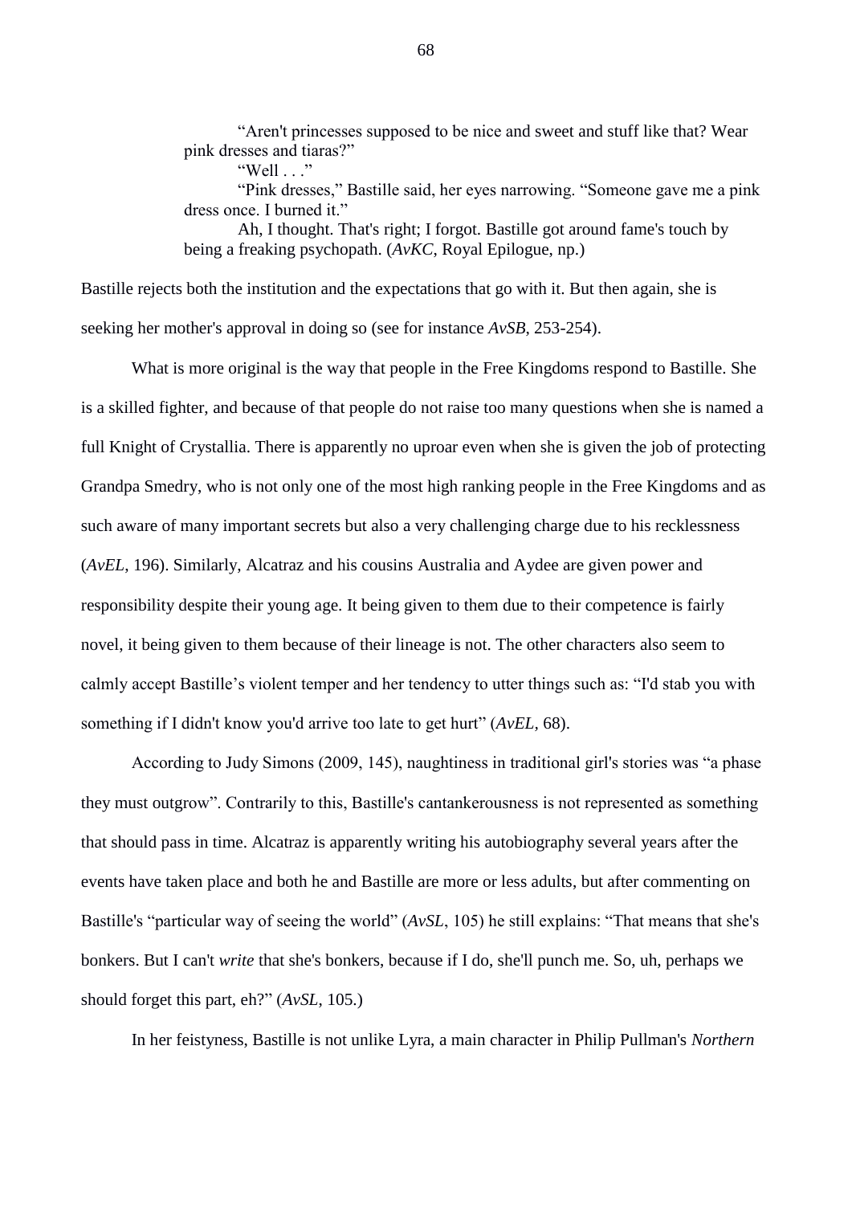> "Aren't princesses supposed to be nice and sweet and stuff like that? Wear pink dresses and tiaras?"
>
> "Well . . ."
>
> "Pink dresses," Bastille said, her eyes narrowing. "Someone gave me a pink dress once. I burned it."
>
> Ah, I thought. That's right; I forgot. Bastille got around fame's touch by being a freaking psychopath. (*AvKC*, Royal Epilogue, np.)

Bastille rejects both the institution and the expectations that go with it. But then again, she is seeking her mother's approval in doing so (see for instance *AvSB*, 253-254).

What is more original is the way that people in the Free Kingdoms respond to Bastille. She is a skilled fighter, and because of that people do not raise too many questions when she is named a full Knight of Crystallia. There is apparently no uproar even when she is given the job of protecting Grandpa Smedry, who is not only one of the most high ranking people in the Free Kingdoms and as such aware of many important secrets but also a very challenging charge due to his recklessness (*AvEL*, 196). Similarly, Alcatraz and his cousins Australia and Aydee are given power and responsibility despite their young age. It being given to them due to their competence is fairly novel, it being given to them because of their lineage is not. The other characters also seem to calmly accept Bastille's violent temper and her tendency to utter things such as: "I'd stab you with something if I didn't know you'd arrive too late to get hurt" (*AvEL*, 68).

According to Judy Simons (2009, 145), naughtiness in traditional girl's stories was "a phase they must outgrow". Contrarily to this, Bastille's cantankerousness is not represented as something that should pass in time. Alcatraz is apparently writing his autobiography several years after the events have taken place and both he and Bastille are more or less adults, but after commenting on Bastille's "particular way of seeing the world" (*AvSL*, 105) he still explains: "That means that she's bonkers. But I can't *write* that she's bonkers, because if I do, she'll punch me. So, uh, perhaps we should forget this part, eh?" (*AvSL*, 105.)

In her feistyness, Bastille is not unlike Lyra, a main character in Philip Pullman's *Northern*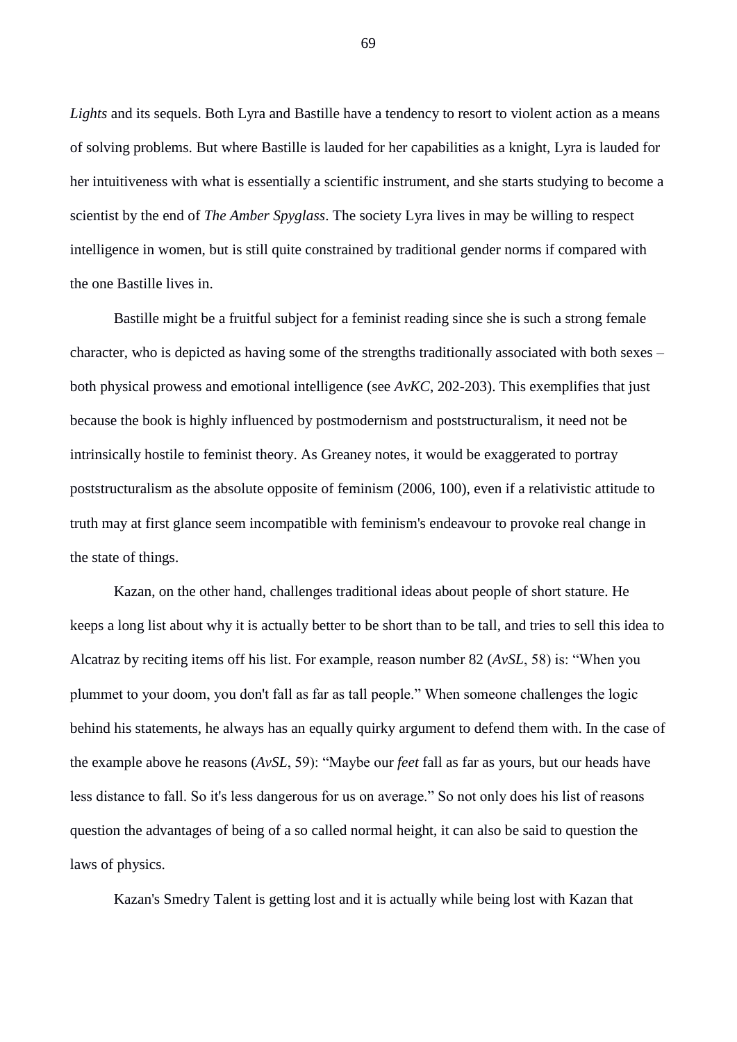*Lights* and its sequels. Both Lyra and Bastille have a tendency to resort to violent action as a means of solving problems. But where Bastille is lauded for her capabilities as a knight, Lyra is lauded for her intuitiveness with what is essentially a scientific instrument, and she starts studying to become a scientist by the end of *The Amber Spyglass*. The society Lyra lives in may be willing to respect intelligence in women, but is still quite constrained by traditional gender norms if compared with the one Bastille lives in.

Bastille might be a fruitful subject for a feminist reading since she is such a strong female character, who is depicted as having some of the strengths traditionally associated with both sexes – both physical prowess and emotional intelligence (see *AvKC*, 202-203). This exemplifies that just because the book is highly influenced by postmodernism and poststructuralism, it need not be intrinsically hostile to feminist theory. As Greaney notes, it would be exaggerated to portray poststructuralism as the absolute opposite of feminism (2006, 100), even if a relativistic attitude to truth may at first glance seem incompatible with feminism's endeavour to provoke real change in the state of things.

Kazan, on the other hand, challenges traditional ideas about people of short stature. He keeps a long list about why it is actually better to be short than to be tall, and tries to sell this idea to Alcatraz by reciting items off his list. For example, reason number 82 (*AvSL*, 58) is: "When you plummet to your doom, you don't fall as far as tall people." When someone challenges the logic behind his statements, he always has an equally quirky argument to defend them with. In the case of the example above he reasons (*AvSL*, 59): "Maybe our *feet* fall as far as yours, but our heads have less distance to fall. So it's less dangerous for us on average." So not only does his list of reasons question the advantages of being of a so called normal height, it can also be said to question the laws of physics.

Kazan's Smedry Talent is getting lost and it is actually while being lost with Kazan that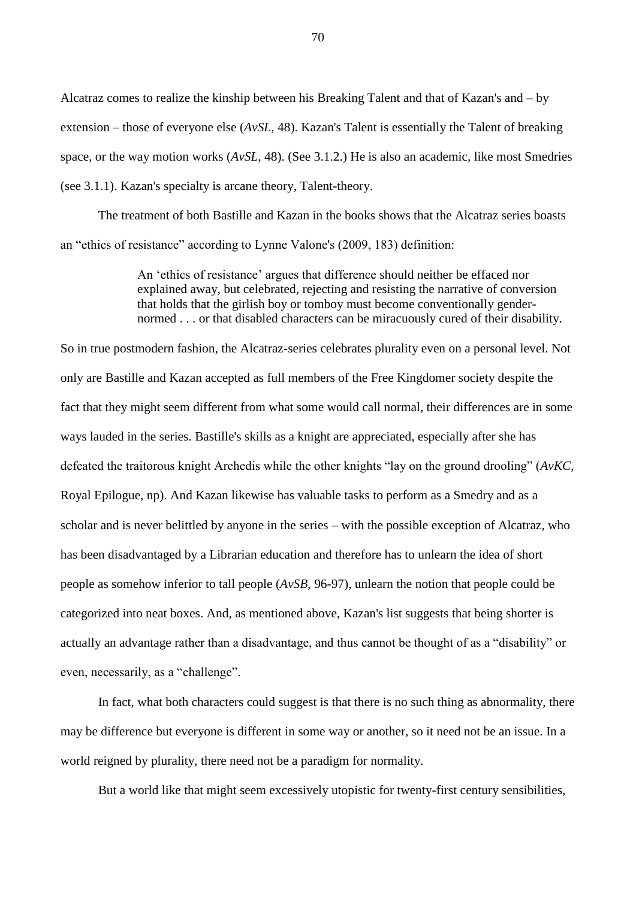Alcatraz comes to realize the kinship between his Breaking Talent and that of Kazan's and – by extension – those of everyone else (*AvSL*, 48). Kazan's Talent is essentially the Talent of breaking space, or the way motion works (*AvSL*, 48). (See 3.1.2.) He is also an academic, like most Smedries (see 3.1.1). Kazan's specialty is arcane theory, Talent-theory.

The treatment of both Bastille and Kazan in the books shows that the Alcatraz series boasts an "ethics of resistance" according to Lynne Valone's (2009, 183) definition:

> An 'ethics of resistance' argues that difference should neither be effaced nor explained away, but celebrated, rejecting and resisting the narrative of conversion that holds that the girlish boy or tomboy must become conventionally gender-normed . . . or that disabled characters can be miracuously cured of their disability.

So in true postmodern fashion, the Alcatraz-series celebrates plurality even on a personal level. Not only are Bastille and Kazan accepted as full members of the Free Kingdomer society despite the fact that they might seem different from what some would call normal, their differences are in some ways lauded in the series. Bastille's skills as a knight are appreciated, especially after she has defeated the traitorous knight Archedis while the other knights "lay on the ground drooling" (*AvKC*, Royal Epilogue, np). And Kazan likewise has valuable tasks to perform as a Smedry and as a scholar and is never belittled by anyone in the series – with the possible exception of Alcatraz, who has been disadvantaged by a Librarian education and therefore has to unlearn the idea of short people as somehow inferior to tall people (*AvSB*, 96-97), unlearn the notion that people could be categorized into neat boxes. And, as mentioned above, Kazan's list suggests that being shorter is actually an advantage rather than a disadvantage, and thus cannot be thought of as a "disability" or even, necessarily, as a "challenge".

In fact, what both characters could suggest is that there is no such thing as abnormality, there may be difference but everyone is different in some way or another, so it need not be an issue. In a world reigned by plurality, there need not be a paradigm for normality.

But a world like that might seem excessively utopistic for twenty-first century sensibilities,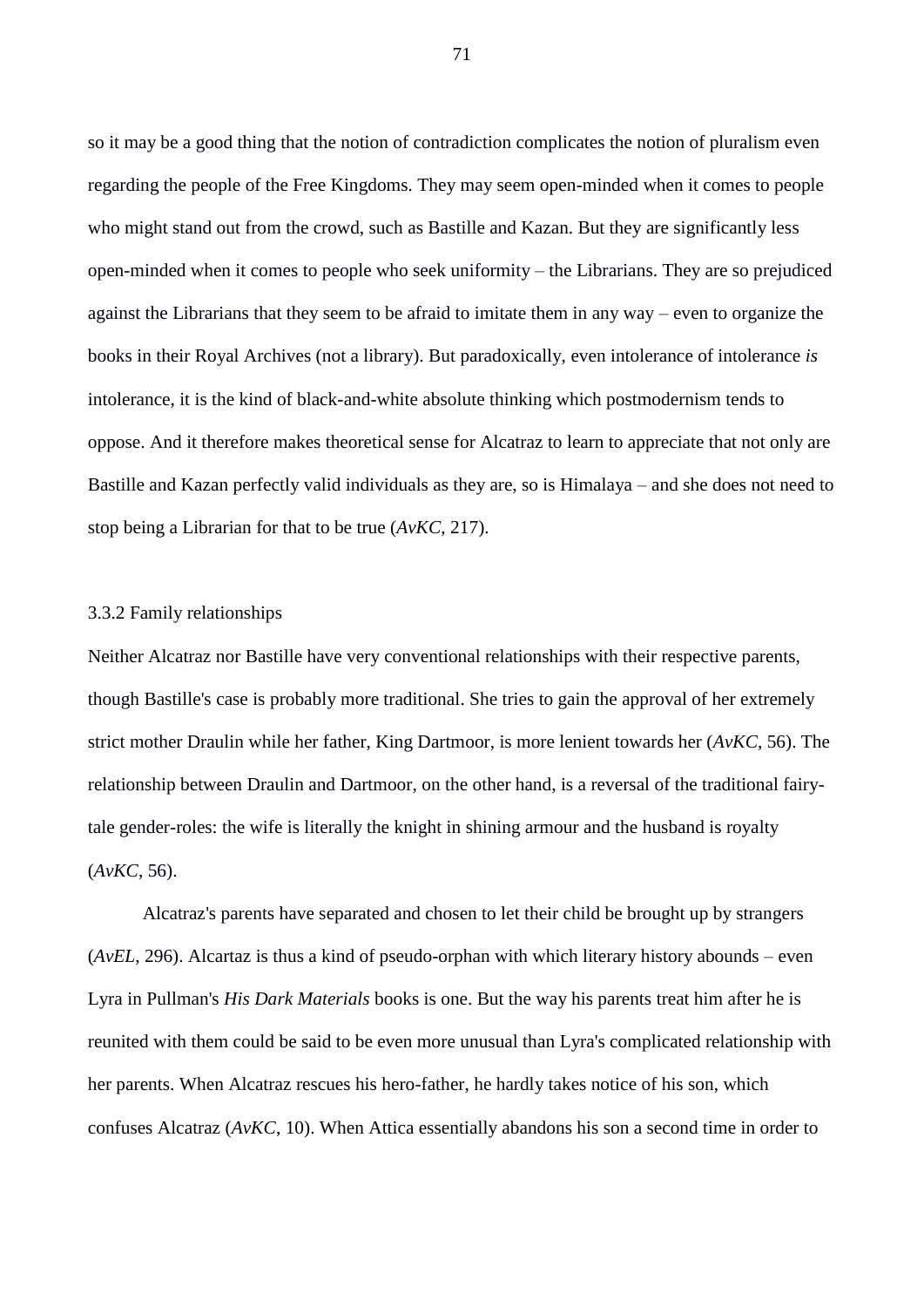so it may be a good thing that the notion of contradiction complicates the notion of pluralism even regarding the people of the Free Kingdoms. They may seem open-minded when it comes to people who might stand out from the crowd, such as Bastille and Kazan. But they are significantly less open-minded when it comes to people who seek uniformity – the Librarians. They are so prejudiced against the Librarians that they seem to be afraid to imitate them in any way – even to organize the books in their Royal Archives (not a library). But paradoxically, even intolerance of intolerance *is* intolerance, it is the kind of black-and-white absolute thinking which postmodernism tends to oppose. And it therefore makes theoretical sense for Alcatraz to learn to appreciate that not only are Bastille and Kazan perfectly valid individuals as they are, so is Himalaya – and she does not need to stop being a Librarian for that to be true (*AvKC*, 217).

### 3.3.2 Family relationships

Neither Alcatraz nor Bastille have very conventional relationships with their respective parents, though Bastille's case is probably more traditional. She tries to gain the approval of her extremely strict mother Draulin while her father, King Dartmoor, is more lenient towards her (*AvKC*, 56). The relationship between Draulin and Dartmoor, on the other hand, is a reversal of the traditional fairy-tale gender-roles: the wife is literally the knight in shining armour and the husband is royalty (*AvKC*, 56).

Alcatraz's parents have separated and chosen to let their child be brought up by strangers (*AvEL*, 296). Alcartaz is thus a kind of pseudo-orphan with which literary history abounds – even Lyra in Pullman's *His Dark Materials* books is one. But the way his parents treat him after he is reunited with them could be said to be even more unusual than Lyra's complicated relationship with her parents. When Alcatraz rescues his hero-father, he hardly takes notice of his son, which confuses Alcatraz (*AvKC*, 10). When Attica essentially abandons his son a second time in order to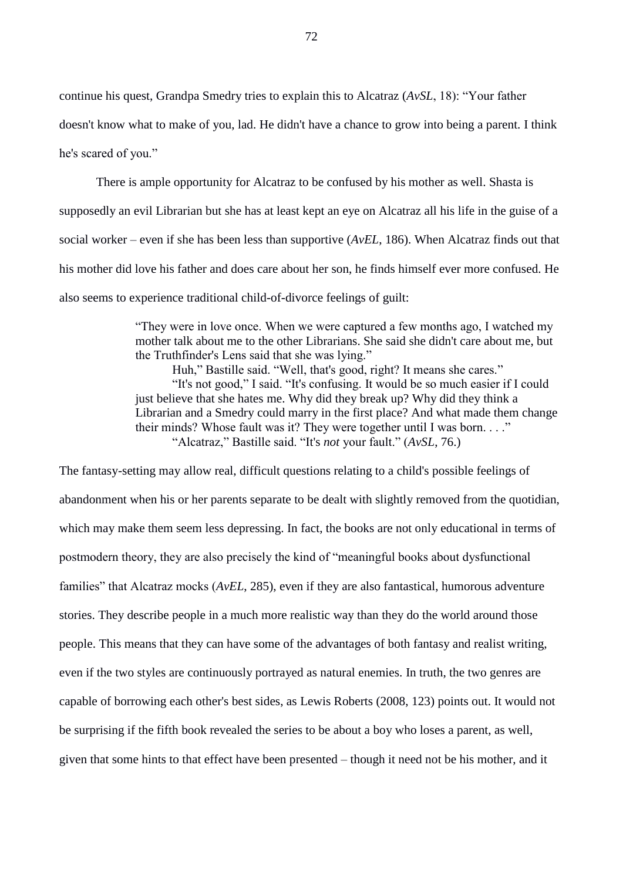continue his quest, Grandpa Smedry tries to explain this to Alcatraz (*AvSL*, 18): "Your father doesn't know what to make of you, lad. He didn't have a chance to grow into being a parent. I think he's scared of you."

There is ample opportunity for Alcatraz to be confused by his mother as well. Shasta is supposedly an evil Librarian but she has at least kept an eye on Alcatraz all his life in the guise of a social worker – even if she has been less than supportive (*AvEL*, 186). When Alcatraz finds out that his mother did love his father and does care about her son, he finds himself ever more confused. He also seems to experience traditional child-of-divorce feelings of guilt:

> "They were in love once. When we were captured a few months ago, I watched my mother talk about me to the other Librarians. She said she didn't care about me, but the Truthfinder's Lens said that she was lying."
>
> Huh," Bastille said. "Well, that's good, right? It means she cares."
>
> "It's not good," I said. "It's confusing. It would be so much easier if I could just believe that she hates me. Why did they break up? Why did they think a Librarian and a Smedry could marry in the first place? And what made them change their minds? Whose fault was it? They were together until I was born. . . ."
>
> "Alcatraz," Bastille said. "It's *not* your fault." (*AvSL*, 76.)

The fantasy-setting may allow real, difficult questions relating to a child's possible feelings of abandonment when his or her parents separate to be dealt with slightly removed from the quotidian, which may make them seem less depressing. In fact, the books are not only educational in terms of postmodern theory, they are also precisely the kind of "meaningful books about dysfunctional families" that Alcatraz mocks (*AvEL*, 285), even if they are also fantastical, humorous adventure stories. They describe people in a much more realistic way than they do the world around those people. This means that they can have some of the advantages of both fantasy and realist writing, even if the two styles are continuously portrayed as natural enemies. In truth, the two genres are capable of borrowing each other's best sides, as Lewis Roberts (2008, 123) points out. It would not be surprising if the fifth book revealed the series to be about a boy who loses a parent, as well, given that some hints to that effect have been presented – though it need not be his mother, and it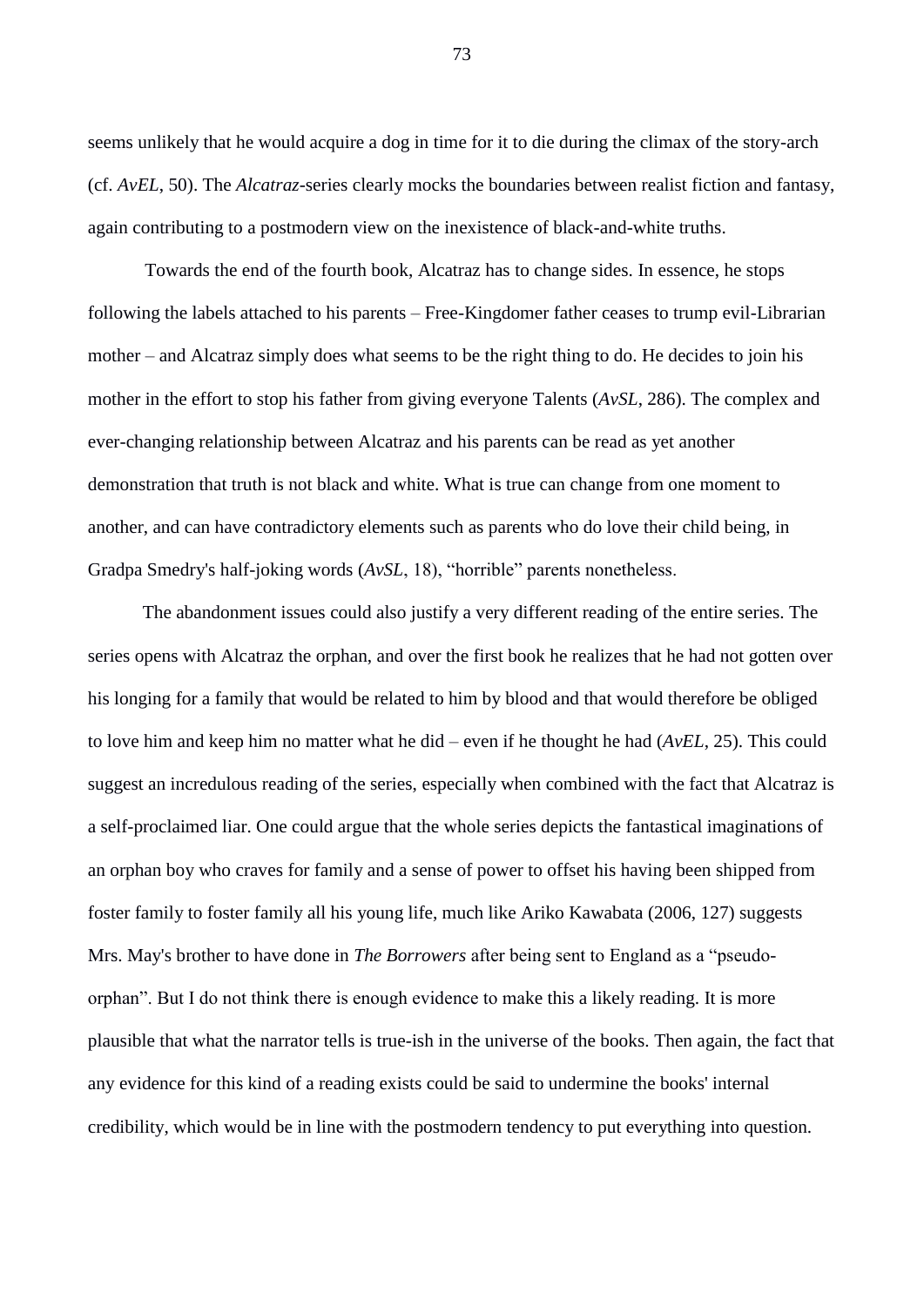seems unlikely that he would acquire a dog in time for it to die during the climax of the story-arch (cf. *AvEL*, 50). The *Alcatraz*-series clearly mocks the boundaries between realist fiction and fantasy, again contributing to a postmodern view on the inexistence of black-and-white truths.

Towards the end of the fourth book, Alcatraz has to change sides. In essence, he stops following the labels attached to his parents – Free-Kingdomer father ceases to trump evil-Librarian mother – and Alcatraz simply does what seems to be the right thing to do. He decides to join his mother in the effort to stop his father from giving everyone Talents (*AvSL*, 286). The complex and ever-changing relationship between Alcatraz and his parents can be read as yet another demonstration that truth is not black and white. What is true can change from one moment to another, and can have contradictory elements such as parents who do love their child being, in Gradpa Smedry's half-joking words (*AvSL*, 18), "horrible" parents nonetheless.

The abandonment issues could also justify a very different reading of the entire series. The series opens with Alcatraz the orphan, and over the first book he realizes that he had not gotten over his longing for a family that would be related to him by blood and that would therefore be obliged to love him and keep him no matter what he did – even if he thought he had (*AvEL*, 25). This could suggest an incredulous reading of the series, especially when combined with the fact that Alcatraz is a self-proclaimed liar. One could argue that the whole series depicts the fantastical imaginations of an orphan boy who craves for family and a sense of power to offset his having been shipped from foster family to foster family all his young life, much like Ariko Kawabata (2006, 127) suggests Mrs. May's brother to have done in *The Borrowers* after being sent to England as a "pseudo-orphan". But I do not think there is enough evidence to make this a likely reading. It is more plausible that what the narrator tells is true-ish in the universe of the books. Then again, the fact that any evidence for this kind of a reading exists could be said to undermine the books' internal credibility, which would be in line with the postmodern tendency to put everything into question.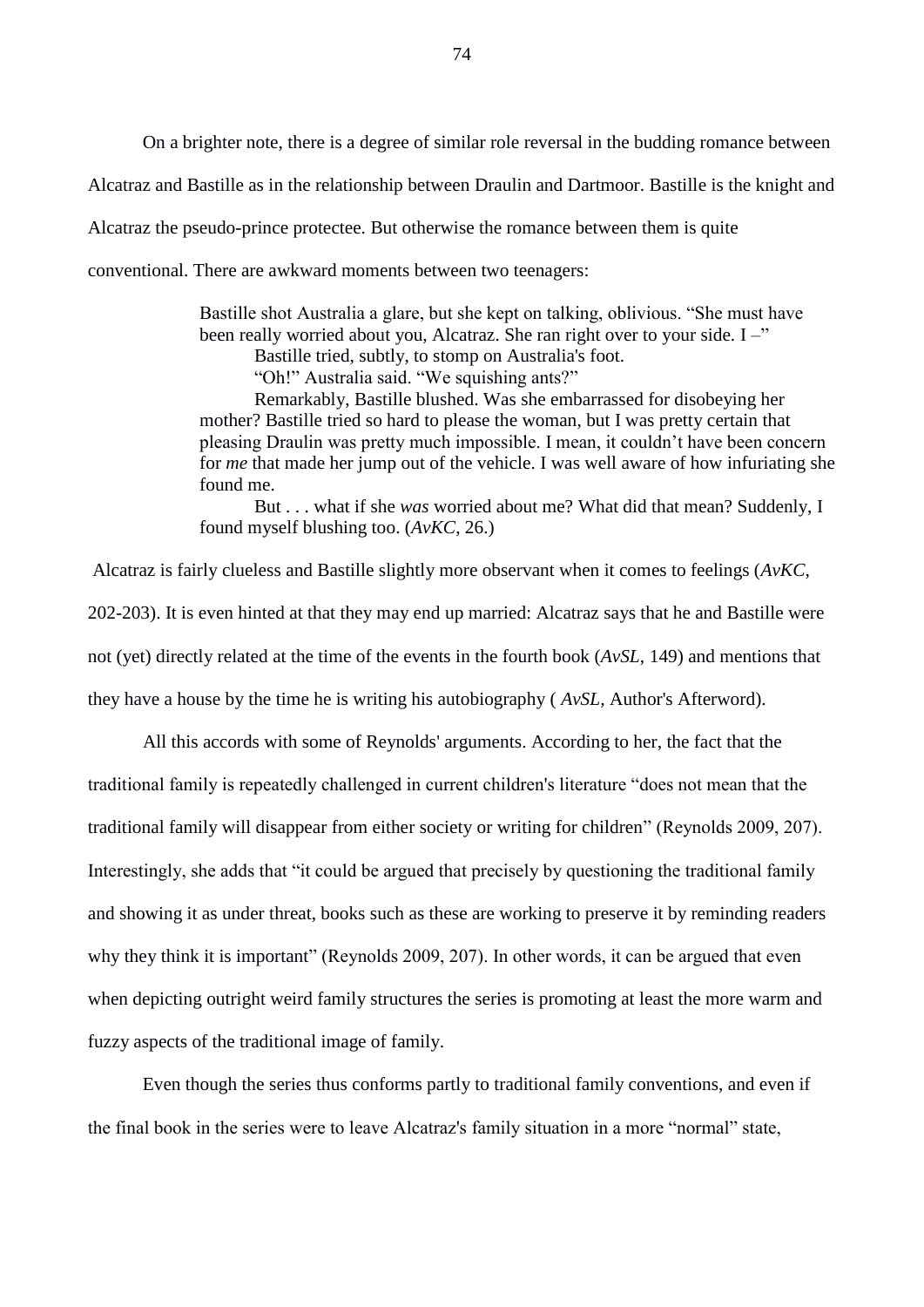On a brighter note, there is a degree of similar role reversal in the budding romance between Alcatraz and Bastille as in the relationship between Draulin and Dartmoor. Bastille is the knight and Alcatraz the pseudo-prince protectee. But otherwise the romance between them is quite conventional. There are awkward moments between two teenagers:

> Bastille shot Australia a glare, but she kept on talking, oblivious. "She must have been really worried about you, Alcatraz. She ran right over to your side. I –"
>
> Bastille tried, subtly, to stomp on Australia's foot.
>
> "Oh!" Australia said. "We squishing ants?"
>
> Remarkably, Bastille blushed. Was she embarrassed for disobeying her mother? Bastille tried so hard to please the woman, but I was pretty certain that pleasing Draulin was pretty much impossible. I mean, it couldn't have been concern for *me* that made her jump out of the vehicle. I was well aware of how infuriating she found me.
>
> But . . . what if she *was* worried about me? What did that mean? Suddenly, I found myself blushing too. (*AvKC*, 26.)

Alcatraz is fairly clueless and Bastille slightly more observant when it comes to feelings (*AvKC*, 202-203). It is even hinted at that they may end up married: Alcatraz says that he and Bastille were not (yet) directly related at the time of the events in the fourth book (*AvSL*, 149) and mentions that they have a house by the time he is writing his autobiography ( *AvSL,* Author's Afterword).

All this accords with some of Reynolds' arguments. According to her, the fact that the traditional family is repeatedly challenged in current children's literature "does not mean that the traditional family will disappear from either society or writing for children" (Reynolds 2009, 207). Interestingly, she adds that "it could be argued that precisely by questioning the traditional family and showing it as under threat, books such as these are working to preserve it by reminding readers why they think it is important" (Reynolds 2009, 207). In other words, it can be argued that even when depicting outright weird family structures the series is promoting at least the more warm and fuzzy aspects of the traditional image of family.

Even though the series thus conforms partly to traditional family conventions, and even if the final book in the series were to leave Alcatraz's family situation in a more "normal" state,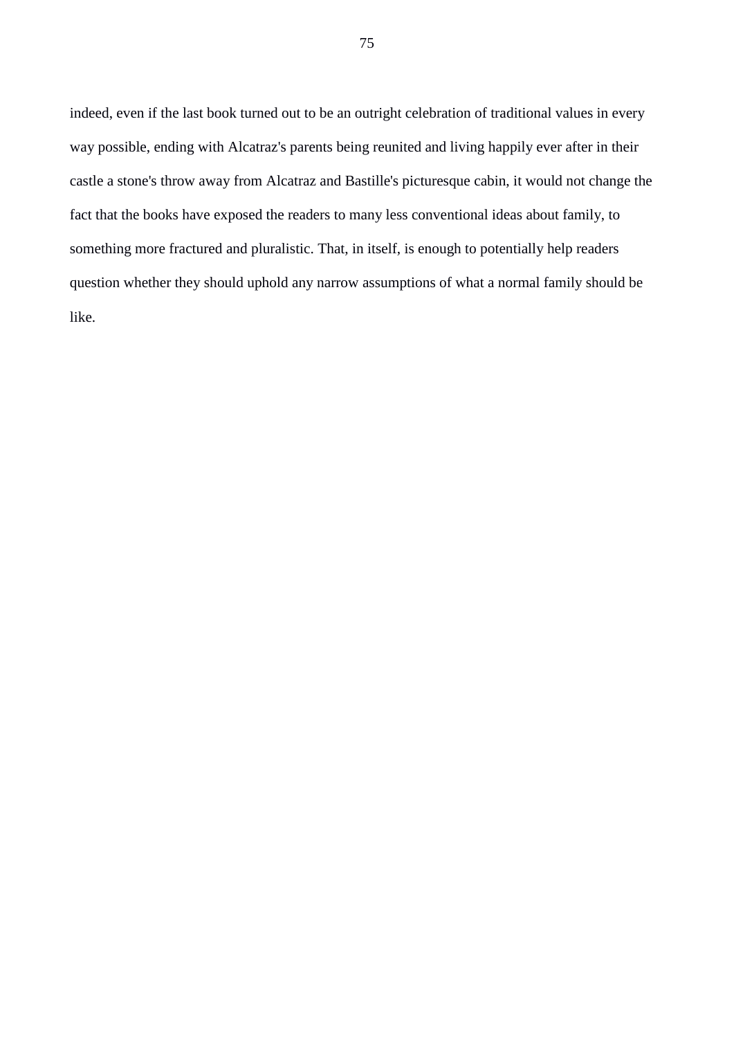indeed, even if the last book turned out to be an outright celebration of traditional values in every way possible, ending with Alcatraz's parents being reunited and living happily ever after in their castle a stone's throw away from Alcatraz and Bastille's picturesque cabin, it would not change the fact that the books have exposed the readers to many less conventional ideas about family, to something more fractured and pluralistic. That, in itself, is enough to potentially help readers question whether they should uphold any narrow assumptions of what a normal family should be like.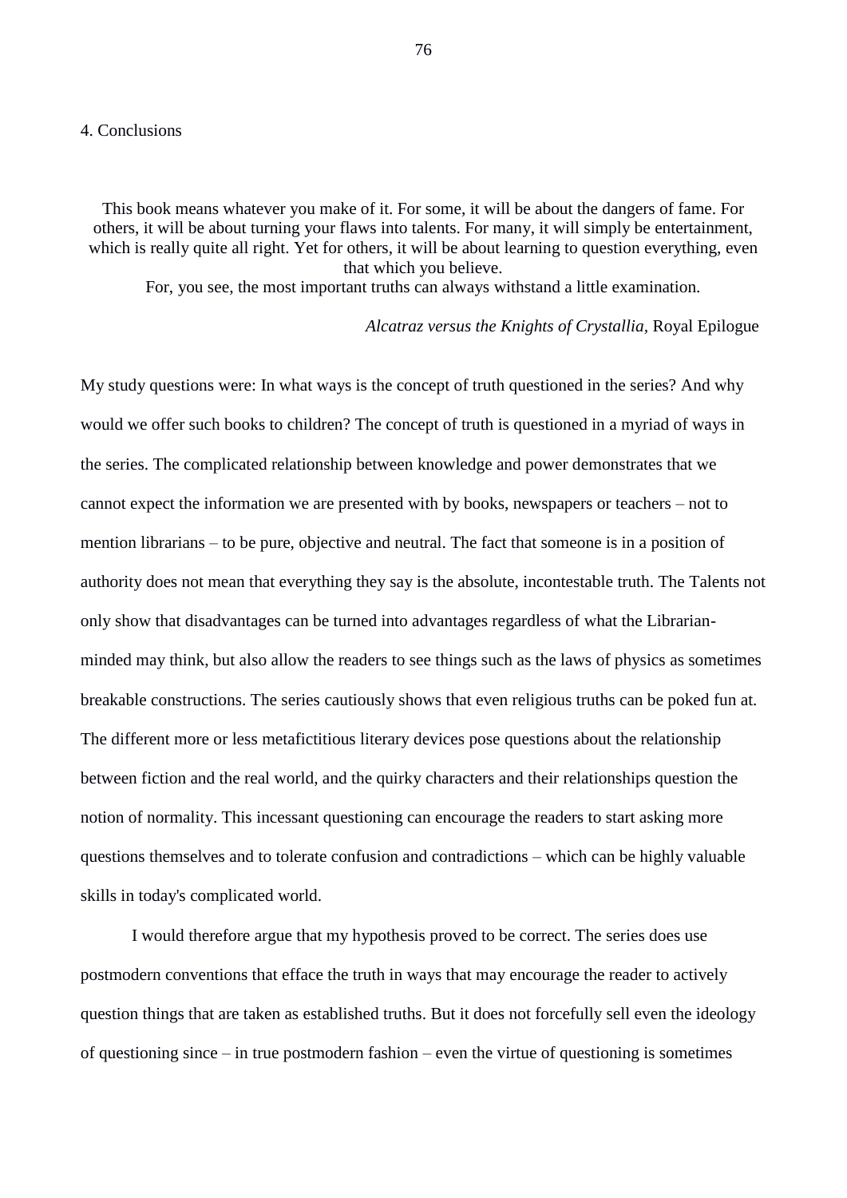## 4. Conclusions

> This book means whatever you make of it. For some, it will be about the dangers of fame. For others, it will be about turning your flaws into talents. For many, it will simply be entertainment, which is really quite all right. Yet for others, it will be about learning to question everything, even that which you believe.
> For, you see, the most important truths can always withstand a little examination.
>
> *Alcatraz versus the Knights of Crystallia*, Royal Epilogue

My study questions were: In what ways is the concept of truth questioned in the series? And why would we offer such books to children? The concept of truth is questioned in a myriad of ways in the series. The complicated relationship between knowledge and power demonstrates that we cannot expect the information we are presented with by books, newspapers or teachers – not to mention librarians – to be pure, objective and neutral. The fact that someone is in a position of authority does not mean that everything they say is the absolute, incontestable truth. The Talents not only show that disadvantages can be turned into advantages regardless of what the Librarian-minded may think, but also allow the readers to see things such as the laws of physics as sometimes breakable constructions. The series cautiously shows that even religious truths can be poked fun at. The different more or less metafictitious literary devices pose questions about the relationship between fiction and the real world, and the quirky characters and their relationships question the notion of normality. This incessant questioning can encourage the readers to start asking more questions themselves and to tolerate confusion and contradictions – which can be highly valuable skills in today's complicated world.

I would therefore argue that my hypothesis proved to be correct. The series does use postmodern conventions that efface the truth in ways that may encourage the reader to actively question things that are taken as established truths. But it does not forcefully sell even the ideology of questioning since – in true postmodern fashion – even the virtue of questioning is sometimes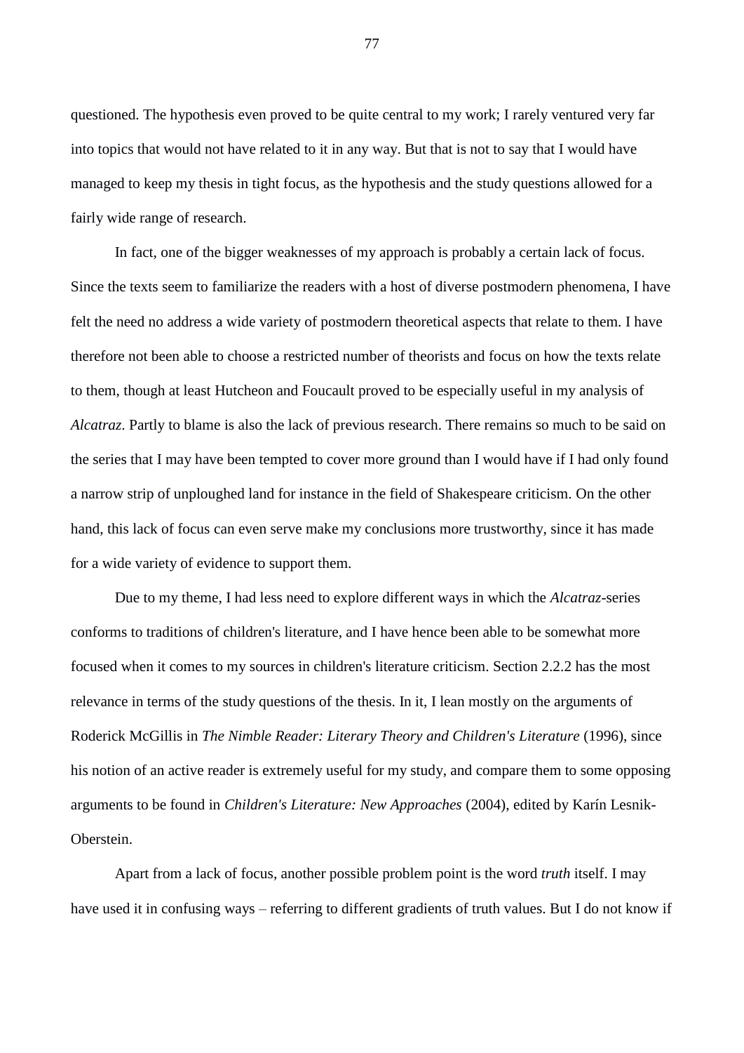questioned. The hypothesis even proved to be quite central to my work; I rarely ventured very far into topics that would not have related to it in any way. But that is not to say that I would have managed to keep my thesis in tight focus, as the hypothesis and the study questions allowed for a fairly wide range of research.

In fact, one of the bigger weaknesses of my approach is probably a certain lack of focus. Since the texts seem to familiarize the readers with a host of diverse postmodern phenomena, I have felt the need no address a wide variety of postmodern theoretical aspects that relate to them. I have therefore not been able to choose a restricted number of theorists and focus on how the texts relate to them, though at least Hutcheon and Foucault proved to be especially useful in my analysis of *Alcatraz*. Partly to blame is also the lack of previous research. There remains so much to be said on the series that I may have been tempted to cover more ground than I would have if I had only found a narrow strip of unploughed land for instance in the field of Shakespeare criticism. On the other hand, this lack of focus can even serve make my conclusions more trustworthy, since it has made for a wide variety of evidence to support them.

Due to my theme, I had less need to explore different ways in which the *Alcatraz*-series conforms to traditions of children's literature, and I have hence been able to be somewhat more focused when it comes to my sources in children's literature criticism. Section 2.2.2 has the most relevance in terms of the study questions of the thesis. In it, I lean mostly on the arguments of Roderick McGillis in *The Nimble Reader: Literary Theory and Children's Literature* (1996), since his notion of an active reader is extremely useful for my study, and compare them to some opposing arguments to be found in *Children's Literature: New Approaches* (2004), edited by Karín Lesnik-Oberstein.

Apart from a lack of focus, another possible problem point is the word *truth* itself. I may have used it in confusing ways – referring to different gradients of truth values. But I do not know if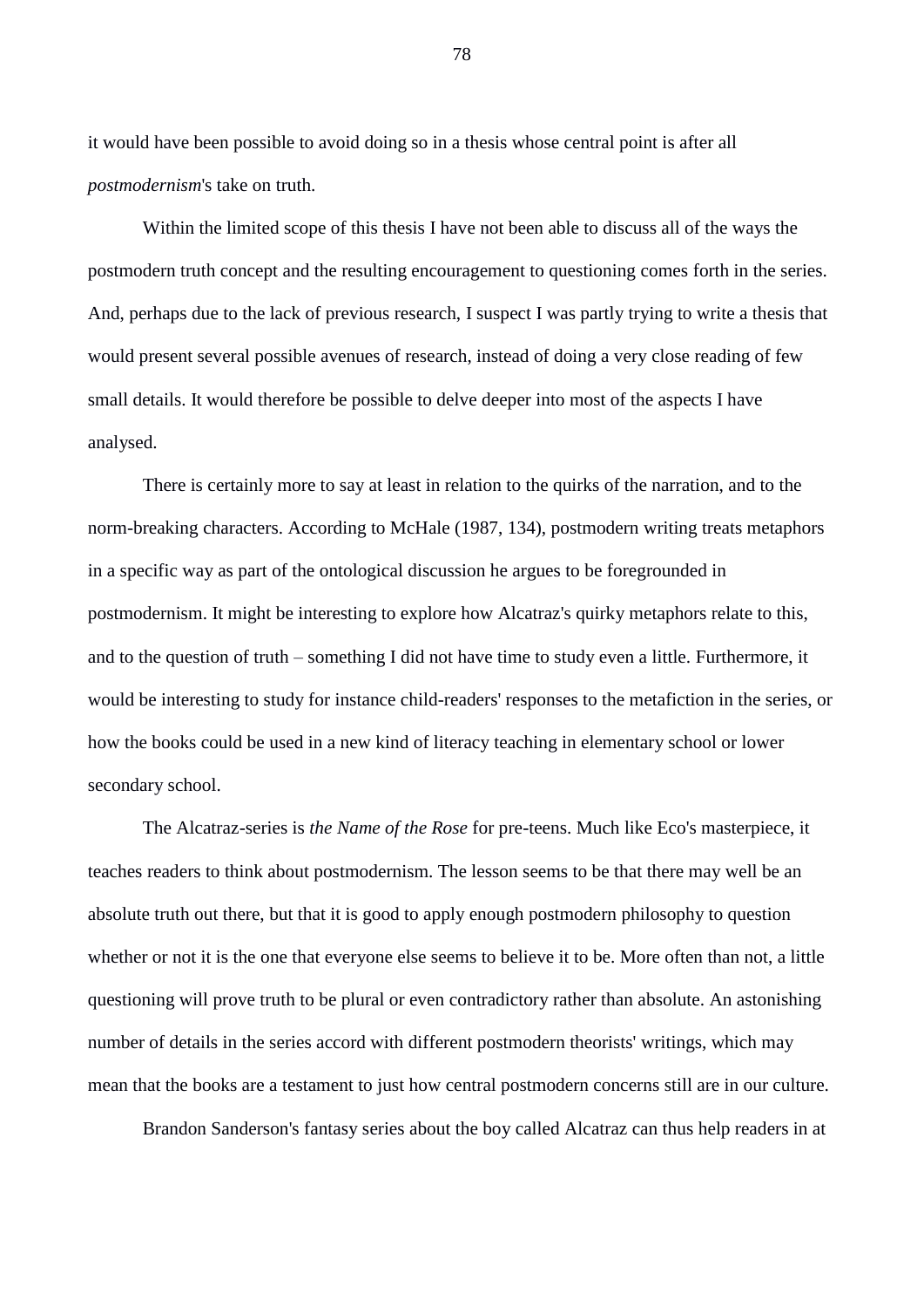it would have been possible to avoid doing so in a thesis whose central point is after all *postmodernism*'s take on truth.

Within the limited scope of this thesis I have not been able to discuss all of the ways the postmodern truth concept and the resulting encouragement to questioning comes forth in the series. And, perhaps due to the lack of previous research, I suspect I was partly trying to write a thesis that would present several possible avenues of research, instead of doing a very close reading of few small details. It would therefore be possible to delve deeper into most of the aspects I have analysed.

There is certainly more to say at least in relation to the quirks of the narration, and to the norm-breaking characters. According to McHale (1987, 134), postmodern writing treats metaphors in a specific way as part of the ontological discussion he argues to be foregrounded in postmodernism. It might be interesting to explore how Alcatraz's quirky metaphors relate to this, and to the question of truth – something I did not have time to study even a little. Furthermore, it would be interesting to study for instance child-readers' responses to the metafiction in the series, or how the books could be used in a new kind of literacy teaching in elementary school or lower secondary school.

The Alcatraz-series is *the Name of the Rose* for pre-teens. Much like Eco's masterpiece, it teaches readers to think about postmodernism. The lesson seems to be that there may well be an absolute truth out there, but that it is good to apply enough postmodern philosophy to question whether or not it is the one that everyone else seems to believe it to be. More often than not, a little questioning will prove truth to be plural or even contradictory rather than absolute. An astonishing number of details in the series accord with different postmodern theorists' writings, which may mean that the books are a testament to just how central postmodern concerns still are in our culture.

Brandon Sanderson's fantasy series about the boy called Alcatraz can thus help readers in at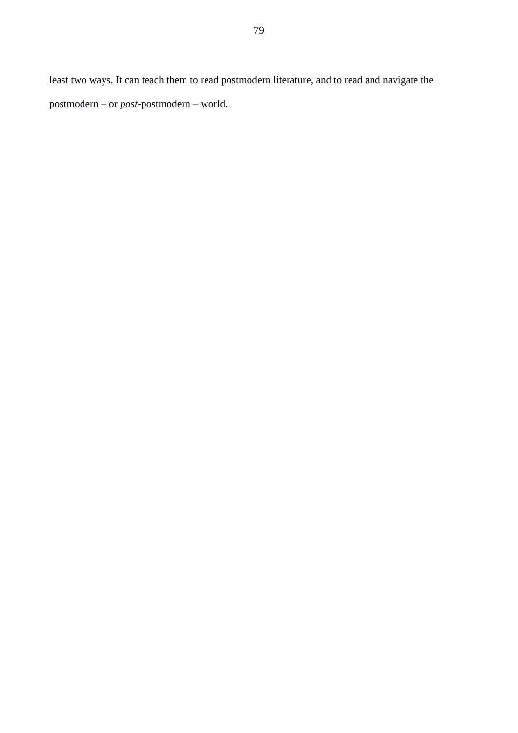least two ways. It can teach them to read postmodern literature, and to read and navigate the postmodern – or *post*-postmodern – world.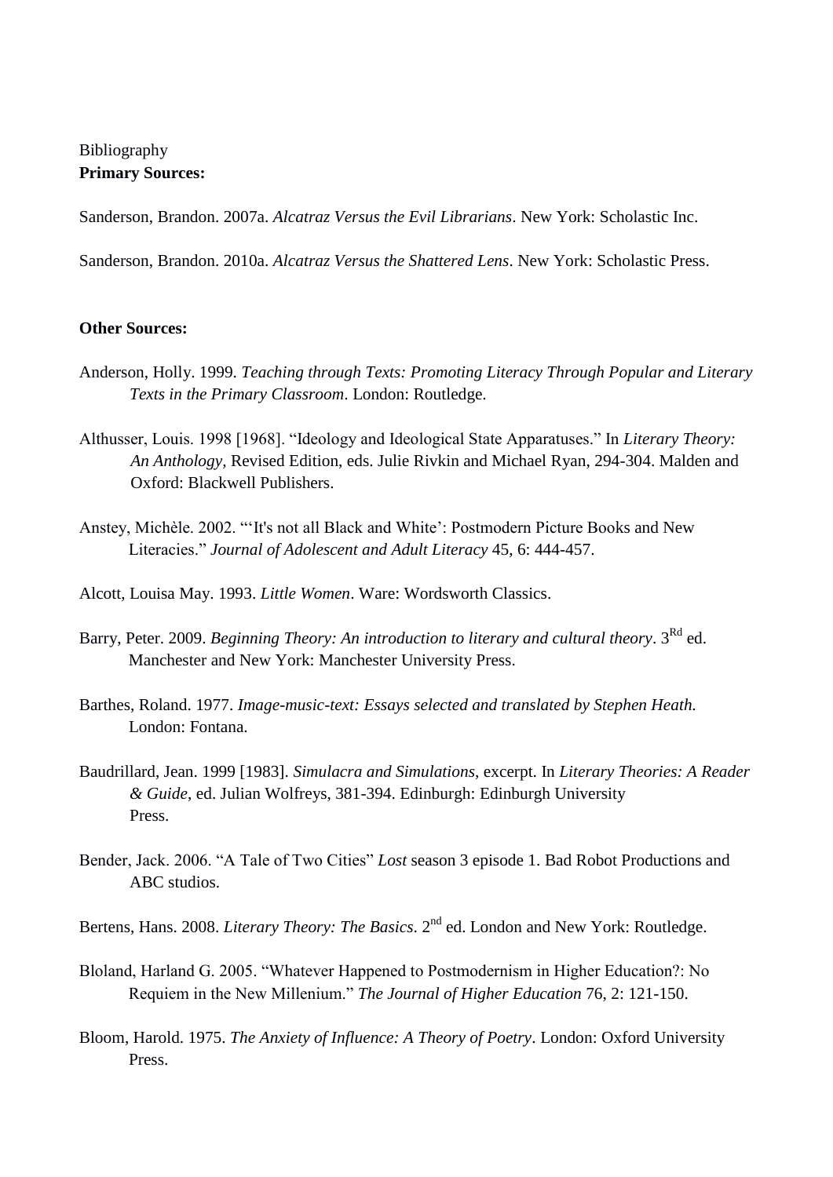Bibliography

**Primary Sources:**

Sanderson, Brandon. 2007a. *Alcatraz Versus the Evil Librarians*. New York: Scholastic Inc.

Sanderson, Brandon. 2010a. *Alcatraz Versus the Shattered Lens*. New York: Scholastic Press.

**Other Sources:**

Anderson, Holly. 1999. *Teaching through Texts: Promoting Literacy Through Popular and Literary Texts in the Primary Classroom*. London: Routledge.

Althusser, Louis. 1998 [1968]. "Ideology and Ideological State Apparatuses." In *Literary Theory: An Anthology,* Revised Edition, eds. Julie Rivkin and Michael Ryan, 294-304. Malden and Oxford: Blackwell Publishers.

Anstey, Michèle. 2002. "'It's not all Black and White': Postmodern Picture Books and New Literacies." *Journal of Adolescent and Adult Literacy* 45, 6: 444-457.

Alcott, Louisa May. 1993. *Little Women*. Ware: Wordsworth Classics.

Barry, Peter. 2009. *Beginning Theory: An introduction to literary and cultural theory*. 3Rd ed. Manchester and New York: Manchester University Press.

Barthes, Roland. 1977. *Image-music-text: Essays selected and translated by Stephen Heath.* London: Fontana.

Baudrillard, Jean. 1999 [1983]. *Simulacra and Simulations*, excerpt. In *Literary Theories: A Reader & Guide*, ed. Julian Wolfreys, 381-394. Edinburgh: Edinburgh University Press.

Bender, Jack. 2006. "A Tale of Two Cities" *Lost* season 3 episode 1. Bad Robot Productions and ABC studios.

Bertens, Hans. 2008. *Literary Theory: The Basics*. 2nd ed. London and New York: Routledge.

Bloland, Harland G. 2005. "Whatever Happened to Postmodernism in Higher Education?: No Requiem in the New Millenium." *The Journal of Higher Education* 76, 2: 121-150.

Bloom, Harold. 1975. *The Anxiety of Influence: A Theory of Poetry*. London: Oxford University Press.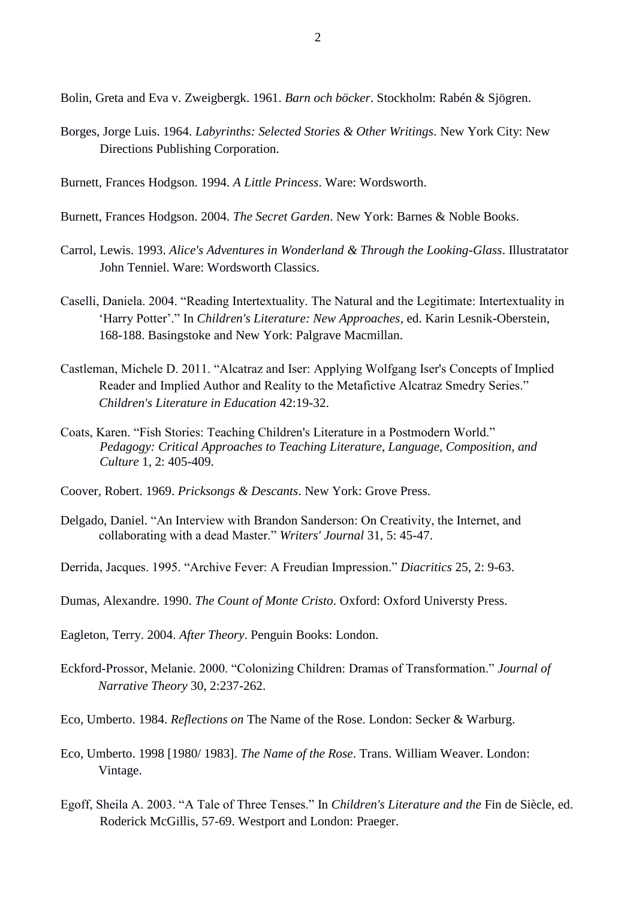Bolin, Greta and Eva v. Zweigbergk. 1961. *Barn och böcker*. Stockholm: Rabén & Sjögren.

Borges, Jorge Luis. 1964. *Labyrinths: Selected Stories & Other Writings*. New York City: New Directions Publishing Corporation.

Burnett, Frances Hodgson. 1994. *A Little Princess*. Ware: Wordsworth.

Burnett, Frances Hodgson. 2004. *The Secret Garden*. New York: Barnes & Noble Books.

Carrol, Lewis. 1993. *Alice's Adventures in Wonderland & Through the Looking-Glass*. Illustratator John Tenniel. Ware: Wordsworth Classics.

Caselli, Daniela. 2004. "Reading Intertextuality. The Natural and the Legitimate: Intertextuality in 'Harry Potter'." In *Children's Literature: New Approaches*, ed. Karin Lesnik-Oberstein, 168-188. Basingstoke and New York: Palgrave Macmillan.

Castleman, Michele D. 2011. "Alcatraz and Iser: Applying Wolfgang Iser's Concepts of Implied Reader and Implied Author and Reality to the Metafictive Alcatraz Smedry Series." *Children's Literature in Education* 42:19-32.

Coats, Karen. "Fish Stories: Teaching Children's Literature in a Postmodern World." *Pedagogy: Critical Approaches to Teaching Literature, Language, Composition, and Culture* 1, 2: 405-409.

Coover, Robert. 1969. *Pricksongs & Descants*. New York: Grove Press.

Delgado, Daniel. "An Interview with Brandon Sanderson: On Creativity, the Internet, and collaborating with a dead Master." *Writers' Journal* 31, 5: 45-47.

Derrida, Jacques. 1995. "Archive Fever: A Freudian Impression." *Diacritics* 25, 2: 9-63.

Dumas, Alexandre. 1990. *The Count of Monte Cristo*. Oxford: Oxford Universty Press.

Eagleton, Terry. 2004. *After Theory*. Penguin Books: London.

Eckford-Prossor, Melanie. 2000. "Colonizing Children: Dramas of Transformation." *Journal of Narrative Theory* 30, 2:237-262.

Eco, Umberto. 1984. *Reflections on* The Name of the Rose. London: Secker & Warburg.

Eco, Umberto. 1998 [1980/ 1983]. *The Name of the Rose*. Trans. William Weaver. London: Vintage.

Egoff, Sheila A. 2003. "A Tale of Three Tenses." In *Children's Literature and the* Fin de Siècle, ed. Roderick McGillis, 57-69. Westport and London: Praeger.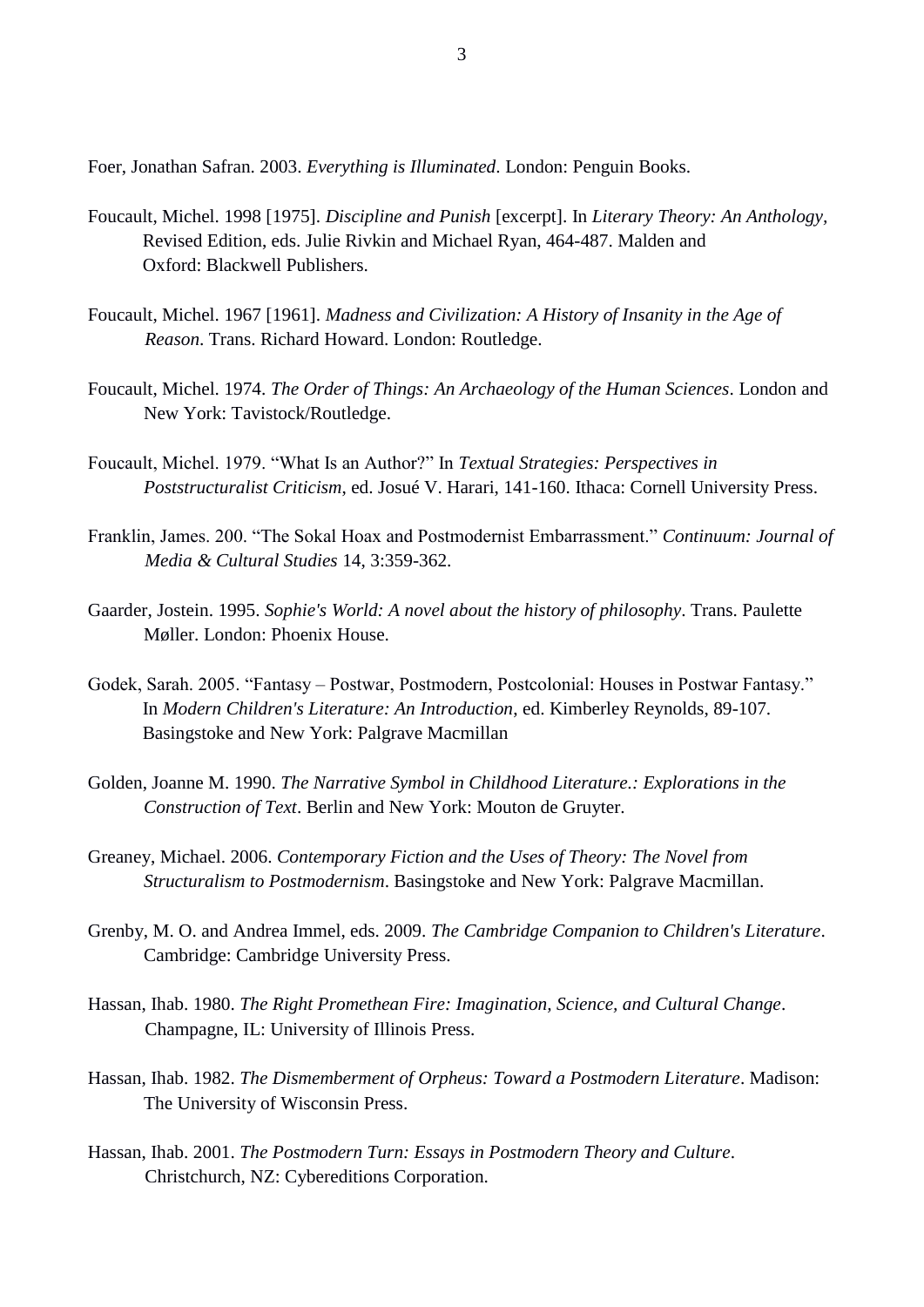Foer, Jonathan Safran. 2003. *Everything is Illuminated*. London: Penguin Books.

Foucault, Michel. 1998 [1975]. *Discipline and Punish* [excerpt]. In *Literary Theory: An Anthology*, Revised Edition, eds. Julie Rivkin and Michael Ryan, 464-487. Malden and Oxford: Blackwell Publishers.

Foucault, Michel. 1967 [1961]. *Madness and Civilization: A History of Insanity in the Age of Reason*. Trans. Richard Howard. London: Routledge.

Foucault, Michel. 1974. *The Order of Things: An Archaeology of the Human Sciences*. London and New York: Tavistock/Routledge.

Foucault, Michel. 1979. "What Is an Author?" In *Textual Strategies: Perspectives in Poststructuralist Criticism*, ed. Josué V. Harari, 141-160. Ithaca: Cornell University Press.

Franklin, James. 200. "The Sokal Hoax and Postmodernist Embarrassment." *Continuum: Journal of Media & Cultural Studies* 14, 3:359-362.

Gaarder, Jostein. 1995. *Sophie's World: A novel about the history of philosophy*. Trans. Paulette Møller. London: Phoenix House.

Godek, Sarah. 2005. "Fantasy – Postwar, Postmodern, Postcolonial: Houses in Postwar Fantasy." In *Modern Children's Literature: An Introduction*, ed. Kimberley Reynolds, 89-107. Basingstoke and New York: Palgrave Macmillan

Golden, Joanne M. 1990. *The Narrative Symbol in Childhood Literature.: Explorations in the Construction of Text*. Berlin and New York: Mouton de Gruyter.

Greaney, Michael. 2006. *Contemporary Fiction and the Uses of Theory: The Novel from Structuralism to Postmodernism*. Basingstoke and New York: Palgrave Macmillan.

Grenby, M. O. and Andrea Immel, eds. 2009. *The Cambridge Companion to Children's Literature*. Cambridge: Cambridge University Press.

Hassan, Ihab. 1980. *The Right Promethean Fire: Imagination, Science, and Cultural Change*. Champagne, IL: University of Illinois Press.

Hassan, Ihab. 1982. *The Dismemberment of Orpheus: Toward a Postmodern Literature*. Madison: The University of Wisconsin Press.

Hassan, Ihab. 2001. *The Postmodern Turn: Essays in Postmodern Theory and Culture*. Christchurch, NZ: Cybereditions Corporation.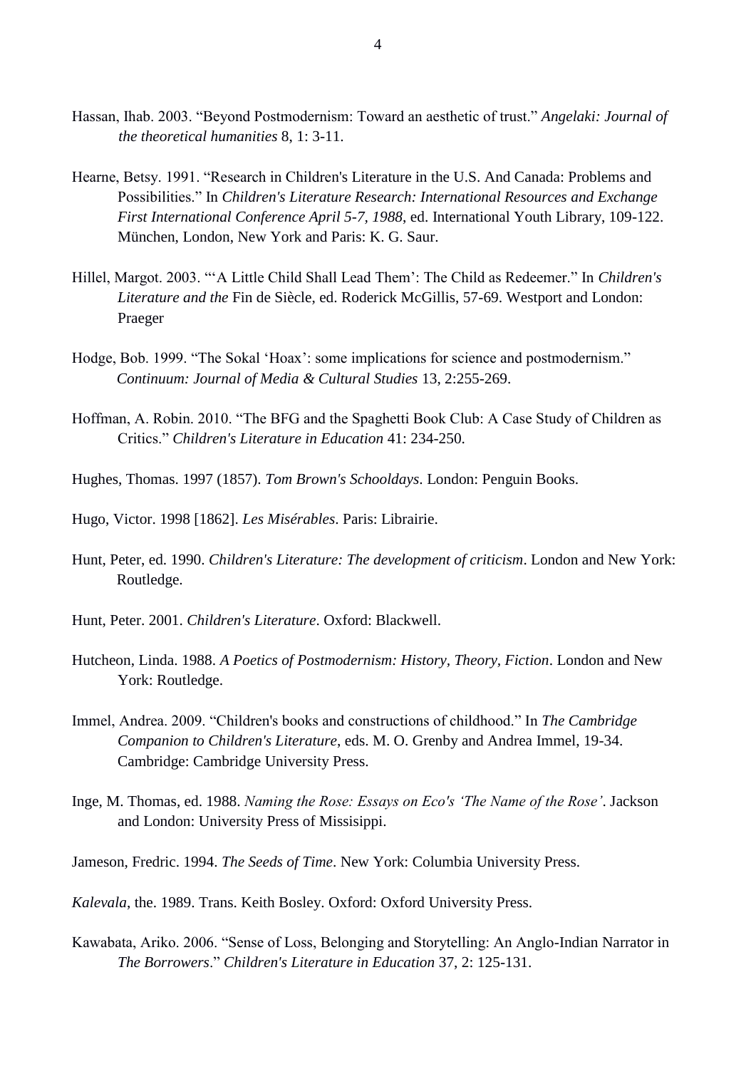Hassan, Ihab. 2003. “Beyond Postmodernism: Toward an aesthetic of trust.” *Angelaki: Journal of the theoretical humanities* 8, 1: 3-11.

Hearne, Betsy. 1991. “Research in Children's Literature in the U.S. And Canada: Problems and Possibilities.” In *Children's Literature Research: International Resources and Exchange First International Conference April 5-7, 1988*, ed. International Youth Library, 109-122. München, London, New York and Paris: K. G. Saur.

Hillel, Margot. 2003. “‘A Little Child Shall Lead Them’: The Child as Redeemer.” In *Children's Literature and the* Fin de Siècle, ed. Roderick McGillis, 57-69. Westport and London: Praeger

Hodge, Bob. 1999. “The Sokal ‘Hoax’: some implications for science and postmodernism.” *Continuum: Journal of Media & Cultural Studies* 13, 2:255-269.

Hoffman, A. Robin. 2010. “The BFG and the Spaghetti Book Club: A Case Study of Children as Critics.” *Children's Literature in Education* 41: 234-250.

Hughes, Thomas. 1997 (1857). *Tom Brown's Schooldays*. London: Penguin Books.

Hugo, Victor. 1998 [1862]. *Les Misérables*. Paris: Librairie.

Hunt, Peter, ed. 1990. *Children's Literature: The development of criticism*. London and New York: Routledge.

Hunt, Peter. 2001. *Children's Literature*. Oxford: Blackwell.

Hutcheon, Linda. 1988. *A Poetics of Postmodernism: History, Theory, Fiction*. London and New York: Routledge.

Immel, Andrea. 2009. “Children's books and constructions of childhood.” In *The Cambridge Companion to Children's Literature*, eds. M. O. Grenby and Andrea Immel, 19-34. Cambridge: Cambridge University Press.

Inge, M. Thomas, ed. 1988. *Naming the Rose: Essays on Eco's ‘The Name of the Rose’*. Jackson and London: University Press of Missisippi.

Jameson, Fredric. 1994. *The Seeds of Time*. New York: Columbia University Press.

*Kalevala*, the. 1989. Trans. Keith Bosley. Oxford: Oxford University Press.

Kawabata, Ariko. 2006. “Sense of Loss, Belonging and Storytelling: An Anglo-Indian Narrator in *The Borrowers*.” *Children's Literature in Education* 37, 2: 125-131.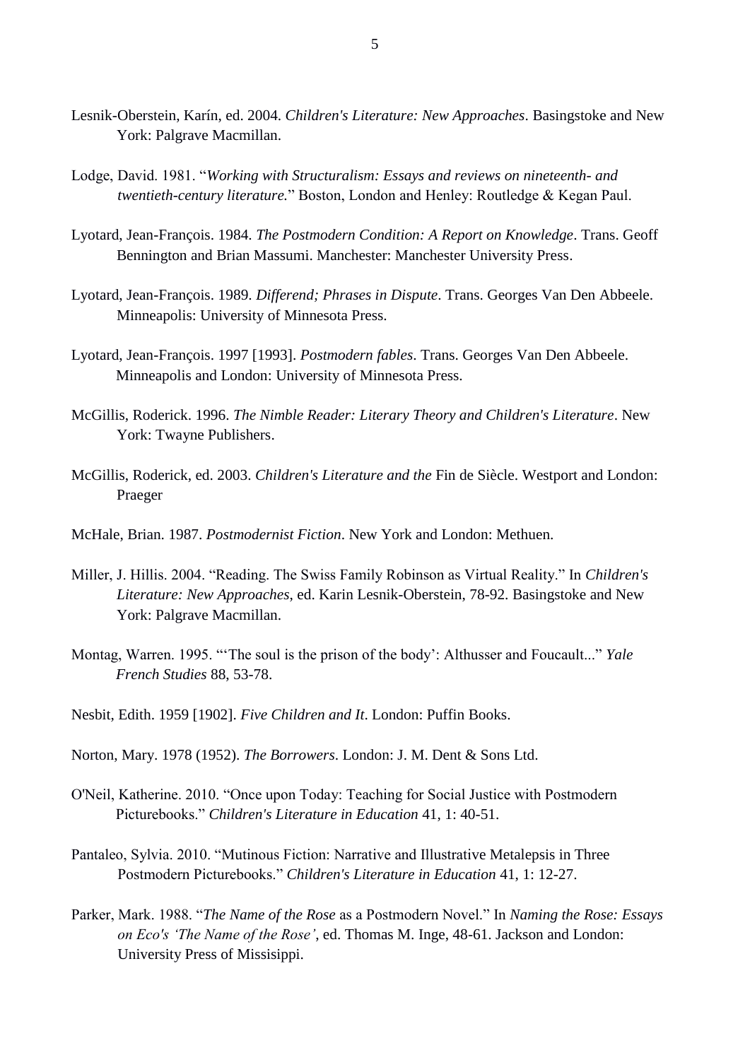Lesnik-Oberstein, Karín, ed. 2004. *Children's Literature: New Approaches*. Basingstoke and New York: Palgrave Macmillan.

Lodge, David. 1981. "*Working with Structuralism: Essays and reviews on nineteenth- and twentieth-century literature.*" Boston, London and Henley: Routledge & Kegan Paul.

Lyotard, Jean-François. 1984. *The Postmodern Condition: A Report on Knowledge*. Trans. Geoff Bennington and Brian Massumi. Manchester: Manchester University Press.

Lyotard, Jean-François. 1989. *Differend; Phrases in Dispute*. Trans. Georges Van Den Abbeele. Minneapolis: University of Minnesota Press.

Lyotard, Jean-François. 1997 [1993]. *Postmodern fables*. Trans. Georges Van Den Abbeele. Minneapolis and London: University of Minnesota Press.

McGillis, Roderick. 1996. *The Nimble Reader: Literary Theory and Children's Literature*. New York: Twayne Publishers.

McGillis, Roderick, ed. 2003. *Children's Literature and the* Fin de Siècle. Westport and London: Praeger

McHale, Brian. 1987. *Postmodernist Fiction*. New York and London: Methuen.

Miller, J. Hillis. 2004. "Reading. The Swiss Family Robinson as Virtual Reality." In *Children's Literature: New Approaches*, ed. Karin Lesnik-Oberstein, 78-92. Basingstoke and New York: Palgrave Macmillan.

Montag, Warren. 1995. "'The soul is the prison of the body': Althusser and Foucault..." *Yale French Studies* 88, 53-78.

Nesbit, Edith. 1959 [1902]. *Five Children and It*. London: Puffin Books.

Norton, Mary. 1978 (1952). *The Borrowers*. London: J. M. Dent & Sons Ltd.

O'Neil, Katherine. 2010. "Once upon Today: Teaching for Social Justice with Postmodern Picturebooks." *Children's Literature in Education* 41, 1: 40-51.

Pantaleo, Sylvia. 2010. "Mutinous Fiction: Narrative and Illustrative Metalepsis in Three Postmodern Picturebooks." *Children's Literature in Education* 41, 1: 12-27.

Parker, Mark. 1988. "*The Name of the Rose* as a Postmodern Novel." In *Naming the Rose: Essays on Eco's 'The Name of the Rose'*, ed. Thomas M. Inge, 48-61. Jackson and London: University Press of Missisippi.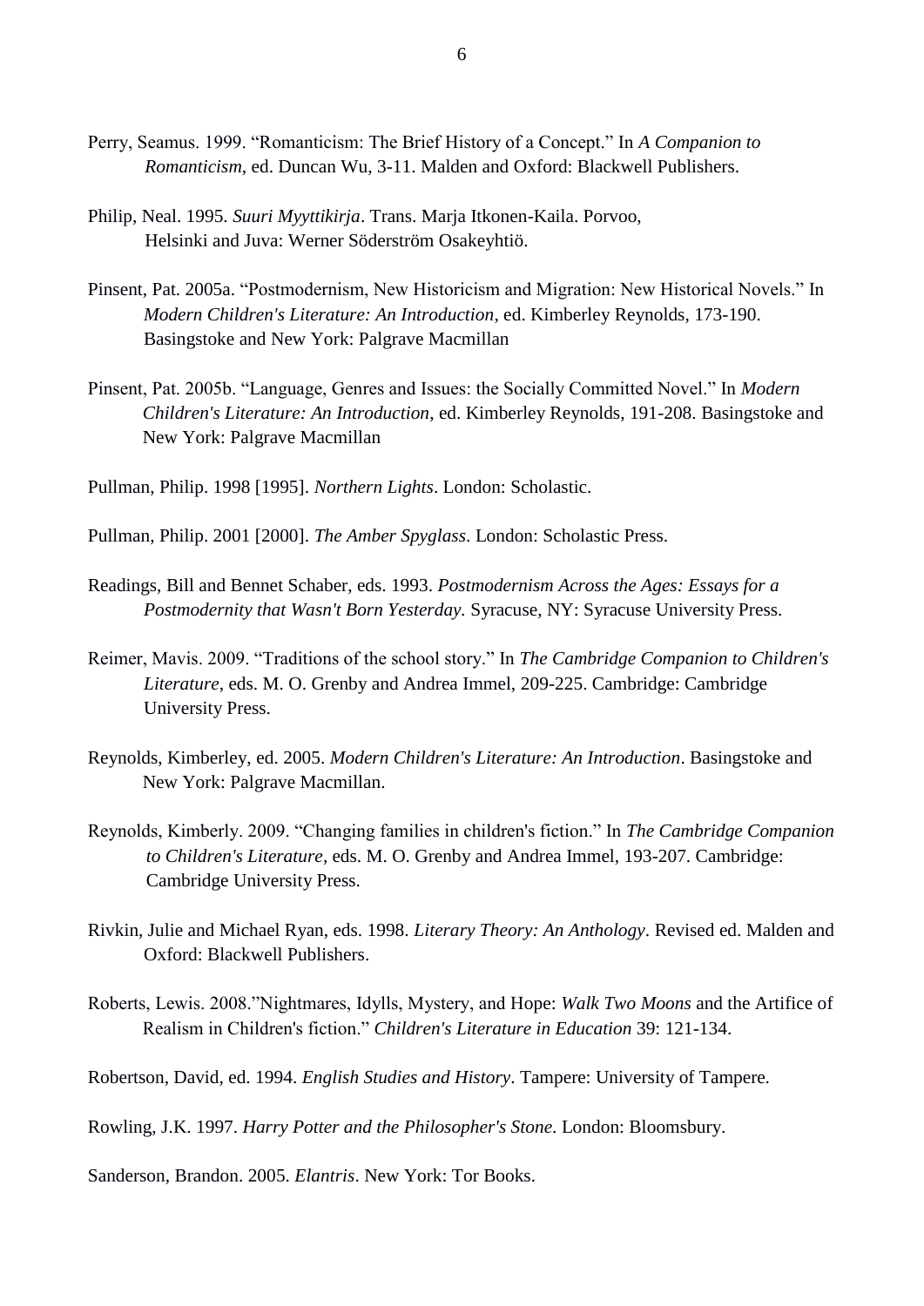Perry, Seamus. 1999. “Romanticism: The Brief History of a Concept.” In *A Companion to Romanticism*, ed. Duncan Wu, 3-11. Malden and Oxford: Blackwell Publishers.

Philip, Neal. 1995. *Suuri Myyttikirja*. Trans. Marja Itkonen-Kaila. Porvoo, Helsinki and Juva: Werner Söderström Osakeyhtiö.

Pinsent, Pat. 2005a. “Postmodernism, New Historicism and Migration: New Historical Novels.” In *Modern Children's Literature: An Introduction*, ed. Kimberley Reynolds, 173-190. Basingstoke and New York: Palgrave Macmillan

Pinsent, Pat. 2005b. “Language, Genres and Issues: the Socially Committed Novel.” In *Modern Children's Literature: An Introduction*, ed. Kimberley Reynolds, 191-208. Basingstoke and New York: Palgrave Macmillan

Pullman, Philip. 1998 [1995]. *Northern Lights*. London: Scholastic.

Pullman, Philip. 2001 [2000]. *The Amber Spyglass*. London: Scholastic Press.

Readings, Bill and Bennet Schaber, eds. 1993. *Postmodernism Across the Ages: Essays for a Postmodernity that Wasn't Born Yesterday.* Syracuse, NY: Syracuse University Press.

Reimer, Mavis. 2009. “Traditions of the school story.” In *The Cambridge Companion to Children's Literature*, eds. M. O. Grenby and Andrea Immel, 209-225. Cambridge: Cambridge University Press.

Reynolds, Kimberley, ed. 2005. *Modern Children's Literature: An Introduction*. Basingstoke and New York: Palgrave Macmillan.

Reynolds, Kimberly. 2009. “Changing families in children's fiction.” In *The Cambridge Companion to Children's Literature*, eds. M. O. Grenby and Andrea Immel, 193-207. Cambridge: Cambridge University Press.

Rivkin, Julie and Michael Ryan, eds. 1998. *Literary Theory: An Anthology*. Revised ed. Malden and Oxford: Blackwell Publishers.

Roberts, Lewis. 2008.”Nightmares, Idylls, Mystery, and Hope: *Walk Two Moons* and the Artifice of Realism in Children's fiction.” *Children's Literature in Education* 39: 121-134.

Robertson, David, ed. 1994. *English Studies and History*. Tampere: University of Tampere.

Rowling, J.K. 1997. *Harry Potter and the Philosopher's Stone*. London: Bloomsbury.

Sanderson, Brandon. 2005. *Elantris*. New York: Tor Books.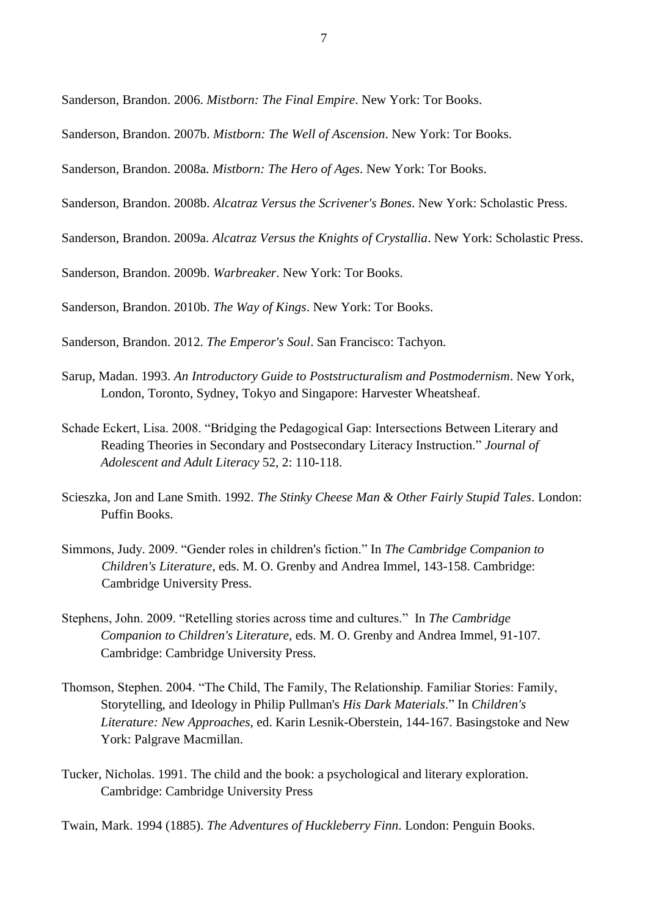Sanderson, Brandon. 2006. *Mistborn: The Final Empire*. New York: Tor Books.

Sanderson, Brandon. 2007b. *Mistborn: The Well of Ascension*. New York: Tor Books.

Sanderson, Brandon. 2008a. *Mistborn: The Hero of Ages*. New York: Tor Books.

Sanderson, Brandon. 2008b. *Alcatraz Versus the Scrivener's Bones*. New York: Scholastic Press.

Sanderson, Brandon. 2009a. *Alcatraz Versus the Knights of Crystallia*. New York: Scholastic Press.

Sanderson, Brandon. 2009b. *Warbreaker*. New York: Tor Books.

Sanderson, Brandon. 2010b. *The Way of Kings*. New York: Tor Books.

Sanderson, Brandon. 2012. *The Emperor's Soul*. San Francisco: Tachyon.

Sarup, Madan. 1993. *An Introductory Guide to Poststructuralism and Postmodernism*. New York, London, Toronto, Sydney, Tokyo and Singapore: Harvester Wheatsheaf.

Schade Eckert, Lisa. 2008. "Bridging the Pedagogical Gap: Intersections Between Literary and Reading Theories in Secondary and Postsecondary Literacy Instruction." *Journal of Adolescent and Adult Literacy* 52, 2: 110-118.

Scieszka, Jon and Lane Smith. 1992. *The Stinky Cheese Man & Other Fairly Stupid Tales*. London: Puffin Books.

Simmons, Judy. 2009. "Gender roles in children's fiction." In *The Cambridge Companion to Children's Literature*, eds. M. O. Grenby and Andrea Immel, 143-158. Cambridge: Cambridge University Press.

Stephens, John. 2009. "Retelling stories across time and cultures." In *The Cambridge Companion to Children's Literature*, eds. M. O. Grenby and Andrea Immel, 91-107. Cambridge: Cambridge University Press.

Thomson, Stephen. 2004. "The Child, The Family, The Relationship. Familiar Stories: Family, Storytelling, and Ideology in Philip Pullman's *His Dark Materials*." In *Children's Literature: New Approaches*, ed. Karin Lesnik-Oberstein, 144-167. Basingstoke and New York: Palgrave Macmillan.

Tucker, Nicholas. 1991. The child and the book: a psychological and literary exploration. Cambridge: Cambridge University Press

Twain, Mark. 1994 (1885). *The Adventures of Huckleberry Finn*. London: Penguin Books.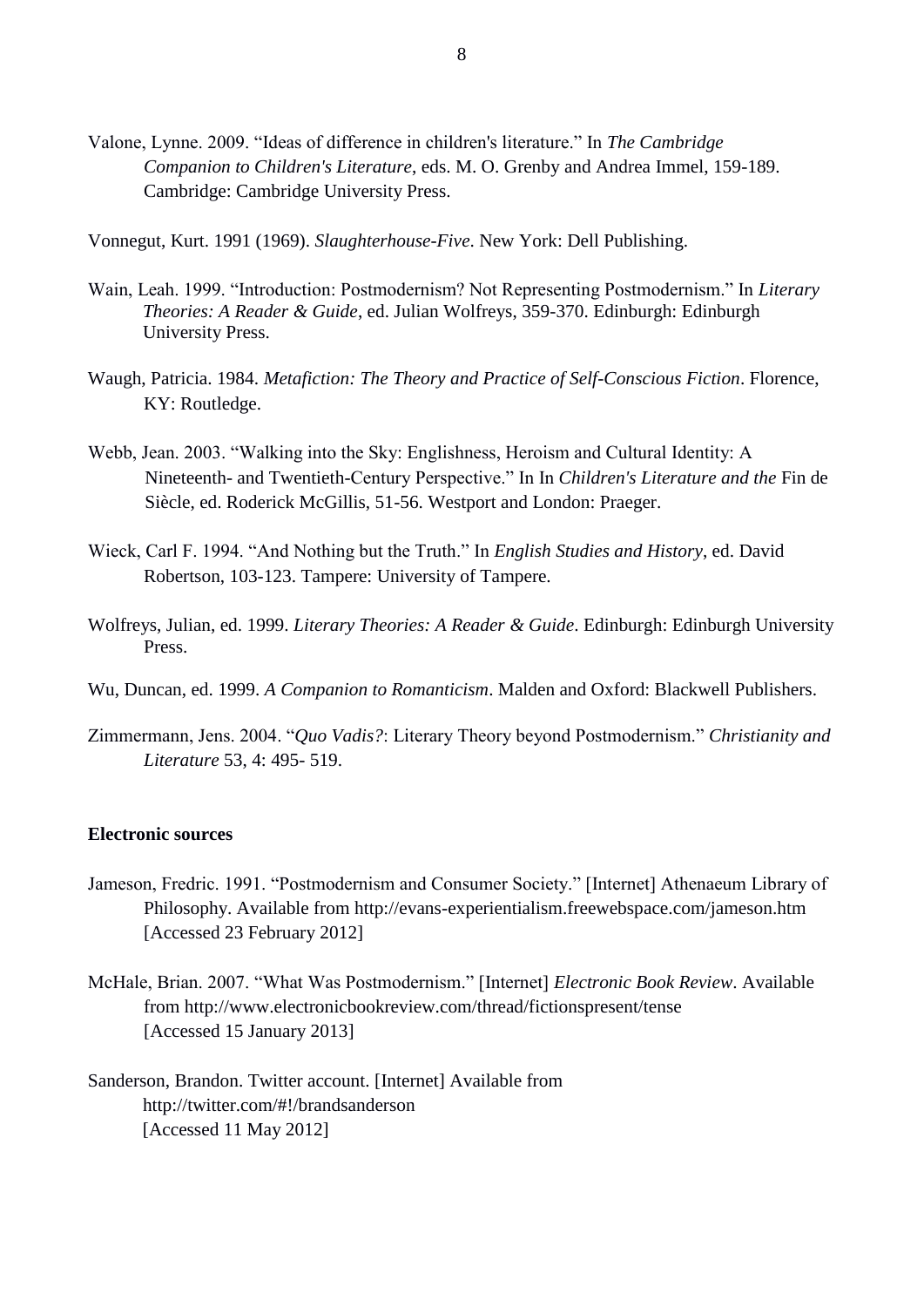Valone, Lynne. 2009. “Ideas of difference in children's literature.” In *The Cambridge Companion to Children's Literature*, eds. M. O. Grenby and Andrea Immel, 159-189. Cambridge: Cambridge University Press.

Vonnegut, Kurt. 1991 (1969). *Slaughterhouse-Five*. New York: Dell Publishing.

Wain, Leah. 1999. “Introduction: Postmodernism? Not Representing Postmodernism.” In *Literary Theories: A Reader & Guide*, ed. Julian Wolfreys, 359-370. Edinburgh: Edinburgh University Press.

Waugh, Patricia. 1984. *Metafiction: The Theory and Practice of Self-Conscious Fiction*. Florence, KY: Routledge.

Webb, Jean. 2003. “Walking into the Sky: Englishness, Heroism and Cultural Identity: A Nineteenth- and Twentieth-Century Perspective.” In In *Children's Literature and the* Fin de Siècle, ed. Roderick McGillis, 51-56. Westport and London: Praeger.

Wieck, Carl F. 1994. “And Nothing but the Truth.” In *English Studies and History*, ed. David Robertson, 103-123. Tampere: University of Tampere.

Wolfreys, Julian, ed. 1999. *Literary Theories: A Reader & Guide*. Edinburgh: Edinburgh University Press.

Wu, Duncan, ed. 1999. *A Companion to Romanticism*. Malden and Oxford: Blackwell Publishers.

Zimmermann, Jens. 2004. “*Quo Vadis?*: Literary Theory beyond Postmodernism.” *Christianity and Literature* 53, 4: 495- 519.

**Electronic sources**

Jameson, Fredric. 1991. “Postmodernism and Consumer Society.” [Internet] Athenaeum Library of Philosophy. Available from http://evans-experientialism.freewebspace.com/jameson.htm [Accessed 23 February 2012]

McHale, Brian. 2007. “What Was Postmodernism.” [Internet] *Electronic Book Review*. Available from http://www.electronicbookreview.com/thread/fictionspresent/tense [Accessed 15 January 2013]

Sanderson, Brandon. Twitter account. [Internet] Available from http://twitter.com/#!/brandsanderson [Accessed 11 May 2012]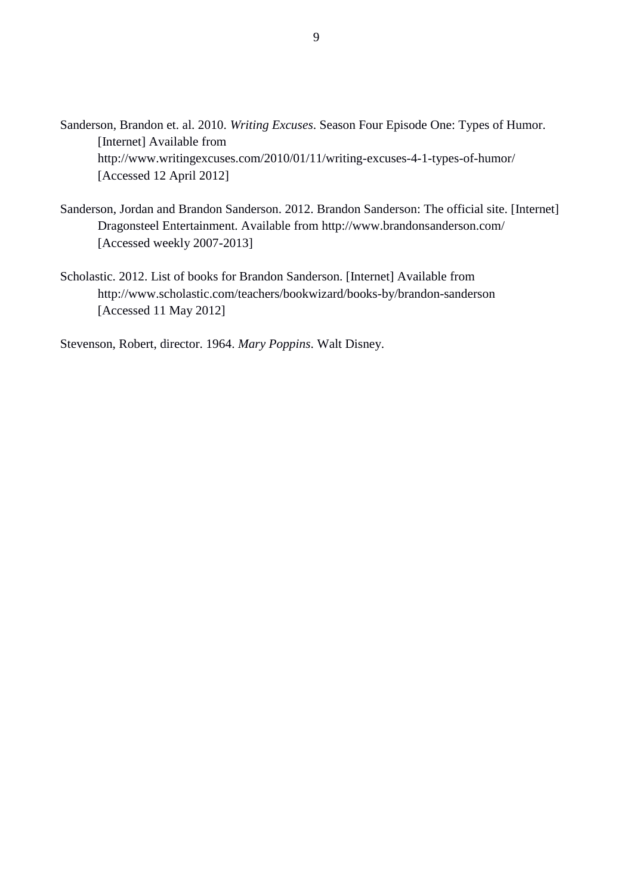Sanderson, Brandon et. al. 2010. *Writing Excuses*. Season Four Episode One: Types of Humor. [Internet] Available from http://www.writingexcuses.com/2010/01/11/writing-excuses-4-1-types-of-humor/ [Accessed 12 April 2012]

Sanderson, Jordan and Brandon Sanderson. 2012. Brandon Sanderson: The official site. [Internet] Dragonsteel Entertainment. Available from http://www.brandonsanderson.com/ [Accessed weekly 2007-2013]

Scholastic. 2012. List of books for Brandon Sanderson. [Internet] Available from http://www.scholastic.com/teachers/bookwizard/books-by/brandon-sanderson [Accessed 11 May 2012]

Stevenson, Robert, director. 1964. *Mary Poppins*. Walt Disney.